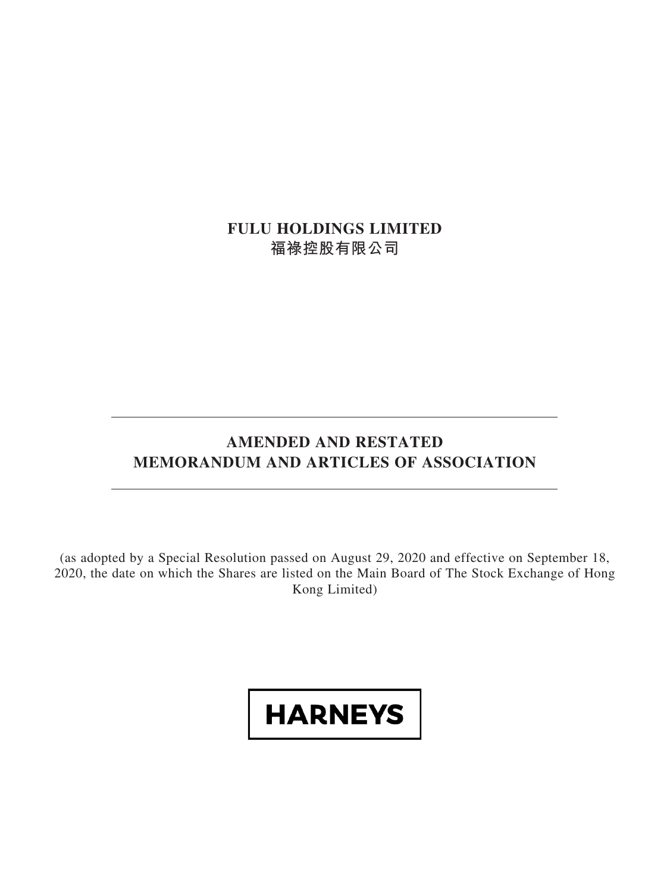# FULU HOLDINGS LIMITED
# 福祿控股有限公司

---

## AMENDED AND RESTATED
## MEMORANDUM AND ARTICLES OF ASSOCIATION

---

(as adopted by a Special Resolution passed on August 29, 2020 and effective on September 18, 2020, the date on which the Shares are listed on the Main Board of The Stock Exchange of Hong Kong Limited)

**HARNEYS**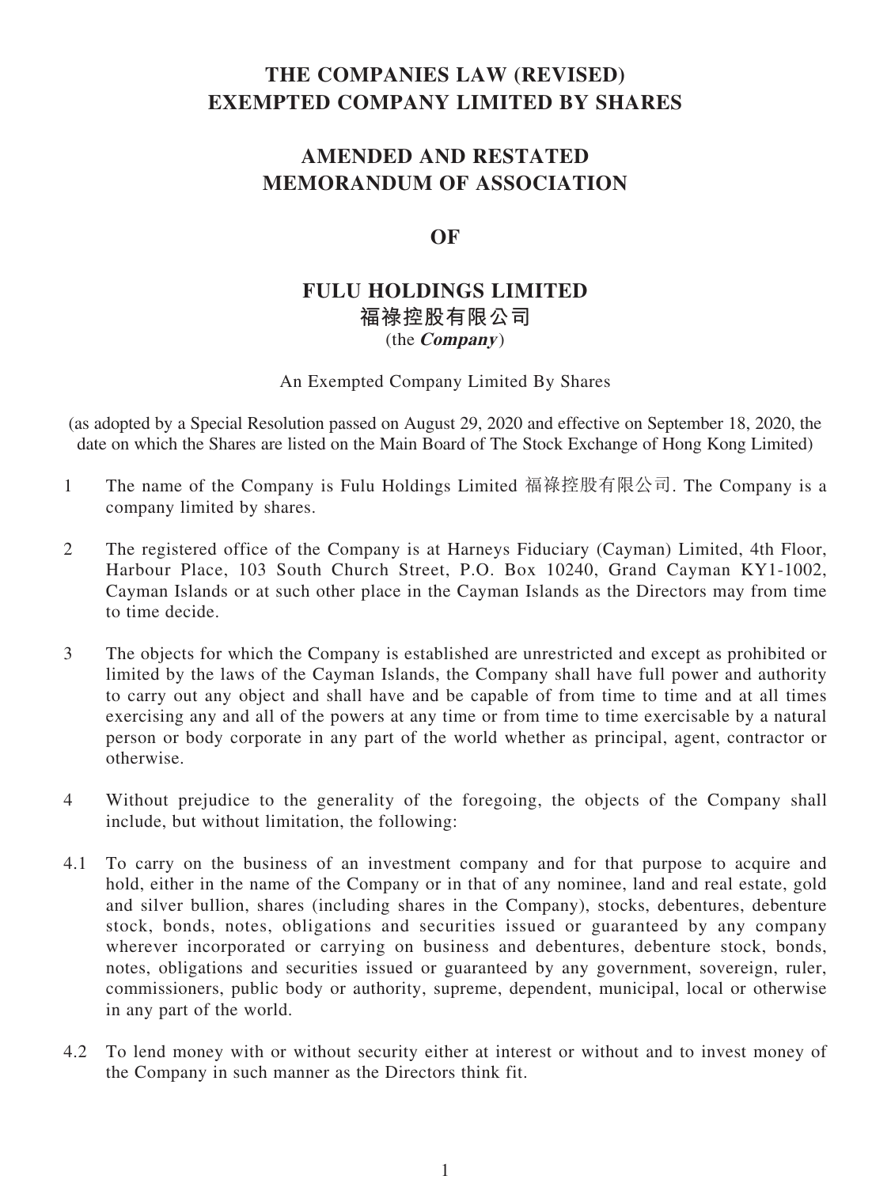# THE COMPANIES LAW (REVISED)
# EXEMPTED COMPANY LIMITED BY SHARES

# AMENDED AND RESTATED
# MEMORANDUM OF ASSOCIATION

# OF

# FULU HOLDINGS LIMITED
# 福祿控股有限公司

(the ***Company***)

An Exempted Company Limited By Shares

(as adopted by a Special Resolution passed on August 29, 2020 and effective on September 18, 2020, the date on which the Shares are listed on the Main Board of The Stock Exchange of Hong Kong Limited)

1 The name of the Company is Fulu Holdings Limited 福祿控股有限公司. The Company is a company limited by shares.

2 The registered office of the Company is at Harneys Fiduciary (Cayman) Limited, 4th Floor, Harbour Place, 103 South Church Street, P.O. Box 10240, Grand Cayman KY1-1002, Cayman Islands or at such other place in the Cayman Islands as the Directors may from time to time decide.

3 The objects for which the Company is established are unrestricted and except as prohibited or limited by the laws of the Cayman Islands, the Company shall have full power and authority to carry out any object and shall have and be capable of from time to time and at all times exercising any and all of the powers at any time or from time to time exercisable by a natural person or body corporate in any part of the world whether as principal, agent, contractor or otherwise.

4 Without prejudice to the generality of the foregoing, the objects of the Company shall include, but without limitation, the following:

4.1 To carry on the business of an investment company and for that purpose to acquire and hold, either in the name of the Company or in that of any nominee, land and real estate, gold and silver bullion, shares (including shares in the Company), stocks, debentures, debenture stock, bonds, notes, obligations and securities issued or guaranteed by any company wherever incorporated or carrying on business and debentures, debenture stock, bonds, notes, obligations and securities issued or guaranteed by any government, sovereign, ruler, commissioners, public body or authority, supreme, dependent, municipal, local or otherwise in any part of the world.

4.2 To lend money with or without security either at interest or without and to invest money of the Company in such manner as the Directors think fit.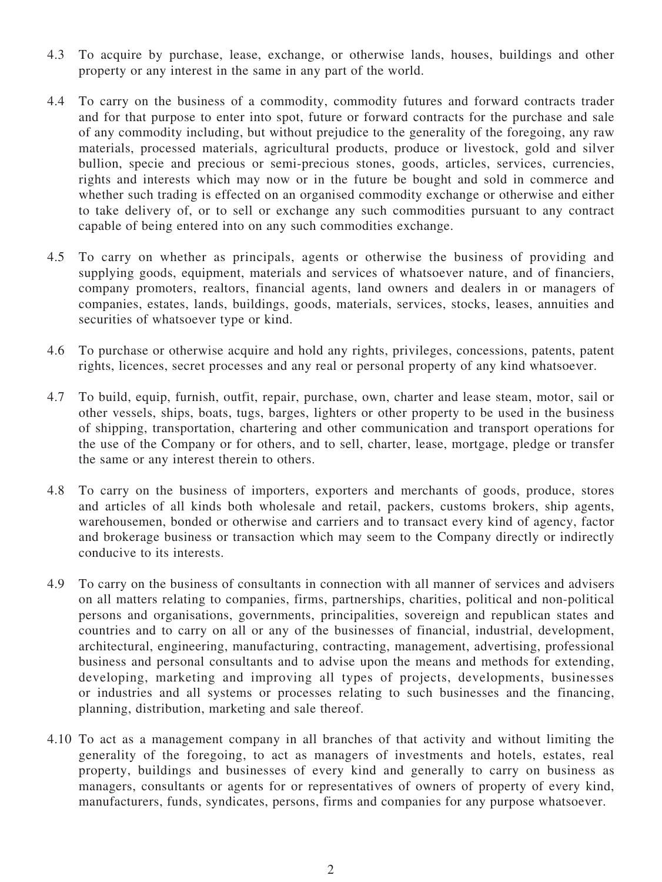4.3 To acquire by purchase, lease, exchange, or otherwise lands, houses, buildings and other property or any interest in the same in any part of the world.

4.4 To carry on the business of a commodity, commodity futures and forward contracts trader and for that purpose to enter into spot, future or forward contracts for the purchase and sale of any commodity including, but without prejudice to the generality of the foregoing, any raw materials, processed materials, agricultural products, produce or livestock, gold and silver bullion, specie and precious or semi-precious stones, goods, articles, services, currencies, rights and interests which may now or in the future be bought and sold in commerce and whether such trading is effected on an organised commodity exchange or otherwise and either to take delivery of, or to sell or exchange any such commodities pursuant to any contract capable of being entered into on any such commodities exchange.

4.5 To carry on whether as principals, agents or otherwise the business of providing and supplying goods, equipment, materials and services of whatsoever nature, and of financiers, company promoters, realtors, financial agents, land owners and dealers in or managers of companies, estates, lands, buildings, goods, materials, services, stocks, leases, annuities and securities of whatsoever type or kind.

4.6 To purchase or otherwise acquire and hold any rights, privileges, concessions, patents, patent rights, licences, secret processes and any real or personal property of any kind whatsoever.

4.7 To build, equip, furnish, outfit, repair, purchase, own, charter and lease steam, motor, sail or other vessels, ships, boats, tugs, barges, lighters or other property to be used in the business of shipping, transportation, chartering and other communication and transport operations for the use of the Company or for others, and to sell, charter, lease, mortgage, pledge or transfer the same or any interest therein to others.

4.8 To carry on the business of importers, exporters and merchants of goods, produce, stores and articles of all kinds both wholesale and retail, packers, customs brokers, ship agents, warehousemen, bonded or otherwise and carriers and to transact every kind of agency, factor and brokerage business or transaction which may seem to the Company directly or indirectly conducive to its interests.

4.9 To carry on the business of consultants in connection with all manner of services and advisers on all matters relating to companies, firms, partnerships, charities, political and non-political persons and organisations, governments, principalities, sovereign and republican states and countries and to carry on all or any of the businesses of financial, industrial, development, architectural, engineering, manufacturing, contracting, management, advertising, professional business and personal consultants and to advise upon the means and methods for extending, developing, marketing and improving all types of projects, developments, businesses or industries and all systems or processes relating to such businesses and the financing, planning, distribution, marketing and sale thereof.

4.10 To act as a management company in all branches of that activity and without limiting the generality of the foregoing, to act as managers of investments and hotels, estates, real property, buildings and businesses of every kind and generally to carry on business as managers, consultants or agents for or representatives of owners of property of every kind, manufacturers, funds, syndicates, persons, firms and companies for any purpose whatsoever.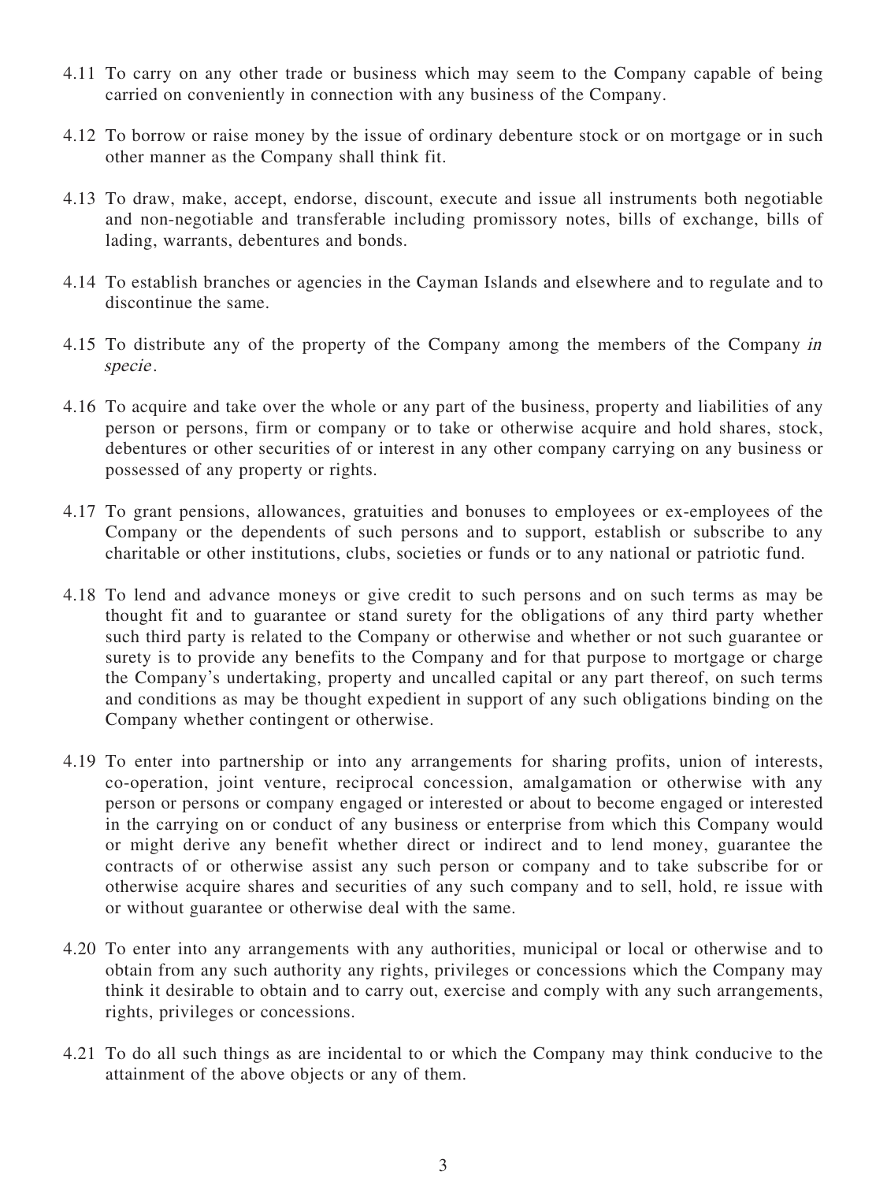4.11 To carry on any other trade or business which may seem to the Company capable of being carried on conveniently in connection with any business of the Company.

4.12 To borrow or raise money by the issue of ordinary debenture stock or on mortgage or in such other manner as the Company shall think fit.

4.13 To draw, make, accept, endorse, discount, execute and issue all instruments both negotiable and non-negotiable and transferable including promissory notes, bills of exchange, bills of lading, warrants, debentures and bonds.

4.14 To establish branches or agencies in the Cayman Islands and elsewhere and to regulate and to discontinue the same.

4.15 To distribute any of the property of the Company among the members of the Company *in specie*.

4.16 To acquire and take over the whole or any part of the business, property and liabilities of any person or persons, firm or company or to take or otherwise acquire and hold shares, stock, debentures or other securities of or interest in any other company carrying on any business or possessed of any property or rights.

4.17 To grant pensions, allowances, gratuities and bonuses to employees or ex-employees of the Company or the dependents of such persons and to support, establish or subscribe to any charitable or other institutions, clubs, societies or funds or to any national or patriotic fund.

4.18 To lend and advance moneys or give credit to such persons and on such terms as may be thought fit and to guarantee or stand surety for the obligations of any third party whether such third party is related to the Company or otherwise and whether or not such guarantee or surety is to provide any benefits to the Company and for that purpose to mortgage or charge the Company's undertaking, property and uncalled capital or any part thereof, on such terms and conditions as may be thought expedient in support of any such obligations binding on the Company whether contingent or otherwise.

4.19 To enter into partnership or into any arrangements for sharing profits, union of interests, co-operation, joint venture, reciprocal concession, amalgamation or otherwise with any person or persons or company engaged or interested or about to become engaged or interested in the carrying on or conduct of any business or enterprise from which this Company would or might derive any benefit whether direct or indirect and to lend money, guarantee the contracts of or otherwise assist any such person or company and to take subscribe for or otherwise acquire shares and securities of any such company and to sell, hold, re issue with or without guarantee or otherwise deal with the same.

4.20 To enter into any arrangements with any authorities, municipal or local or otherwise and to obtain from any such authority any rights, privileges or concessions which the Company may think it desirable to obtain and to carry out, exercise and comply with any such arrangements, rights, privileges or concessions.

4.21 To do all such things as are incidental to or which the Company may think conducive to the attainment of the above objects or any of them.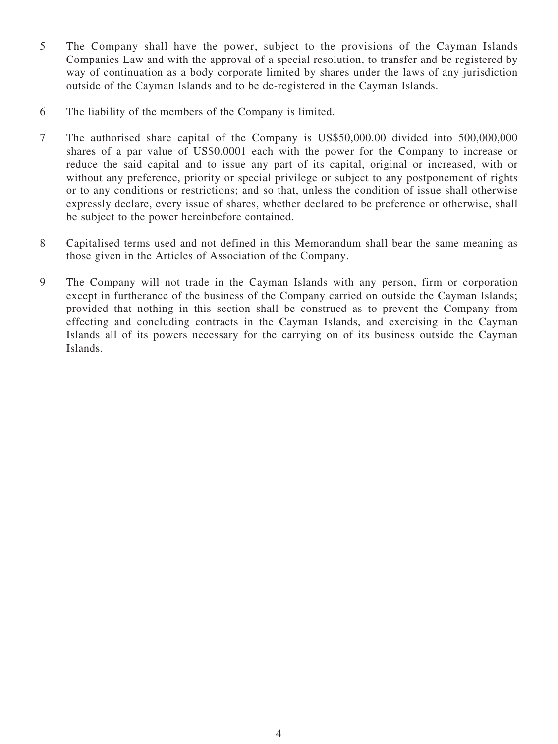5 The Company shall have the power, subject to the provisions of the Cayman Islands Companies Law and with the approval of a special resolution, to transfer and be registered by way of continuation as a body corporate limited by shares under the laws of any jurisdiction outside of the Cayman Islands and to be de-registered in the Cayman Islands.

6 The liability of the members of the Company is limited.

7 The authorised share capital of the Company is US$50,000.00 divided into 500,000,000 shares of a par value of US$0.0001 each with the power for the Company to increase or reduce the said capital and to issue any part of its capital, original or increased, with or without any preference, priority or special privilege or subject to any postponement of rights or to any conditions or restrictions; and so that, unless the condition of issue shall otherwise expressly declare, every issue of shares, whether declared to be preference or otherwise, shall be subject to the power hereinbefore contained.

8 Capitalised terms used and not defined in this Memorandum shall bear the same meaning as those given in the Articles of Association of the Company.

9 The Company will not trade in the Cayman Islands with any person, firm or corporation except in furtherance of the business of the Company carried on outside the Cayman Islands; provided that nothing in this section shall be construed as to prevent the Company from effecting and concluding contracts in the Cayman Islands, and exercising in the Cayman Islands all of its powers necessary for the carrying on of its business outside the Cayman Islands.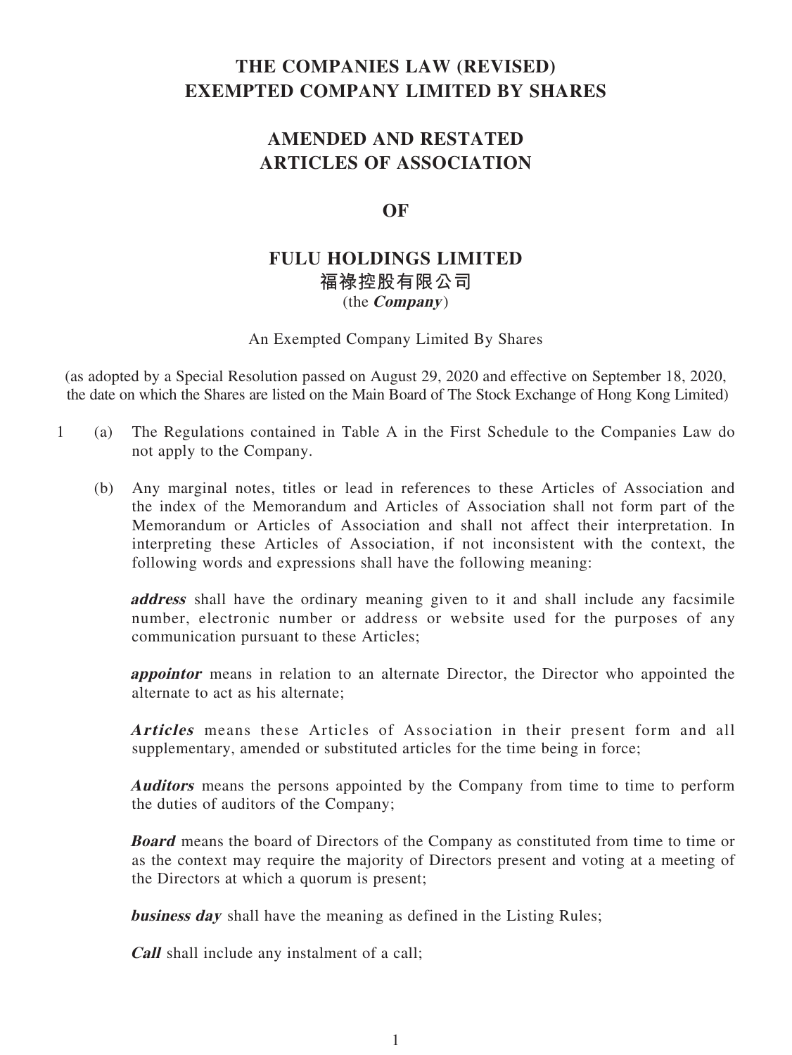# THE COMPANIES LAW (REVISED) EXEMPTED COMPANY LIMITED BY SHARES

# AMENDED AND RESTATED ARTICLES OF ASSOCIATION

# OF

# FULU HOLDINGS LIMITED
# 福禄控股有限公司

(the ***Company***)

An Exempted Company Limited By Shares

(as adopted by a Special Resolution passed on August 29, 2020 and effective on September 18, 2020, the date on which the Shares are listed on the Main Board of The Stock Exchange of Hong Kong Limited)

1 (a) The Regulations contained in Table A in the First Schedule to the Companies Law do not apply to the Company.

(b) Any marginal notes, titles or lead in references to these Articles of Association and the index of the Memorandum and Articles of Association shall not form part of the Memorandum or Articles of Association and shall not affect their interpretation. In interpreting these Articles of Association, if not inconsistent with the context, the following words and expressions shall have the following meaning:

***address*** shall have the ordinary meaning given to it and shall include any facsimile number, electronic number or address or website used for the purposes of any communication pursuant to these Articles;

***appointor*** means in relation to an alternate Director, the Director who appointed the alternate to act as his alternate;

***Articles*** means these Articles of Association in their present form and all supplementary, amended or substituted articles for the time being in force;

***Auditors*** means the persons appointed by the Company from time to time to perform the duties of auditors of the Company;

***Board*** means the board of Directors of the Company as constituted from time to time or as the context may require the majority of Directors present and voting at a meeting of the Directors at which a quorum is present;

***business day*** shall have the meaning as defined in the Listing Rules;

***Call*** shall include any instalment of a call;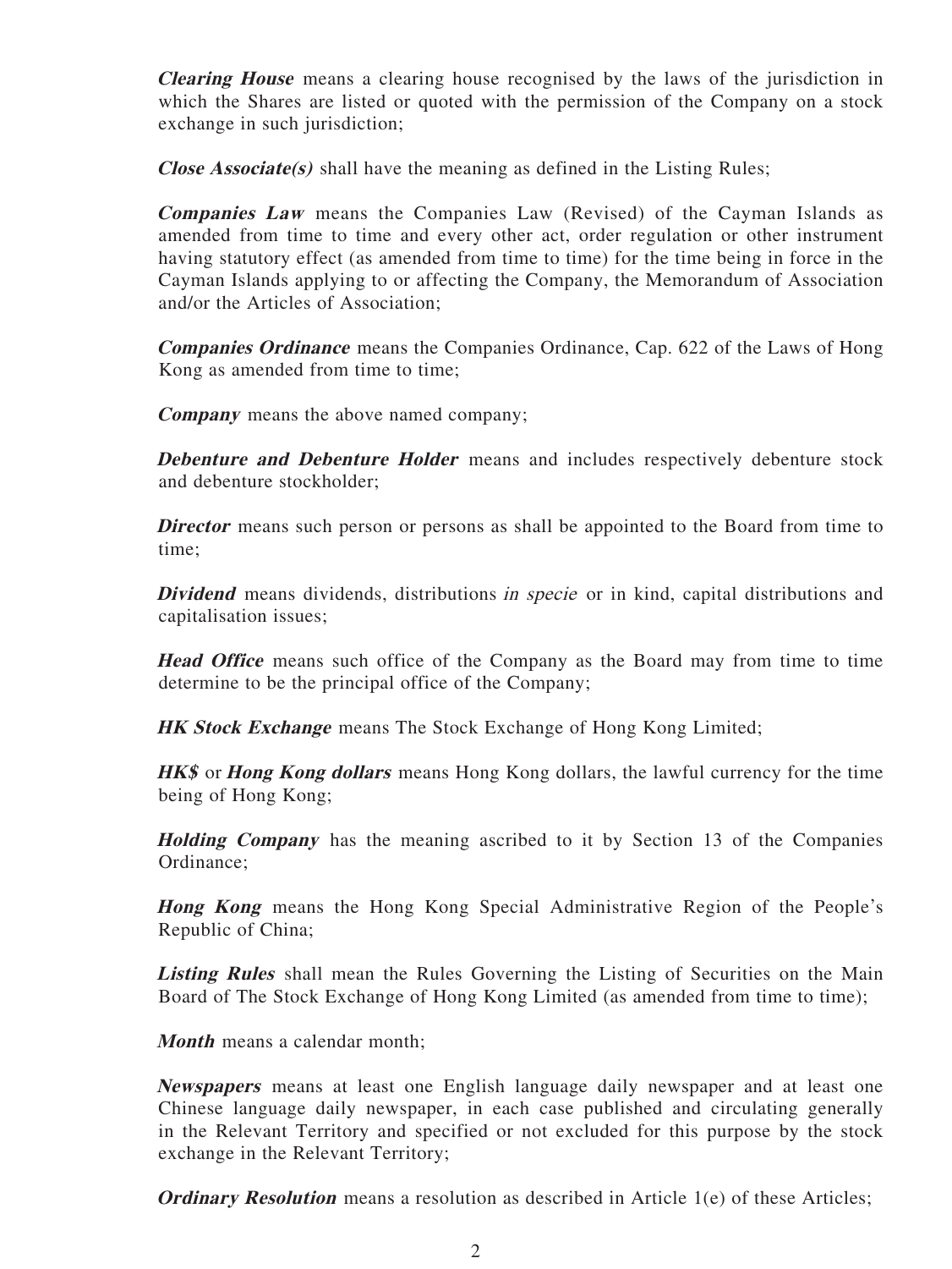***Clearing House*** means a clearing house recognised by the laws of the jurisdiction in which the Shares are listed or quoted with the permission of the Company on a stock exchange in such jurisdiction;

***Close Associate(s)*** shall have the meaning as defined in the Listing Rules;

***Companies Law*** means the Companies Law (Revised) of the Cayman Islands as amended from time to time and every other act, order regulation or other instrument having statutory effect (as amended from time to time) for the time being in force in the Cayman Islands applying to or affecting the Company, the Memorandum of Association and/or the Articles of Association;

***Companies Ordinance*** means the Companies Ordinance, Cap. 622 of the Laws of Hong Kong as amended from time to time;

***Company*** means the above named company;

***Debenture and Debenture Holder*** means and includes respectively debenture stock and debenture stockholder;

***Director*** means such person or persons as shall be appointed to the Board from time to time;

***Dividend*** means dividends, distributions *in specie* or in kind, capital distributions and capitalisation issues;

***Head Office*** means such office of the Company as the Board may from time to time determine to be the principal office of the Company;

***HK Stock Exchange*** means The Stock Exchange of Hong Kong Limited;

***HK$*** or ***Hong Kong dollars*** means Hong Kong dollars, the lawful currency for the time being of Hong Kong;

***Holding Company*** has the meaning ascribed to it by Section 13 of the Companies Ordinance;

***Hong Kong*** means the Hong Kong Special Administrative Region of the People's Republic of China;

***Listing Rules*** shall mean the Rules Governing the Listing of Securities on the Main Board of The Stock Exchange of Hong Kong Limited (as amended from time to time);

***Month*** means a calendar month;

***Newspapers*** means at least one English language daily newspaper and at least one Chinese language daily newspaper, in each case published and circulating generally in the Relevant Territory and specified or not excluded for this purpose by the stock exchange in the Relevant Territory;

***Ordinary Resolution*** means a resolution as described in Article 1(e) of these Articles;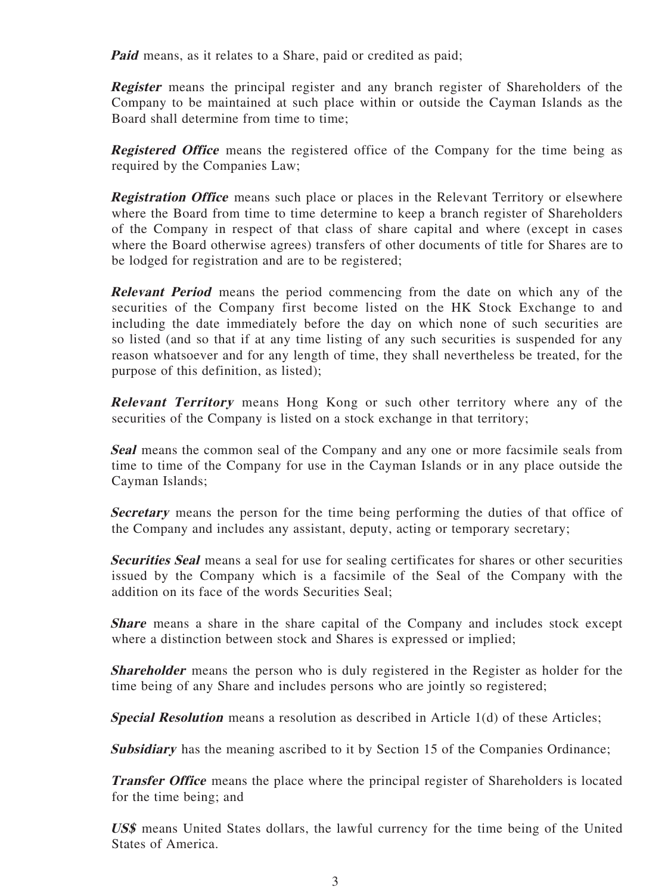***Paid*** means, as it relates to a Share, paid or credited as paid;

***Register*** means the principal register and any branch register of Shareholders of the Company to be maintained at such place within or outside the Cayman Islands as the Board shall determine from time to time;

***Registered Office*** means the registered office of the Company for the time being as required by the Companies Law;

***Registration Office*** means such place or places in the Relevant Territory or elsewhere where the Board from time to time determine to keep a branch register of Shareholders of the Company in respect of that class of share capital and where (except in cases where the Board otherwise agrees) transfers of other documents of title for Shares are to be lodged for registration and are to be registered;

***Relevant Period*** means the period commencing from the date on which any of the securities of the Company first become listed on the HK Stock Exchange to and including the date immediately before the day on which none of such securities are so listed (and so that if at any time listing of any such securities is suspended for any reason whatsoever and for any length of time, they shall nevertheless be treated, for the purpose of this definition, as listed);

***Relevant Territory*** means Hong Kong or such other territory where any of the securities of the Company is listed on a stock exchange in that territory;

***Seal*** means the common seal of the Company and any one or more facsimile seals from time to time of the Company for use in the Cayman Islands or in any place outside the Cayman Islands;

***Secretary*** means the person for the time being performing the duties of that office of the Company and includes any assistant, deputy, acting or temporary secretary;

***Securities Seal*** means a seal for use for sealing certificates for shares or other securities issued by the Company which is a facsimile of the Seal of the Company with the addition on its face of the words Securities Seal;

***Share*** means a share in the share capital of the Company and includes stock except where a distinction between stock and Shares is expressed or implied;

***Shareholder*** means the person who is duly registered in the Register as holder for the time being of any Share and includes persons who are jointly so registered;

***Special Resolution*** means a resolution as described in Article 1(d) of these Articles;

***Subsidiary*** has the meaning ascribed to it by Section 15 of the Companies Ordinance;

***Transfer Office*** means the place where the principal register of Shareholders is located for the time being; and

***US$*** means United States dollars, the lawful currency for the time being of the United States of America.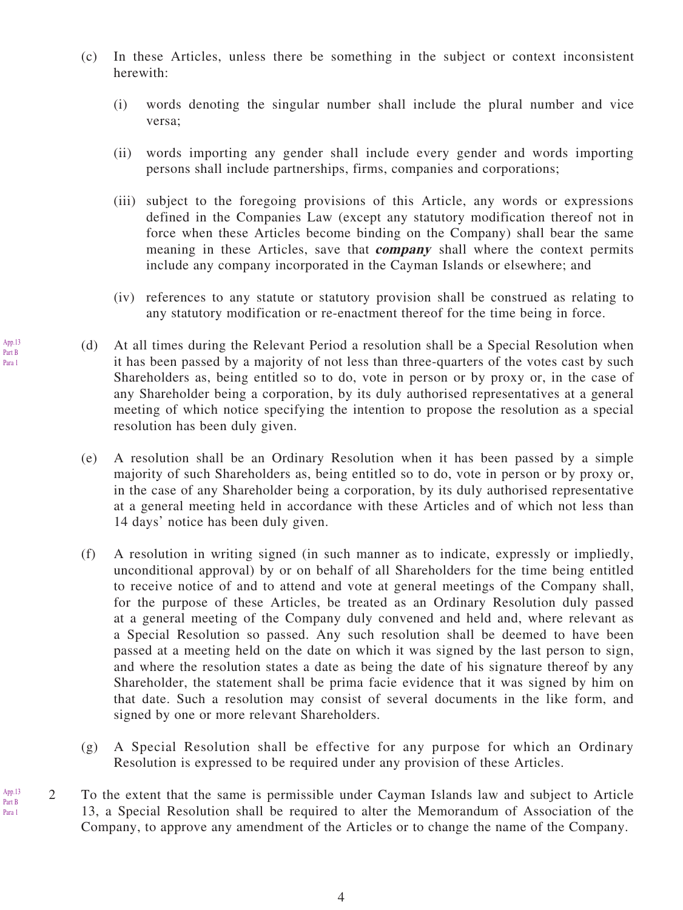(c) In these Articles, unless there be something in the subject or context inconsistent herewith:

(i) words denoting the singular number shall include the plural number and vice versa;

(ii) words importing any gender shall include every gender and words importing persons shall include partnerships, firms, companies and corporations;

(iii) subject to the foregoing provisions of this Article, any words or expressions defined in the Companies Law (except any statutory modification thereof not in force when these Articles become binding on the Company) shall bear the same meaning in these Articles, save that ***company*** shall where the context permits include any company incorporated in the Cayman Islands or elsewhere; and

(iv) references to any statute or statutory provision shall be construed as relating to any statutory modification or re-enactment thereof for the time being in force.

App.13 Part B Para 1

(d) At all times during the Relevant Period a resolution shall be a Special Resolution when it has been passed by a majority of not less than three-quarters of the votes cast by such Shareholders as, being entitled so to do, vote in person or by proxy or, in the case of any Shareholder being a corporation, by its duly authorised representatives at a general meeting of which notice specifying the intention to propose the resolution as a special resolution has been duly given.

(e) A resolution shall be an Ordinary Resolution when it has been passed by a simple majority of such Shareholders as, being entitled so to do, vote in person or by proxy or, in the case of any Shareholder being a corporation, by its duly authorised representative at a general meeting held in accordance with these Articles and of which not less than 14 days' notice has been duly given.

(f) A resolution in writing signed (in such manner as to indicate, expressly or impliedly, unconditional approval) by or on behalf of all Shareholders for the time being entitled to receive notice of and to attend and vote at general meetings of the Company shall, for the purpose of these Articles, be treated as an Ordinary Resolution duly passed at a general meeting of the Company duly convened and held and, where relevant as a Special Resolution so passed. Any such resolution shall be deemed to have been passed at a meeting held on the date on which it was signed by the last person to sign, and where the resolution states a date as being the date of his signature thereof by any Shareholder, the statement shall be prima facie evidence that it was signed by him on that date. Such a resolution may consist of several documents in the like form, and signed by one or more relevant Shareholders.

(g) A Special Resolution shall be effective for any purpose for which an Ordinary Resolution is expressed to be required under any provision of these Articles.

App.13 Part B Para 1

2 To the extent that the same is permissible under Cayman Islands law and subject to Article 13, a Special Resolution shall be required to alter the Memorandum of Association of the Company, to approve any amendment of the Articles or to change the name of the Company.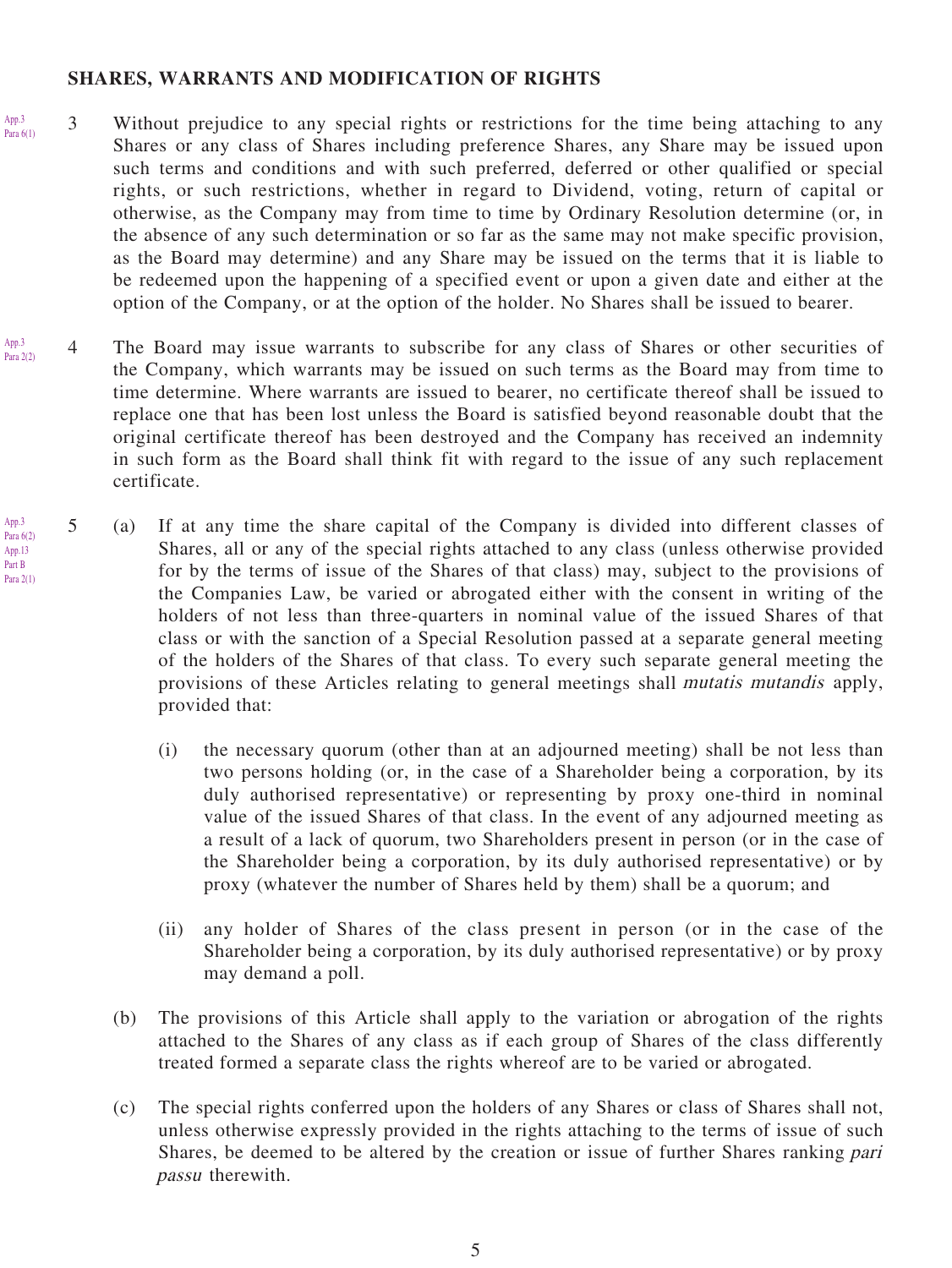## SHARES, WARRANTS AND MODIFICATION OF RIGHTS

App.3 Para 6(1)

3 Without prejudice to any special rights or restrictions for the time being attaching to any Shares or any class of Shares including preference Shares, any Share may be issued upon such terms and conditions and with such preferred, deferred or other qualified or special rights, or such restrictions, whether in regard to Dividend, voting, return of capital or otherwise, as the Company may from time to time by Ordinary Resolution determine (or, in the absence of any such determination or so far as the same may not make specific provision, as the Board may determine) and any Share may be issued on the terms that it is liable to be redeemed upon the happening of a specified event or upon a given date and either at the option of the Company, or at the option of the holder. No Shares shall be issued to bearer.

App.3 Para 2(2)

4 The Board may issue warrants to subscribe for any class of Shares or other securities of the Company, which warrants may be issued on such terms as the Board may from time to time determine. Where warrants are issued to bearer, no certificate thereof shall be issued to replace one that has been lost unless the Board is satisfied beyond reasonable doubt that the original certificate thereof has been destroyed and the Company has received an indemnity in such form as the Board shall think fit with regard to the issue of any such replacement certificate.

App.3 Para 6(2) App.13 Part B Para 2(1)

5 (a) If at any time the share capital of the Company is divided into different classes of Shares, all or any of the special rights attached to any class (unless otherwise provided for by the terms of issue of the Shares of that class) may, subject to the provisions of the Companies Law, be varied or abrogated either with the consent in writing of the holders of not less than three-quarters in nominal value of the issued Shares of that class or with the sanction of a Special Resolution passed at a separate general meeting of the holders of the Shares of that class. To every such separate general meeting the provisions of these Articles relating to general meetings shall *mutatis mutandis* apply, provided that:

(i) the necessary quorum (other than at an adjourned meeting) shall be not less than two persons holding (or, in the case of a Shareholder being a corporation, by its duly authorised representative) or representing by proxy one-third in nominal value of the issued Shares of that class. In the event of any adjourned meeting as a result of a lack of quorum, two Shareholders present in person (or in the case of the Shareholder being a corporation, by its duly authorised representative) or by proxy (whatever the number of Shares held by them) shall be a quorum; and

(ii) any holder of Shares of the class present in person (or in the case of the Shareholder being a corporation, by its duly authorised representative) or by proxy may demand a poll.

(b) The provisions of this Article shall apply to the variation or abrogation of the rights attached to the Shares of any class as if each group of Shares of the class differently treated formed a separate class the rights whereof are to be varied or abrogated.

(c) The special rights conferred upon the holders of any Shares or class of Shares shall not, unless otherwise expressly provided in the rights attaching to the terms of issue of such Shares, be deemed to be altered by the creation or issue of further Shares ranking *pari passu* therewith.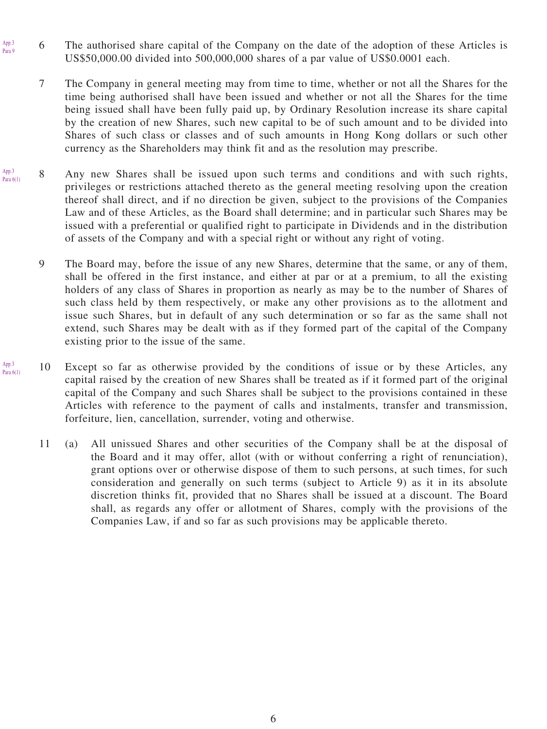App.3 Para 9

6 The authorised share capital of the Company on the date of the adoption of these Articles is US$50,000.00 divided into 500,000,000 shares of a par value of US$0.0001 each.

7 The Company in general meeting may from time to time, whether or not all the Shares for the time being authorised shall have been issued and whether or not all the Shares for the time being issued shall have been fully paid up, by Ordinary Resolution increase its share capital by the creation of new Shares, such new capital to be of such amount and to be divided into Shares of such class or classes and of such amounts in Hong Kong dollars or such other currency as the Shareholders may think fit and as the resolution may prescribe.

App.3 Para 6(1)

8 Any new Shares shall be issued upon such terms and conditions and with such rights, privileges or restrictions attached thereto as the general meeting resolving upon the creation thereof shall direct, and if no direction be given, subject to the provisions of the Companies Law and of these Articles, as the Board shall determine; and in particular such Shares may be issued with a preferential or qualified right to participate in Dividends and in the distribution of assets of the Company and with a special right or without any right of voting.

9 The Board may, before the issue of any new Shares, determine that the same, or any of them, shall be offered in the first instance, and either at par or at a premium, to all the existing holders of any class of Shares in proportion as nearly as may be to the number of Shares of such class held by them respectively, or make any other provisions as to the allotment and issue such Shares, but in default of any such determination or so far as the same shall not extend, such Shares may be dealt with as if they formed part of the capital of the Company existing prior to the issue of the same.

App.3 Para 6(1)

10 Except so far as otherwise provided by the conditions of issue or by these Articles, any capital raised by the creation of new Shares shall be treated as if it formed part of the original capital of the Company and such Shares shall be subject to the provisions contained in these Articles with reference to the payment of calls and instalments, transfer and transmission, forfeiture, lien, cancellation, surrender, voting and otherwise.

11 (a) All unissued Shares and other securities of the Company shall be at the disposal of the Board and it may offer, allot (with or without conferring a right of renunciation), grant options over or otherwise dispose of them to such persons, at such times, for such consideration and generally on such terms (subject to Article 9) as it in its absolute discretion thinks fit, provided that no Shares shall be issued at a discount. The Board shall, as regards any offer or allotment of Shares, comply with the provisions of the Companies Law, if and so far as such provisions may be applicable thereto.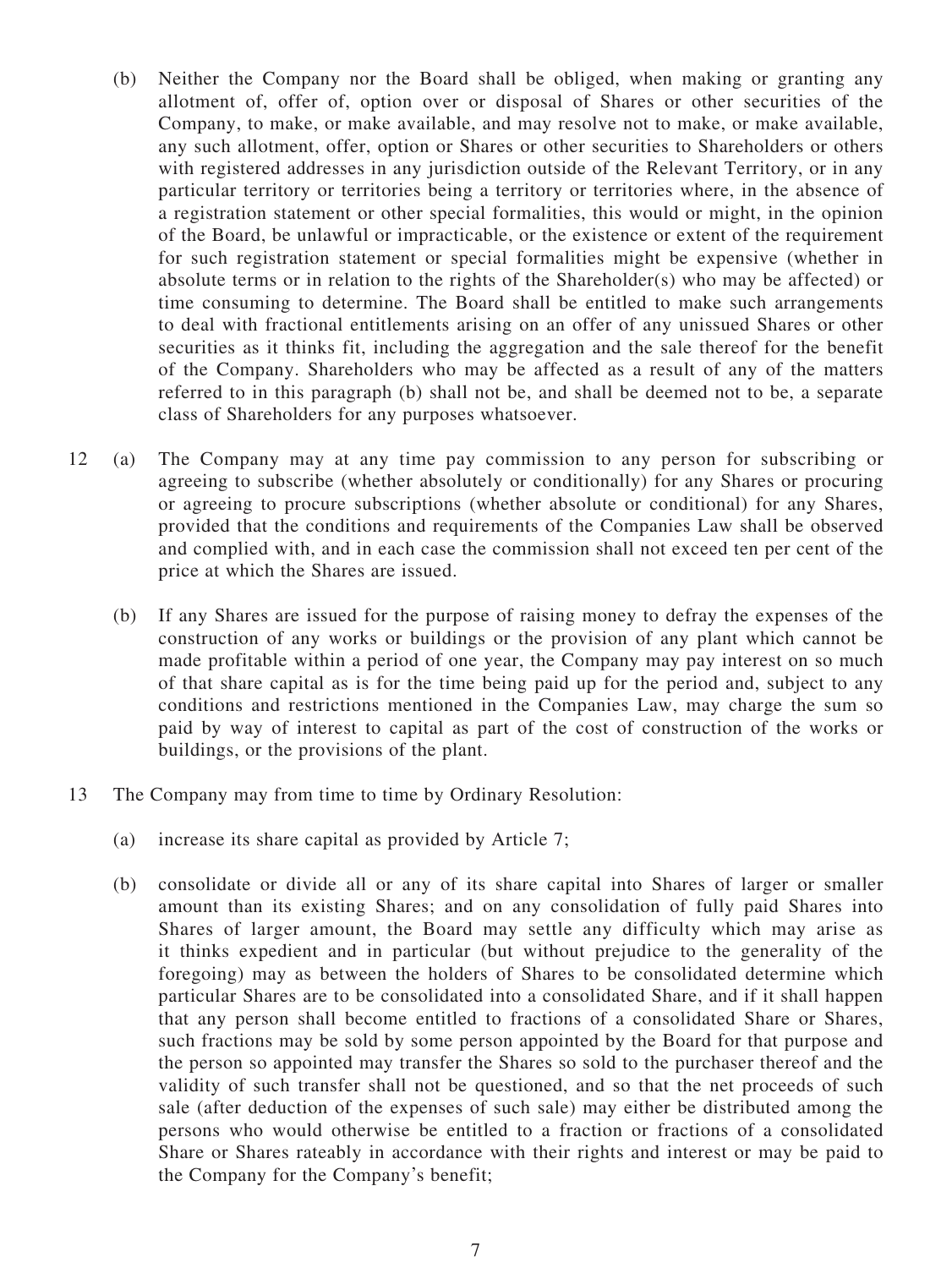(b) Neither the Company nor the Board shall be obliged, when making or granting any allotment of, offer of, option over or disposal of Shares or other securities of the Company, to make, or make available, and may resolve not to make, or make available, any such allotment, offer, option or Shares or other securities to Shareholders or others with registered addresses in any jurisdiction outside of the Relevant Territory, or in any particular territory or territories being a territory or territories where, in the absence of a registration statement or other special formalities, this would or might, in the opinion of the Board, be unlawful or impracticable, or the existence or extent of the requirement for such registration statement or special formalities might be expensive (whether in absolute terms or in relation to the rights of the Shareholder(s) who may be affected) or time consuming to determine. The Board shall be entitled to make such arrangements to deal with fractional entitlements arising on an offer of any unissued Shares or other securities as it thinks fit, including the aggregation and the sale thereof for the benefit of the Company. Shareholders who may be affected as a result of any of the matters referred to in this paragraph (b) shall not be, and shall be deemed not to be, a separate class of Shareholders for any purposes whatsoever.

12 (a) The Company may at any time pay commission to any person for subscribing or agreeing to subscribe (whether absolutely or conditionally) for any Shares or procuring or agreeing to procure subscriptions (whether absolute or conditional) for any Shares, provided that the conditions and requirements of the Companies Law shall be observed and complied with, and in each case the commission shall not exceed ten per cent of the price at which the Shares are issued.

(b) If any Shares are issued for the purpose of raising money to defray the expenses of the construction of any works or buildings or the provision of any plant which cannot be made profitable within a period of one year, the Company may pay interest on so much of that share capital as is for the time being paid up for the period and, subject to any conditions and restrictions mentioned in the Companies Law, may charge the sum so paid by way of interest to capital as part of the cost of construction of the works or buildings, or the provisions of the plant.

13 The Company may from time to time by Ordinary Resolution:

(a) increase its share capital as provided by Article 7;

(b) consolidate or divide all or any of its share capital into Shares of larger or smaller amount than its existing Shares; and on any consolidation of fully paid Shares into Shares of larger amount, the Board may settle any difficulty which may arise as it thinks expedient and in particular (but without prejudice to the generality of the foregoing) may as between the holders of Shares to be consolidated determine which particular Shares are to be consolidated into a consolidated Share, and if it shall happen that any person shall become entitled to fractions of a consolidated Share or Shares, such fractions may be sold by some person appointed by the Board for that purpose and the person so appointed may transfer the Shares so sold to the purchaser thereof and the validity of such transfer shall not be questioned, and so that the net proceeds of such sale (after deduction of the expenses of such sale) may either be distributed among the persons who would otherwise be entitled to a fraction or fractions of a consolidated Share or Shares rateably in accordance with their rights and interest or may be paid to the Company for the Company's benefit;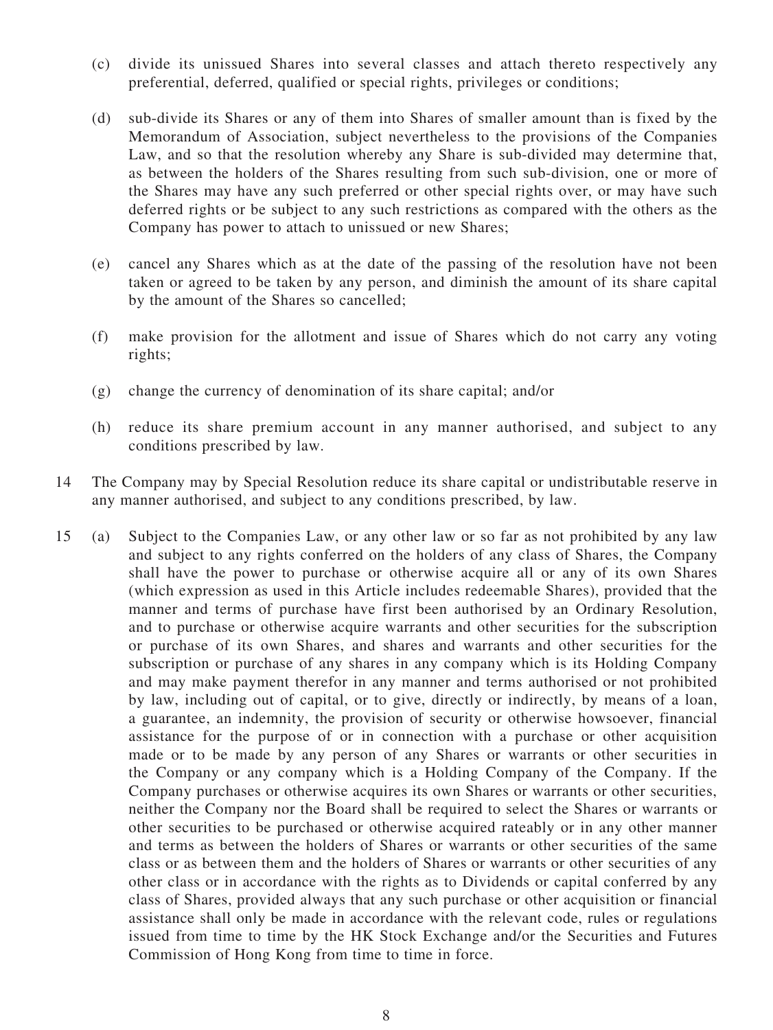(c) divide its unissued Shares into several classes and attach thereto respectively any preferential, deferred, qualified or special rights, privileges or conditions;

(d) sub-divide its Shares or any of them into Shares of smaller amount than is fixed by the Memorandum of Association, subject nevertheless to the provisions of the Companies Law, and so that the resolution whereby any Share is sub-divided may determine that, as between the holders of the Shares resulting from such sub-division, one or more of the Shares may have any such preferred or other special rights over, or may have such deferred rights or be subject to any such restrictions as compared with the others as the Company has power to attach to unissued or new Shares;

(e) cancel any Shares which as at the date of the passing of the resolution have not been taken or agreed to be taken by any person, and diminish the amount of its share capital by the amount of the Shares so cancelled;

(f) make provision for the allotment and issue of Shares which do not carry any voting rights;

(g) change the currency of denomination of its share capital; and/or

(h) reduce its share premium account in any manner authorised, and subject to any conditions prescribed by law.

14 The Company may by Special Resolution reduce its share capital or undistributable reserve in any manner authorised, and subject to any conditions prescribed, by law.

15 (a) Subject to the Companies Law, or any other law or so far as not prohibited by any law and subject to any rights conferred on the holders of any class of Shares, the Company shall have the power to purchase or otherwise acquire all or any of its own Shares (which expression as used in this Article includes redeemable Shares), provided that the manner and terms of purchase have first been authorised by an Ordinary Resolution, and to purchase or otherwise acquire warrants and other securities for the subscription or purchase of its own Shares, and shares and warrants and other securities for the subscription or purchase of any shares in any company which is its Holding Company and may make payment therefor in any manner and terms authorised or not prohibited by law, including out of capital, or to give, directly or indirectly, by means of a loan, a guarantee, an indemnity, the provision of security or otherwise howsoever, financial assistance for the purpose of or in connection with a purchase or other acquisition made or to be made by any person of any Shares or warrants or other securities in the Company or any company which is a Holding Company of the Company. If the Company purchases or otherwise acquires its own Shares or warrants or other securities, neither the Company nor the Board shall be required to select the Shares or warrants or other securities to be purchased or otherwise acquired rateably or in any other manner and terms as between the holders of Shares or warrants or other securities of the same class or as between them and the holders of Shares or warrants or other securities of any other class or in accordance with the rights as to Dividends or capital conferred by any class of Shares, provided always that any such purchase or other acquisition or financial assistance shall only be made in accordance with the relevant code, rules or regulations issued from time to time by the HK Stock Exchange and/or the Securities and Futures Commission of Hong Kong from time to time in force.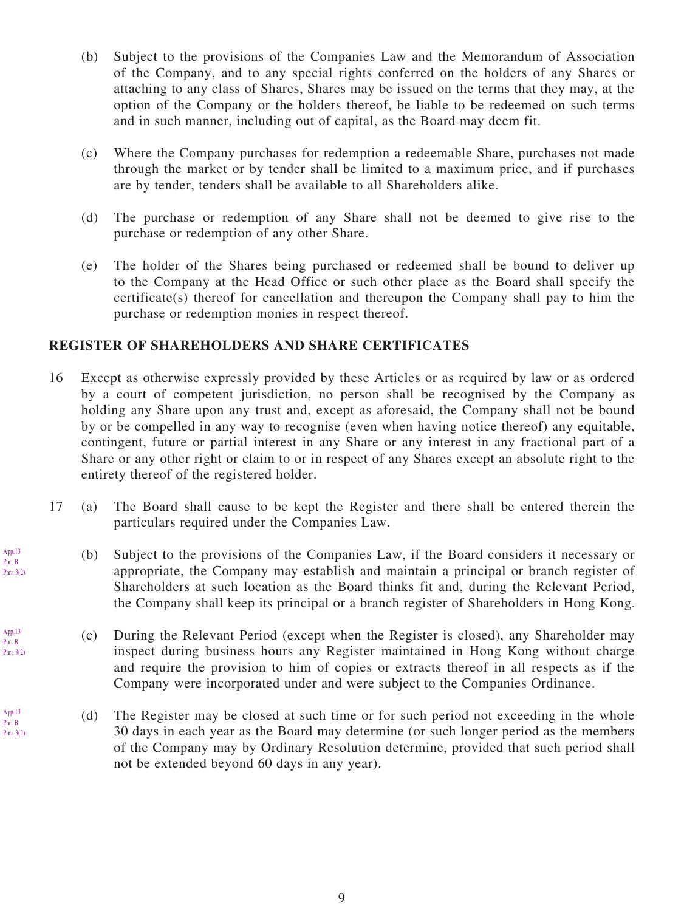(b) Subject to the provisions of the Companies Law and the Memorandum of Association of the Company, and to any special rights conferred on the holders of any Shares or attaching to any class of Shares, Shares may be issued on the terms that they may, at the option of the Company or the holders thereof, be liable to be redeemed on such terms and in such manner, including out of capital, as the Board may deem fit.

(c) Where the Company purchases for redemption a redeemable Share, purchases not made through the market or by tender shall be limited to a maximum price, and if purchases are by tender, tenders shall be available to all Shareholders alike.

(d) The purchase or redemption of any Share shall not be deemed to give rise to the purchase or redemption of any other Share.

(e) The holder of the Shares being purchased or redeemed shall be bound to deliver up to the Company at the Head Office or such other place as the Board shall specify the certificate(s) thereof for cancellation and thereupon the Company shall pay to him the purchase or redemption monies in respect thereof.

## REGISTER OF SHAREHOLDERS AND SHARE CERTIFICATES

16 Except as otherwise expressly provided by these Articles or as required by law or as ordered by a court of competent jurisdiction, no person shall be recognised by the Company as holding any Share upon any trust and, except as aforesaid, the Company shall not be bound by or be compelled in any way to recognise (even when having notice thereof) any equitable, contingent, future or partial interest in any Share or any interest in any fractional part of a Share or any other right or claim to or in respect of any Shares except an absolute right to the entirety thereof of the registered holder.

17 (a) The Board shall cause to be kept the Register and there shall be entered therein the particulars required under the Companies Law.

App.13 Part B Para 3(2)

(b) Subject to the provisions of the Companies Law, if the Board considers it necessary or appropriate, the Company may establish and maintain a principal or branch register of Shareholders at such location as the Board thinks fit and, during the Relevant Period, the Company shall keep its principal or a branch register of Shareholders in Hong Kong.

App.13 Part B Para 3(2)

(c) During the Relevant Period (except when the Register is closed), any Shareholder may inspect during business hours any Register maintained in Hong Kong without charge and require the provision to him of copies or extracts thereof in all respects as if the Company were incorporated under and were subject to the Companies Ordinance.

App.13 Part B Para 3(2)

(d) The Register may be closed at such time or for such period not exceeding in the whole 30 days in each year as the Board may determine (or such longer period as the members of the Company may by Ordinary Resolution determine, provided that such period shall not be extended beyond 60 days in any year).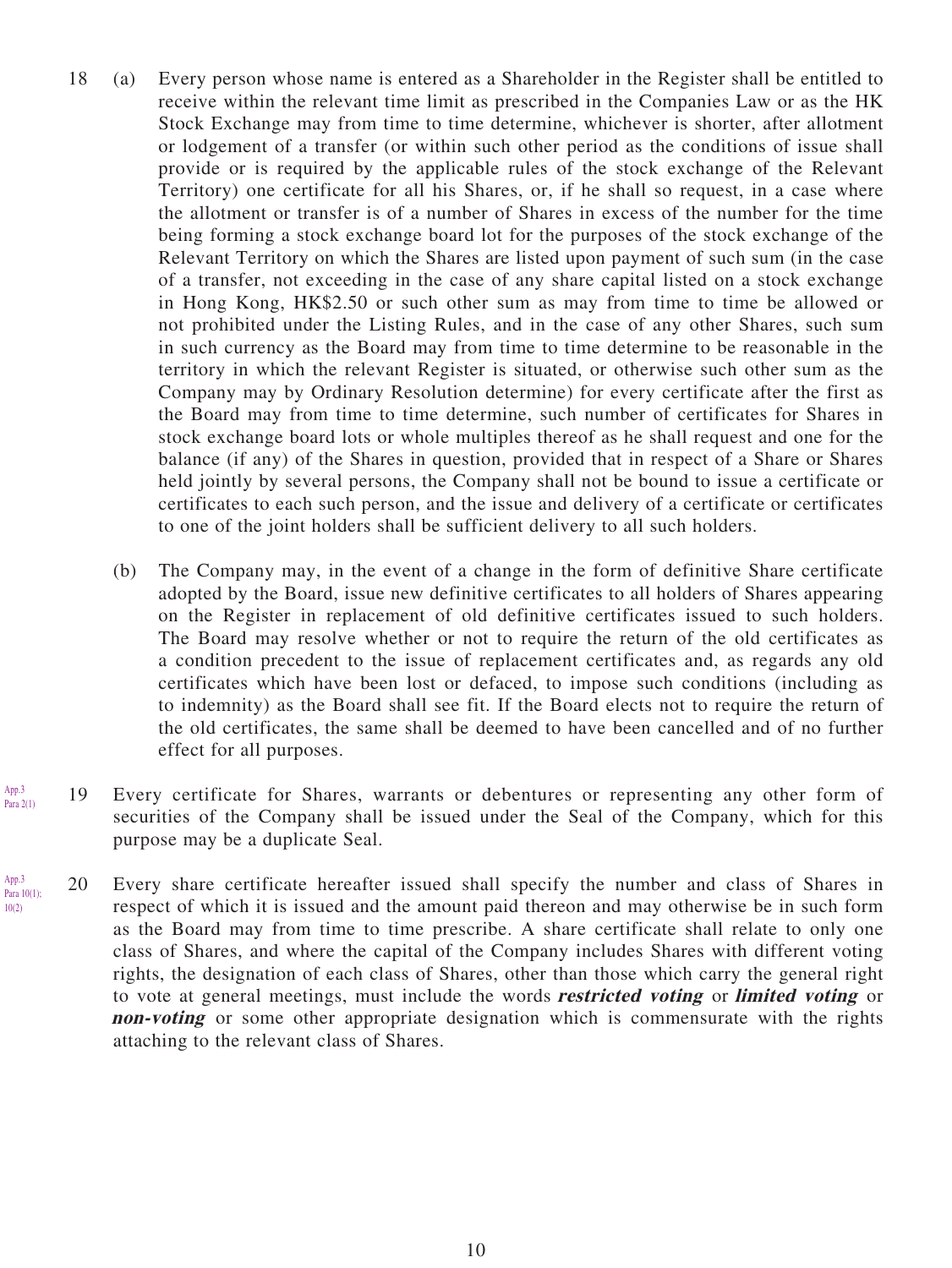18 (a) Every person whose name is entered as a Shareholder in the Register shall be entitled to receive within the relevant time limit as prescribed in the Companies Law or as the HK Stock Exchange may from time to time determine, whichever is shorter, after allotment or lodgement of a transfer (or within such other period as the conditions of issue shall provide or is required by the applicable rules of the stock exchange of the Relevant Territory) one certificate for all his Shares, or, if he shall so request, in a case where the allotment or transfer is of a number of Shares in excess of the number for the time being forming a stock exchange board lot for the purposes of the stock exchange of the Relevant Territory on which the Shares are listed upon payment of such sum (in the case of a transfer, not exceeding in the case of any share capital listed on a stock exchange in Hong Kong, HK$2.50 or such other sum as may from time to time be allowed or not prohibited under the Listing Rules, and in the case of any other Shares, such sum in such currency as the Board may from time to time determine to be reasonable in the territory in which the relevant Register is situated, or otherwise such other sum as the Company may by Ordinary Resolution determine) for every certificate after the first as the Board may from time to time determine, such number of certificates for Shares in stock exchange board lots or whole multiples thereof as he shall request and one for the balance (if any) of the Shares in question, provided that in respect of a Share or Shares held jointly by several persons, the Company shall not be bound to issue a certificate or certificates to each such person, and the issue and delivery of a certificate or certificates to one of the joint holders shall be sufficient delivery to all such holders.

(b) The Company may, in the event of a change in the form of definitive Share certificate adopted by the Board, issue new definitive certificates to all holders of Shares appearing on the Register in replacement of old definitive certificates issued to such holders. The Board may resolve whether or not to require the return of the old certificates as a condition precedent to the issue of replacement certificates and, as regards any old certificates which have been lost or defaced, to impose such conditions (including as to indemnity) as the Board shall see fit. If the Board elects not to require the return of the old certificates, the same shall be deemed to have been cancelled and of no further effect for all purposes.

App.3 Para 2(1)

19 Every certificate for Shares, warrants or debentures or representing any other form of securities of the Company shall be issued under the Seal of the Company, which for this purpose may be a duplicate Seal.

App.3 Para 10(1); 10(2)

20 Every share certificate hereafter issued shall specify the number and class of Shares in respect of which it is issued and the amount paid thereon and may otherwise be in such form as the Board may from time to time prescribe. A share certificate shall relate to only one class of Shares, and where the capital of the Company includes Shares with different voting rights, the designation of each class of Shares, other than those which carry the general right to vote at general meetings, must include the words ***restricted voting*** or ***limited voting*** or ***non-voting*** or some other appropriate designation which is commensurate with the rights attaching to the relevant class of Shares.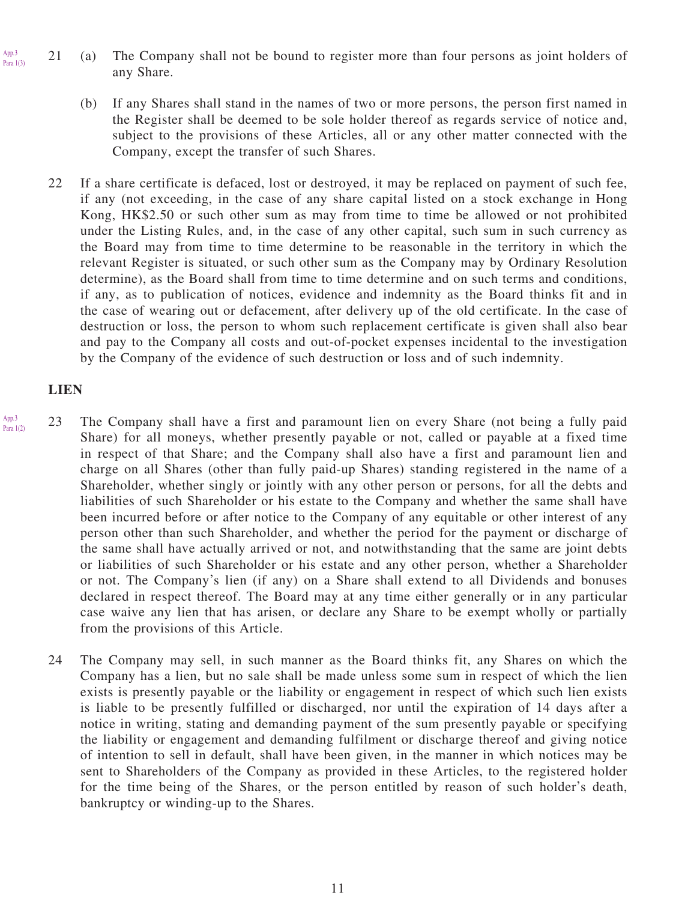App.3 Para 1(3)

21 (a) The Company shall not be bound to register more than four persons as joint holders of any Share.

(b) If any Shares shall stand in the names of two or more persons, the person first named in the Register shall be deemed to be sole holder thereof as regards service of notice and, subject to the provisions of these Articles, all or any other matter connected with the Company, except the transfer of such Shares.

22 If a share certificate is defaced, lost or destroyed, it may be replaced on payment of such fee, if any (not exceeding, in the case of any share capital listed on a stock exchange in Hong Kong, HK$2.50 or such other sum as may from time to time be allowed or not prohibited under the Listing Rules, and, in the case of any other capital, such sum in such currency as the Board may from time to time determine to be reasonable in the territory in which the relevant Register is situated, or such other sum as the Company may by Ordinary Resolution determine), as the Board shall from time to time determine and on such terms and conditions, if any, as to publication of notices, evidence and indemnity as the Board thinks fit and in the case of wearing out or defacement, after delivery up of the old certificate. In the case of destruction or loss, the person to whom such replacement certificate is given shall also bear and pay to the Company all costs and out-of-pocket expenses incidental to the investigation by the Company of the evidence of such destruction or loss and of such indemnity.

## LIEN

App.3 Para 1(2)

23 The Company shall have a first and paramount lien on every Share (not being a fully paid Share) for all moneys, whether presently payable or not, called or payable at a fixed time in respect of that Share; and the Company shall also have a first and paramount lien and charge on all Shares (other than fully paid-up Shares) standing registered in the name of a Shareholder, whether singly or jointly with any other person or persons, for all the debts and liabilities of such Shareholder or his estate to the Company and whether the same shall have been incurred before or after notice to the Company of any equitable or other interest of any person other than such Shareholder, and whether the period for the payment or discharge of the same shall have actually arrived or not, and notwithstanding that the same are joint debts or liabilities of such Shareholder or his estate and any other person, whether a Shareholder or not. The Company's lien (if any) on a Share shall extend to all Dividends and bonuses declared in respect thereof. The Board may at any time either generally or in any particular case waive any lien that has arisen, or declare any Share to be exempt wholly or partially from the provisions of this Article.

24 The Company may sell, in such manner as the Board thinks fit, any Shares on which the Company has a lien, but no sale shall be made unless some sum in respect of which the lien exists is presently payable or the liability or engagement in respect of which such lien exists is liable to be presently fulfilled or discharged, nor until the expiration of 14 days after a notice in writing, stating and demanding payment of the sum presently payable or specifying the liability or engagement and demanding fulfilment or discharge thereof and giving notice of intention to sell in default, shall have been given, in the manner in which notices may be sent to Shareholders of the Company as provided in these Articles, to the registered holder for the time being of the Shares, or the person entitled by reason of such holder's death, bankruptcy or winding-up to the Shares.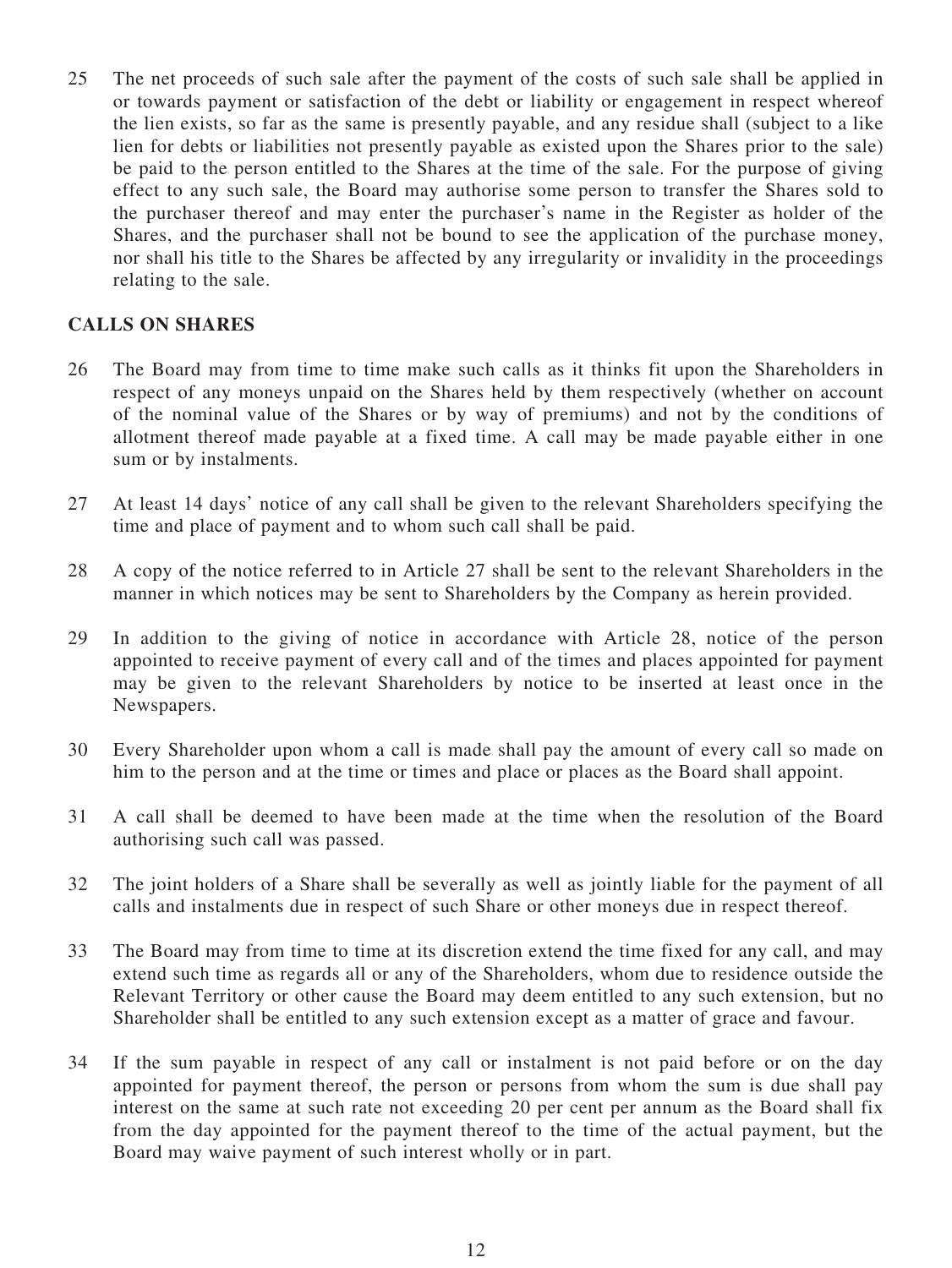25 The net proceeds of such sale after the payment of the costs of such sale shall be applied in or towards payment or satisfaction of the debt or liability or engagement in respect whereof the lien exists, so far as the same is presently payable, and any residue shall (subject to a like lien for debts or liabilities not presently payable as existed upon the Shares prior to the sale) be paid to the person entitled to the Shares at the time of the sale. For the purpose of giving effect to any such sale, the Board may authorise some person to transfer the Shares sold to the purchaser thereof and may enter the purchaser's name in the Register as holder of the Shares, and the purchaser shall not be bound to see the application of the purchase money, nor shall his title to the Shares be affected by any irregularity or invalidity in the proceedings relating to the sale.

## CALLS ON SHARES

26 The Board may from time to time make such calls as it thinks fit upon the Shareholders in respect of any moneys unpaid on the Shares held by them respectively (whether on account of the nominal value of the Shares or by way of premiums) and not by the conditions of allotment thereof made payable at a fixed time. A call may be made payable either in one sum or by instalments.

27 At least 14 days' notice of any call shall be given to the relevant Shareholders specifying the time and place of payment and to whom such call shall be paid.

28 A copy of the notice referred to in Article 27 shall be sent to the relevant Shareholders in the manner in which notices may be sent to Shareholders by the Company as herein provided.

29 In addition to the giving of notice in accordance with Article 28, notice of the person appointed to receive payment of every call and of the times and places appointed for payment may be given to the relevant Shareholders by notice to be inserted at least once in the Newspapers.

30 Every Shareholder upon whom a call is made shall pay the amount of every call so made on him to the person and at the time or times and place or places as the Board shall appoint.

31 A call shall be deemed to have been made at the time when the resolution of the Board authorising such call was passed.

32 The joint holders of a Share shall be severally as well as jointly liable for the payment of all calls and instalments due in respect of such Share or other moneys due in respect thereof.

33 The Board may from time to time at its discretion extend the time fixed for any call, and may extend such time as regards all or any of the Shareholders, whom due to residence outside the Relevant Territory or other cause the Board may deem entitled to any such extension, but no Shareholder shall be entitled to any such extension except as a matter of grace and favour.

34 If the sum payable in respect of any call or instalment is not paid before or on the day appointed for payment thereof, the person or persons from whom the sum is due shall pay interest on the same at such rate not exceeding 20 per cent per annum as the Board shall fix from the day appointed for the payment thereof to the time of the actual payment, but the Board may waive payment of such interest wholly or in part.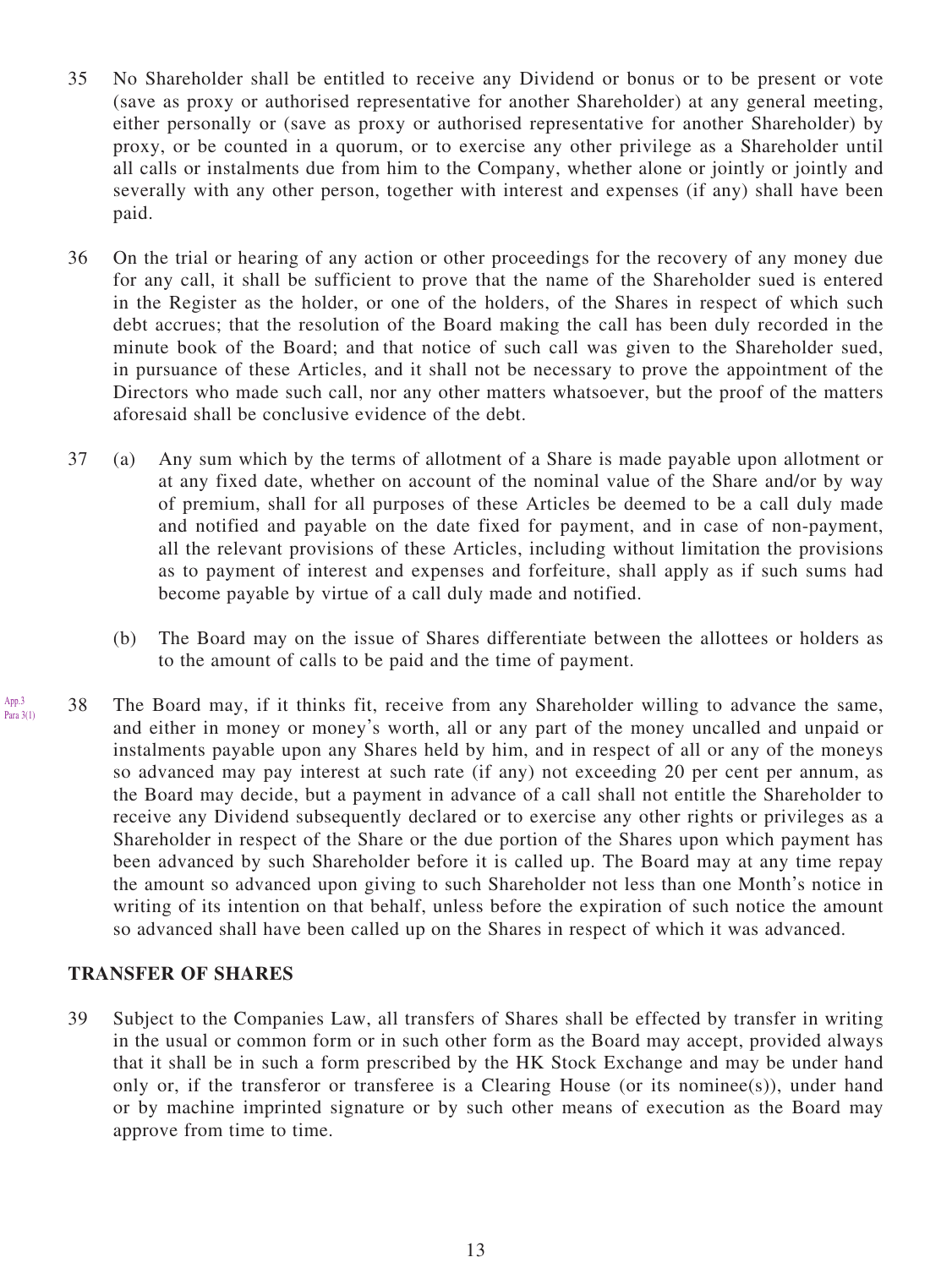35 No Shareholder shall be entitled to receive any Dividend or bonus or to be present or vote (save as proxy or authorised representative for another Shareholder) at any general meeting, either personally or (save as proxy or authorised representative for another Shareholder) by proxy, or be counted in a quorum, or to exercise any other privilege as a Shareholder until all calls or instalments due from him to the Company, whether alone or jointly or jointly and severally with any other person, together with interest and expenses (if any) shall have been paid.

36 On the trial or hearing of any action or other proceedings for the recovery of any money due for any call, it shall be sufficient to prove that the name of the Shareholder sued is entered in the Register as the holder, or one of the holders, of the Shares in respect of which such debt accrues; that the resolution of the Board making the call has been duly recorded in the minute book of the Board; and that notice of such call was given to the Shareholder sued, in pursuance of these Articles, and it shall not be necessary to prove the appointment of the Directors who made such call, nor any other matters whatsoever, but the proof of the matters aforesaid shall be conclusive evidence of the debt.

37 (a) Any sum which by the terms of allotment of a Share is made payable upon allotment or at any fixed date, whether on account of the nominal value of the Share and/or by way of premium, shall for all purposes of these Articles be deemed to be a call duly made and notified and payable on the date fixed for payment, and in case of non-payment, all the relevant provisions of these Articles, including without limitation the provisions as to payment of interest and expenses and forfeiture, shall apply as if such sums had become payable by virtue of a call duly made and notified.

(b) The Board may on the issue of Shares differentiate between the allottees or holders as to the amount of calls to be paid and the time of payment.

App.3 Para 3(1)

38 The Board may, if it thinks fit, receive from any Shareholder willing to advance the same, and either in money or money's worth, all or any part of the money uncalled and unpaid or instalments payable upon any Shares held by him, and in respect of all or any of the moneys so advanced may pay interest at such rate (if any) not exceeding 20 per cent per annum, as the Board may decide, but a payment in advance of a call shall not entitle the Shareholder to receive any Dividend subsequently declared or to exercise any other rights or privileges as a Shareholder in respect of the Share or the due portion of the Shares upon which payment has been advanced by such Shareholder before it is called up. The Board may at any time repay the amount so advanced upon giving to such Shareholder not less than one Month's notice in writing of its intention on that behalf, unless before the expiration of such notice the amount so advanced shall have been called up on the Shares in respect of which it was advanced.

## TRANSFER OF SHARES

39 Subject to the Companies Law, all transfers of Shares shall be effected by transfer in writing in the usual or common form or in such other form as the Board may accept, provided always that it shall be in such a form prescribed by the HK Stock Exchange and may be under hand only or, if the transferor or transferee is a Clearing House (or its nominee(s)), under hand or by machine imprinted signature or by such other means of execution as the Board may approve from time to time.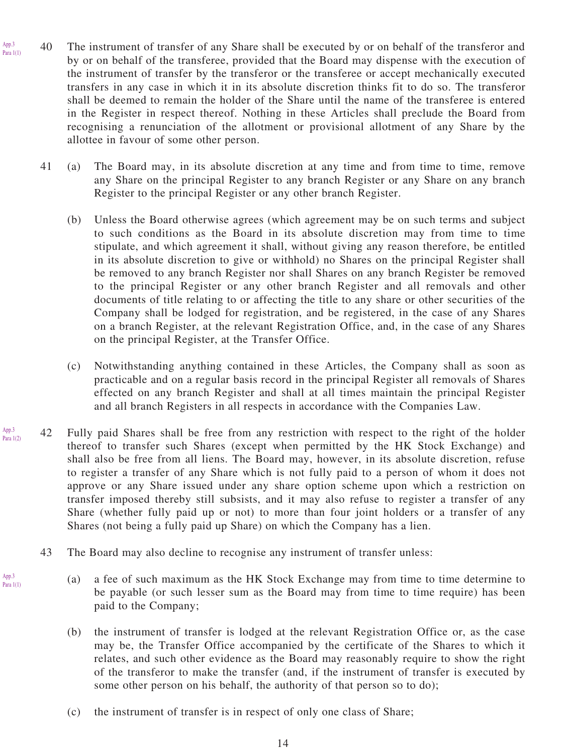App.3 Para 1(1)

40 The instrument of transfer of any Share shall be executed by or on behalf of the transferor and by or on behalf of the transferee, provided that the Board may dispense with the execution of the instrument of transfer by the transferor or the transferee or accept mechanically executed transfers in any case in which it in its absolute discretion thinks fit to do so. The transferor shall be deemed to remain the holder of the Share until the name of the transferee is entered in the Register in respect thereof. Nothing in these Articles shall preclude the Board from recognising a renunciation of the allotment or provisional allotment of any Share by the allottee in favour of some other person.

41 (a) The Board may, in its absolute discretion at any time and from time to time, remove any Share on the principal Register to any branch Register or any Share on any branch Register to the principal Register or any other branch Register.

(b) Unless the Board otherwise agrees (which agreement may be on such terms and subject to such conditions as the Board in its absolute discretion may from time to time stipulate, and which agreement it shall, without giving any reason therefore, be entitled in its absolute discretion to give or withhold) no Shares on the principal Register shall be removed to any branch Register nor shall Shares on any branch Register be removed to the principal Register or any other branch Register and all removals and other documents of title relating to or affecting the title to any share or other securities of the Company shall be lodged for registration, and be registered, in the case of any Shares on a branch Register, at the relevant Registration Office, and, in the case of any Shares on the principal Register, at the Transfer Office.

(c) Notwithstanding anything contained in these Articles, the Company shall as soon as practicable and on a regular basis record in the principal Register all removals of Shares effected on any branch Register and shall at all times maintain the principal Register and all branch Registers in all respects in accordance with the Companies Law.

App.3 Para 1(2)

42 Fully paid Shares shall be free from any restriction with respect to the right of the holder thereof to transfer such Shares (except when permitted by the HK Stock Exchange) and shall also be free from all liens. The Board may, however, in its absolute discretion, refuse to register a transfer of any Share which is not fully paid to a person of whom it does not approve or any Share issued under any share option scheme upon which a restriction on transfer imposed thereby still subsists, and it may also refuse to register a transfer of any Share (whether fully paid up or not) to more than four joint holders or a transfer of any Shares (not being a fully paid up Share) on which the Company has a lien.

43 The Board may also decline to recognise any instrument of transfer unless:

App.3 Para 1(1)

(a) a fee of such maximum as the HK Stock Exchange may from time to time determine to be payable (or such lesser sum as the Board may from time to time require) has been paid to the Company;

(b) the instrument of transfer is lodged at the relevant Registration Office or, as the case may be, the Transfer Office accompanied by the certificate of the Shares to which it relates, and such other evidence as the Board may reasonably require to show the right of the transferor to make the transfer (and, if the instrument of transfer is executed by some other person on his behalf, the authority of that person so to do);

(c) the instrument of transfer is in respect of only one class of Share;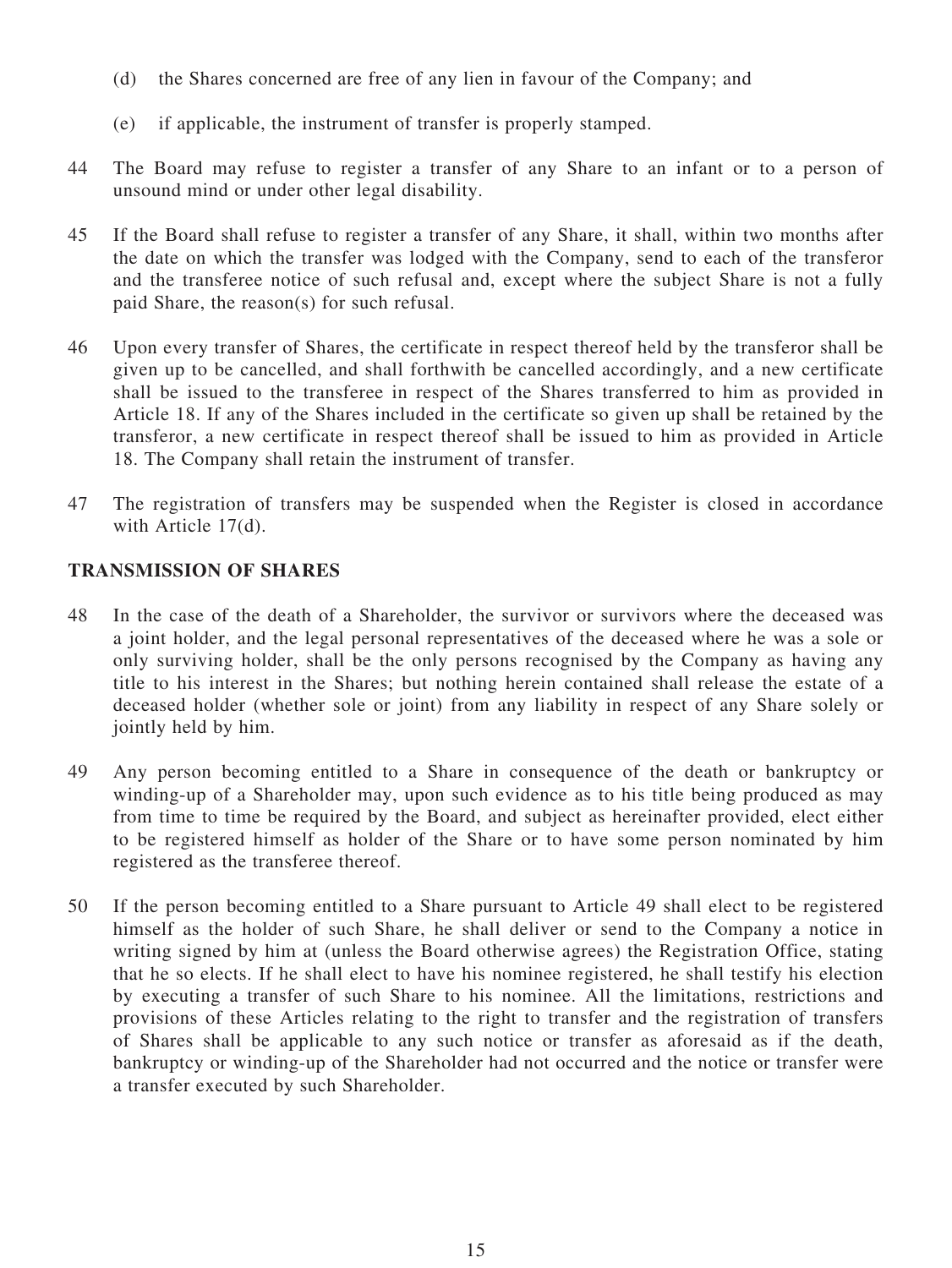(d) the Shares concerned are free of any lien in favour of the Company; and

(e) if applicable, the instrument of transfer is properly stamped.

44 The Board may refuse to register a transfer of any Share to an infant or to a person of unsound mind or under other legal disability.

45 If the Board shall refuse to register a transfer of any Share, it shall, within two months after the date on which the transfer was lodged with the Company, send to each of the transferor and the transferee notice of such refusal and, except where the subject Share is not a fully paid Share, the reason(s) for such refusal.

46 Upon every transfer of Shares, the certificate in respect thereof held by the transferor shall be given up to be cancelled, and shall forthwith be cancelled accordingly, and a new certificate shall be issued to the transferee in respect of the Shares transferred to him as provided in Article 18. If any of the Shares included in the certificate so given up shall be retained by the transferor, a new certificate in respect thereof shall be issued to him as provided in Article 18. The Company shall retain the instrument of transfer.

47 The registration of transfers may be suspended when the Register is closed in accordance with Article 17(d).

## TRANSMISSION OF SHARES

48 In the case of the death of a Shareholder, the survivor or survivors where the deceased was a joint holder, and the legal personal representatives of the deceased where he was a sole or only surviving holder, shall be the only persons recognised by the Company as having any title to his interest in the Shares; but nothing herein contained shall release the estate of a deceased holder (whether sole or joint) from any liability in respect of any Share solely or jointly held by him.

49 Any person becoming entitled to a Share in consequence of the death or bankruptcy or winding-up of a Shareholder may, upon such evidence as to his title being produced as may from time to time be required by the Board, and subject as hereinafter provided, elect either to be registered himself as holder of the Share or to have some person nominated by him registered as the transferee thereof.

50 If the person becoming entitled to a Share pursuant to Article 49 shall elect to be registered himself as the holder of such Share, he shall deliver or send to the Company a notice in writing signed by him at (unless the Board otherwise agrees) the Registration Office, stating that he so elects. If he shall elect to have his nominee registered, he shall testify his election by executing a transfer of such Share to his nominee. All the limitations, restrictions and provisions of these Articles relating to the right to transfer and the registration of transfers of Shares shall be applicable to any such notice or transfer as aforesaid as if the death, bankruptcy or winding-up of the Shareholder had not occurred and the notice or transfer were a transfer executed by such Shareholder.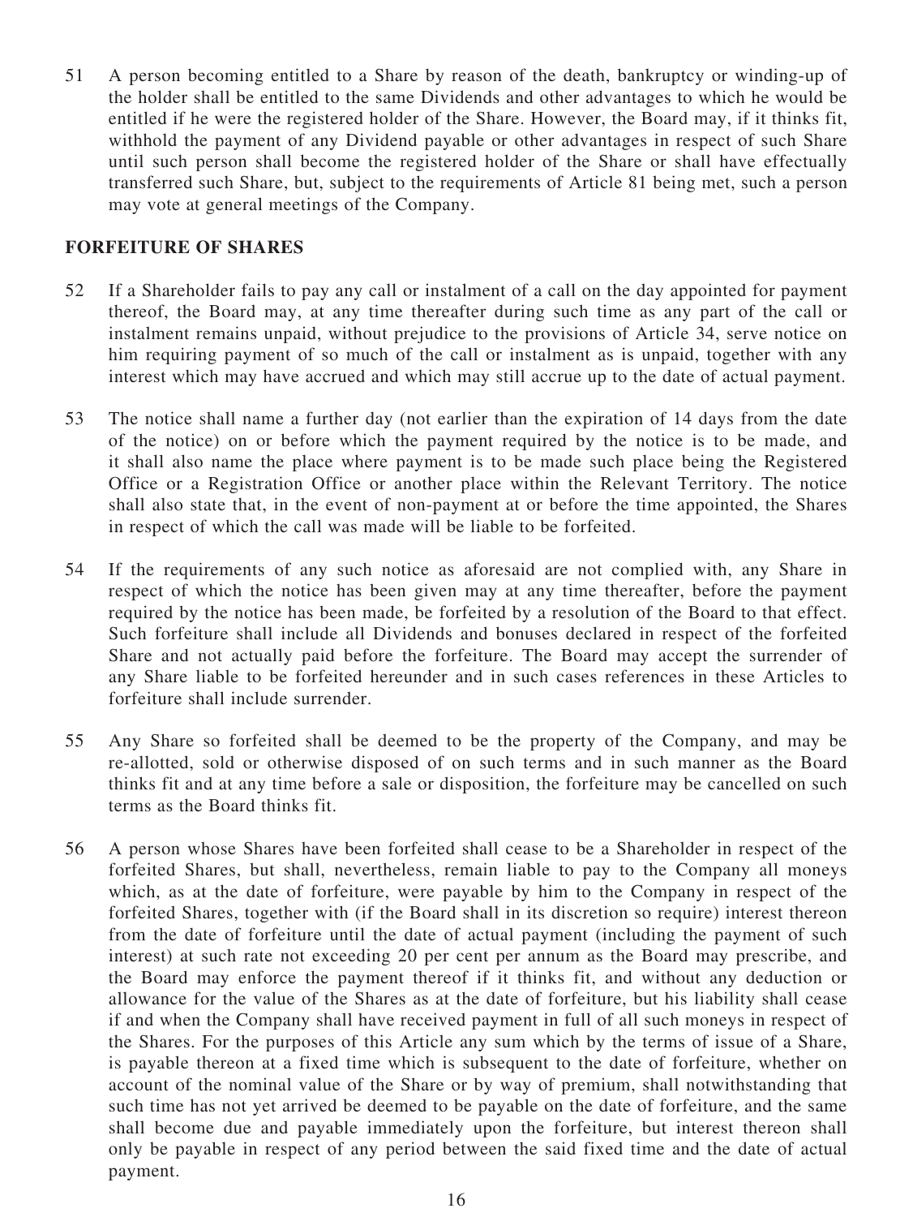51 A person becoming entitled to a Share by reason of the death, bankruptcy or winding-up of the holder shall be entitled to the same Dividends and other advantages to which he would be entitled if he were the registered holder of the Share. However, the Board may, if it thinks fit, withhold the payment of any Dividend payable or other advantages in respect of such Share until such person shall become the registered holder of the Share or shall have effectually transferred such Share, but, subject to the requirements of Article 81 being met, such a person may vote at general meetings of the Company.

## FORFEITURE OF SHARES

52 If a Shareholder fails to pay any call or instalment of a call on the day appointed for payment thereof, the Board may, at any time thereafter during such time as any part of the call or instalment remains unpaid, without prejudice to the provisions of Article 34, serve notice on him requiring payment of so much of the call or instalment as is unpaid, together with any interest which may have accrued and which may still accrue up to the date of actual payment.

53 The notice shall name a further day (not earlier than the expiration of 14 days from the date of the notice) on or before which the payment required by the notice is to be made, and it shall also name the place where payment is to be made such place being the Registered Office or a Registration Office or another place within the Relevant Territory. The notice shall also state that, in the event of non-payment at or before the time appointed, the Shares in respect of which the call was made will be liable to be forfeited.

54 If the requirements of any such notice as aforesaid are not complied with, any Share in respect of which the notice has been given may at any time thereafter, before the payment required by the notice has been made, be forfeited by a resolution of the Board to that effect. Such forfeiture shall include all Dividends and bonuses declared in respect of the forfeited Share and not actually paid before the forfeiture. The Board may accept the surrender of any Share liable to be forfeited hereunder and in such cases references in these Articles to forfeiture shall include surrender.

55 Any Share so forfeited shall be deemed to be the property of the Company, and may be re-allotted, sold or otherwise disposed of on such terms and in such manner as the Board thinks fit and at any time before a sale or disposition, the forfeiture may be cancelled on such terms as the Board thinks fit.

56 A person whose Shares have been forfeited shall cease to be a Shareholder in respect of the forfeited Shares, but shall, nevertheless, remain liable to pay to the Company all moneys which, as at the date of forfeiture, were payable by him to the Company in respect of the forfeited Shares, together with (if the Board shall in its discretion so require) interest thereon from the date of forfeiture until the date of actual payment (including the payment of such interest) at such rate not exceeding 20 per cent per annum as the Board may prescribe, and the Board may enforce the payment thereof if it thinks fit, and without any deduction or allowance for the value of the Shares as at the date of forfeiture, but his liability shall cease if and when the Company shall have received payment in full of all such moneys in respect of the Shares. For the purposes of this Article any sum which by the terms of issue of a Share, is payable thereon at a fixed time which is subsequent to the date of forfeiture, whether on account of the nominal value of the Share or by way of premium, shall notwithstanding that such time has not yet arrived be deemed to be payable on the date of forfeiture, and the same shall become due and payable immediately upon the forfeiture, but interest thereon shall only be payable in respect of any period between the said fixed time and the date of actual payment.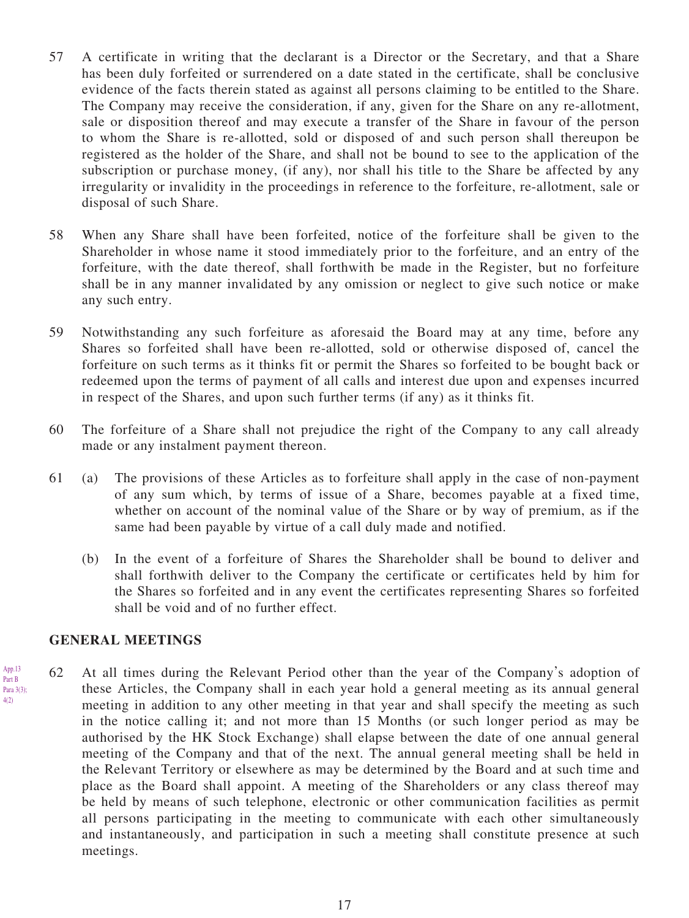57 A certificate in writing that the declarant is a Director or the Secretary, and that a Share has been duly forfeited or surrendered on a date stated in the certificate, shall be conclusive evidence of the facts therein stated as against all persons claiming to be entitled to the Share. The Company may receive the consideration, if any, given for the Share on any re-allotment, sale or disposition thereof and may execute a transfer of the Share in favour of the person to whom the Share is re-allotted, sold or disposed of and such person shall thereupon be registered as the holder of the Share, and shall not be bound to see to the application of the subscription or purchase money, (if any), nor shall his title to the Share be affected by any irregularity or invalidity in the proceedings in reference to the forfeiture, re-allotment, sale or disposal of such Share.

58 When any Share shall have been forfeited, notice of the forfeiture shall be given to the Shareholder in whose name it stood immediately prior to the forfeiture, and an entry of the forfeiture, with the date thereof, shall forthwith be made in the Register, but no forfeiture shall be in any manner invalidated by any omission or neglect to give such notice or make any such entry.

59 Notwithstanding any such forfeiture as aforesaid the Board may at any time, before any Shares so forfeited shall have been re-allotted, sold or otherwise disposed of, cancel the forfeiture on such terms as it thinks fit or permit the Shares so forfeited to be bought back or redeemed upon the terms of payment of all calls and interest due upon and expenses incurred in respect of the Shares, and upon such further terms (if any) as it thinks fit.

60 The forfeiture of a Share shall not prejudice the right of the Company to any call already made or any instalment payment thereon.

61 (a) The provisions of these Articles as to forfeiture shall apply in the case of non-payment of any sum which, by terms of issue of a Share, becomes payable at a fixed time, whether on account of the nominal value of the Share or by way of premium, as if the same had been payable by virtue of a call duly made and notified.

(b) In the event of a forfeiture of Shares the Shareholder shall be bound to deliver and shall forthwith deliver to the Company the certificate or certificates held by him for the Shares so forfeited and in any event the certificates representing Shares so forfeited shall be void and of no further effect.

## GENERAL MEETINGS

App.13 Part B Para 3(3); 4(2)

62 At all times during the Relevant Period other than the year of the Company's adoption of these Articles, the Company shall in each year hold a general meeting as its annual general meeting in addition to any other meeting in that year and shall specify the meeting as such in the notice calling it; and not more than 15 Months (or such longer period as may be authorised by the HK Stock Exchange) shall elapse between the date of one annual general meeting of the Company and that of the next. The annual general meeting shall be held in the Relevant Territory or elsewhere as may be determined by the Board and at such time and place as the Board shall appoint. A meeting of the Shareholders or any class thereof may be held by means of such telephone, electronic or other communication facilities as permit all persons participating in the meeting to communicate with each other simultaneously and instantaneously, and participation in such a meeting shall constitute presence at such meetings.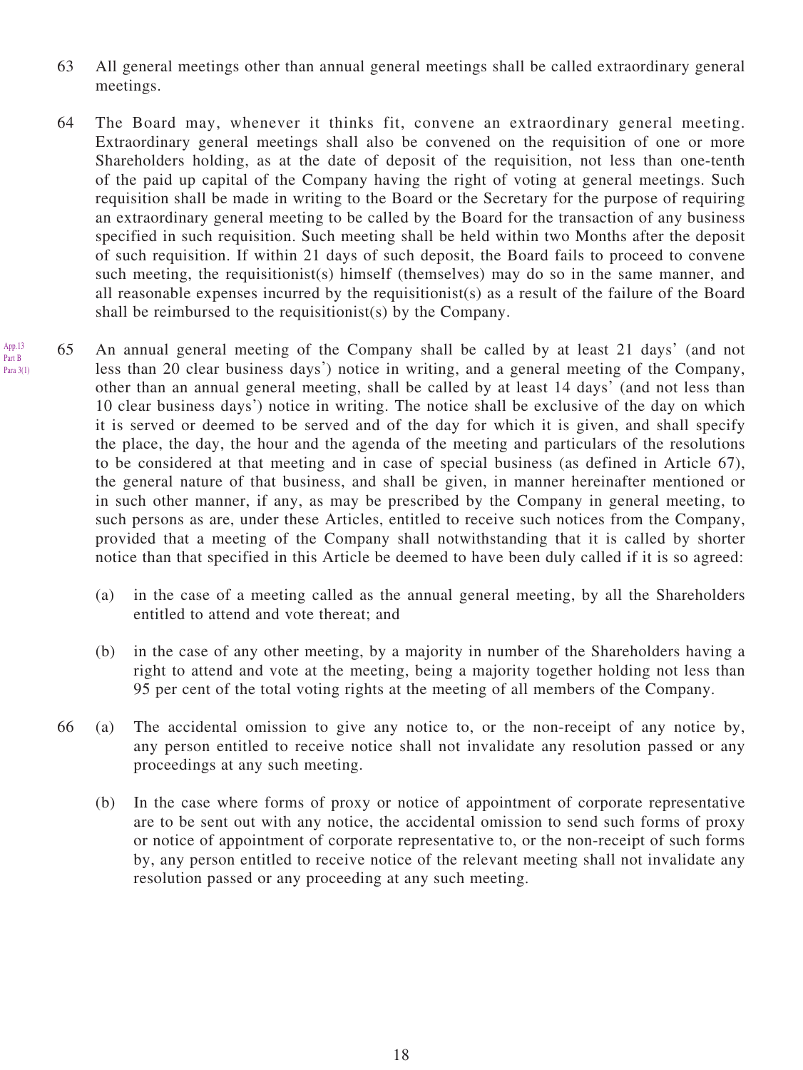63 All general meetings other than annual general meetings shall be called extraordinary general meetings.

64 The Board may, whenever it thinks fit, convene an extraordinary general meeting. Extraordinary general meetings shall also be convened on the requisition of one or more Shareholders holding, as at the date of deposit of the requisition, not less than one-tenth of the paid up capital of the Company having the right of voting at general meetings. Such requisition shall be made in writing to the Board or the Secretary for the purpose of requiring an extraordinary general meeting to be called by the Board for the transaction of any business specified in such requisition. Such meeting shall be held within two Months after the deposit of such requisition. If within 21 days of such deposit, the Board fails to proceed to convene such meeting, the requisitionist(s) himself (themselves) may do so in the same manner, and all reasonable expenses incurred by the requisitionist(s) as a result of the failure of the Board shall be reimbursed to the requisitionist(s) by the Company.

App.13 Part B Para 3(1)

65 An annual general meeting of the Company shall be called by at least 21 days' (and not less than 20 clear business days') notice in writing, and a general meeting of the Company, other than an annual general meeting, shall be called by at least 14 days' (and not less than 10 clear business days') notice in writing. The notice shall be exclusive of the day on which it is served or deemed to be served and of the day for which it is given, and shall specify the place, the day, the hour and the agenda of the meeting and particulars of the resolutions to be considered at that meeting and in case of special business (as defined in Article 67), the general nature of that business, and shall be given, in manner hereinafter mentioned or in such other manner, if any, as may be prescribed by the Company in general meeting, to such persons as are, under these Articles, entitled to receive such notices from the Company, provided that a meeting of the Company shall notwithstanding that it is called by shorter notice than that specified in this Article be deemed to have been duly called if it is so agreed:

(a) in the case of a meeting called as the annual general meeting, by all the Shareholders entitled to attend and vote thereat; and

(b) in the case of any other meeting, by a majority in number of the Shareholders having a right to attend and vote at the meeting, being a majority together holding not less than 95 per cent of the total voting rights at the meeting of all members of the Company.

66 (a) The accidental omission to give any notice to, or the non-receipt of any notice by, any person entitled to receive notice shall not invalidate any resolution passed or any proceedings at any such meeting.

(b) In the case where forms of proxy or notice of appointment of corporate representative are to be sent out with any notice, the accidental omission to send such forms of proxy or notice of appointment of corporate representative to, or the non-receipt of such forms by, any person entitled to receive notice of the relevant meeting shall not invalidate any resolution passed or any proceeding at any such meeting.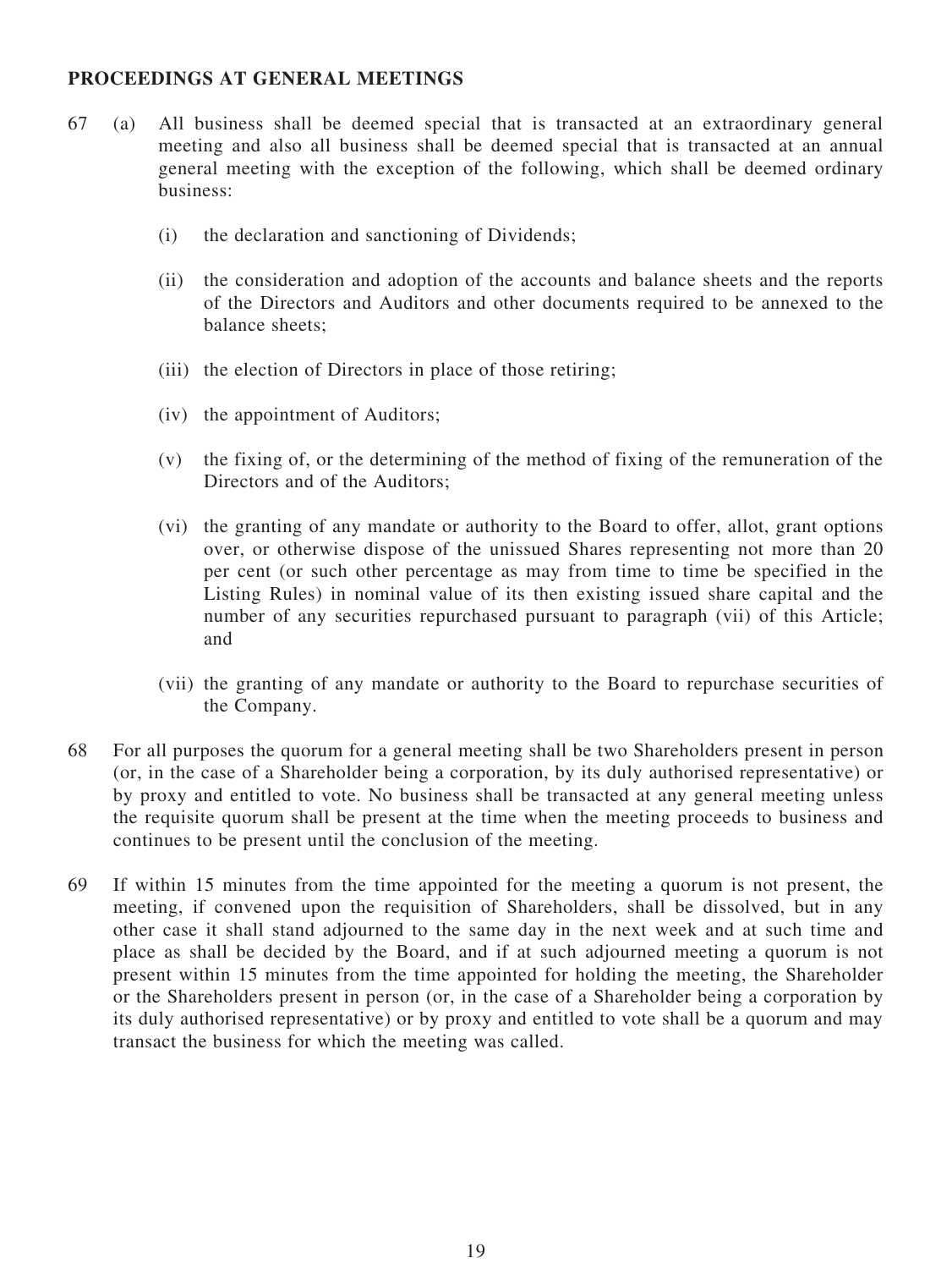**PROCEEDINGS AT GENERAL MEETINGS**

67 (a) All business shall be deemed special that is transacted at an extraordinary general meeting and also all business shall be deemed special that is transacted at an annual general meeting with the exception of the following, which shall be deemed ordinary business:

(i) the declaration and sanctioning of Dividends;

(ii) the consideration and adoption of the accounts and balance sheets and the reports of the Directors and Auditors and other documents required to be annexed to the balance sheets;

(iii) the election of Directors in place of those retiring;

(iv) the appointment of Auditors;

(v) the fixing of, or the determining of the method of fixing of the remuneration of the Directors and of the Auditors;

(vi) the granting of any mandate or authority to the Board to offer, allot, grant options over, or otherwise dispose of the unissued Shares representing not more than 20 per cent (or such other percentage as may from time to time be specified in the Listing Rules) in nominal value of its then existing issued share capital and the number of any securities repurchased pursuant to paragraph (vii) of this Article; and

(vii) the granting of any mandate or authority to the Board to repurchase securities of the Company.

68 For all purposes the quorum for a general meeting shall be two Shareholders present in person (or, in the case of a Shareholder being a corporation, by its duly authorised representative) or by proxy and entitled to vote. No business shall be transacted at any general meeting unless the requisite quorum shall be present at the time when the meeting proceeds to business and continues to be present until the conclusion of the meeting.

69 If within 15 minutes from the time appointed for the meeting a quorum is not present, the meeting, if convened upon the requisition of Shareholders, shall be dissolved, but in any other case it shall stand adjourned to the same day in the next week and at such time and place as shall be decided by the Board, and if at such adjourned meeting a quorum is not present within 15 minutes from the time appointed for holding the meeting, the Shareholder or the Shareholders present in person (or, in the case of a Shareholder being a corporation by its duly authorised representative) or by proxy and entitled to vote shall be a quorum and may transact the business for which the meeting was called.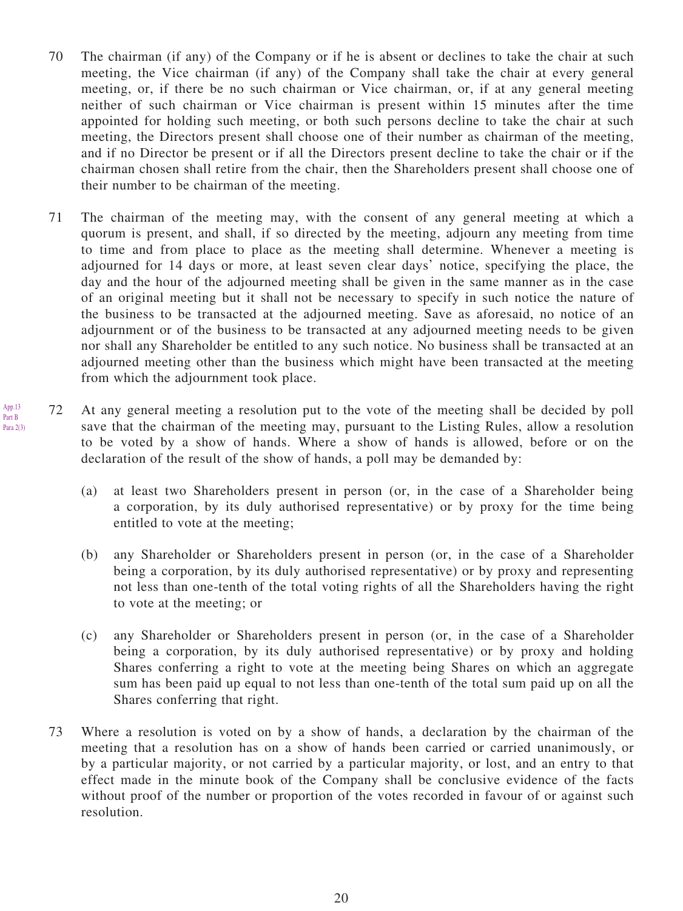70 The chairman (if any) of the Company or if he is absent or declines to take the chair at such meeting, the Vice chairman (if any) of the Company shall take the chair at every general meeting, or, if there be no such chairman or Vice chairman, or, if at any general meeting neither of such chairman or Vice chairman is present within 15 minutes after the time appointed for holding such meeting, or both such persons decline to take the chair at such meeting, the Directors present shall choose one of their number as chairman of the meeting, and if no Director be present or if all the Directors present decline to take the chair or if the chairman chosen shall retire from the chair, then the Shareholders present shall choose one of their number to be chairman of the meeting.

71 The chairman of the meeting may, with the consent of any general meeting at which a quorum is present, and shall, if so directed by the meeting, adjourn any meeting from time to time and from place to place as the meeting shall determine. Whenever a meeting is adjourned for 14 days or more, at least seven clear days' notice, specifying the place, the day and the hour of the adjourned meeting shall be given in the same manner as in the case of an original meeting but it shall not be necessary to specify in such notice the nature of the business to be transacted at the adjourned meeting. Save as aforesaid, no notice of an adjournment or of the business to be transacted at any adjourned meeting needs to be given nor shall any Shareholder be entitled to any such notice. No business shall be transacted at an adjourned meeting other than the business which might have been transacted at the meeting from which the adjournment took place.

App.13 Part B Para 2(3)

72 At any general meeting a resolution put to the vote of the meeting shall be decided by poll save that the chairman of the meeting may, pursuant to the Listing Rules, allow a resolution to be voted by a show of hands. Where a show of hands is allowed, before or on the declaration of the result of the show of hands, a poll may be demanded by:

(a) at least two Shareholders present in person (or, in the case of a Shareholder being a corporation, by its duly authorised representative) or by proxy for the time being entitled to vote at the meeting;

(b) any Shareholder or Shareholders present in person (or, in the case of a Shareholder being a corporation, by its duly authorised representative) or by proxy and representing not less than one-tenth of the total voting rights of all the Shareholders having the right to vote at the meeting; or

(c) any Shareholder or Shareholders present in person (or, in the case of a Shareholder being a corporation, by its duly authorised representative) or by proxy and holding Shares conferring a right to vote at the meeting being Shares on which an aggregate sum has been paid up equal to not less than one-tenth of the total sum paid up on all the Shares conferring that right.

73 Where a resolution is voted on by a show of hands, a declaration by the chairman of the meeting that a resolution has on a show of hands been carried or carried unanimously, or by a particular majority, or not carried by a particular majority, or lost, and an entry to that effect made in the minute book of the Company shall be conclusive evidence of the facts without proof of the number or proportion of the votes recorded in favour of or against such resolution.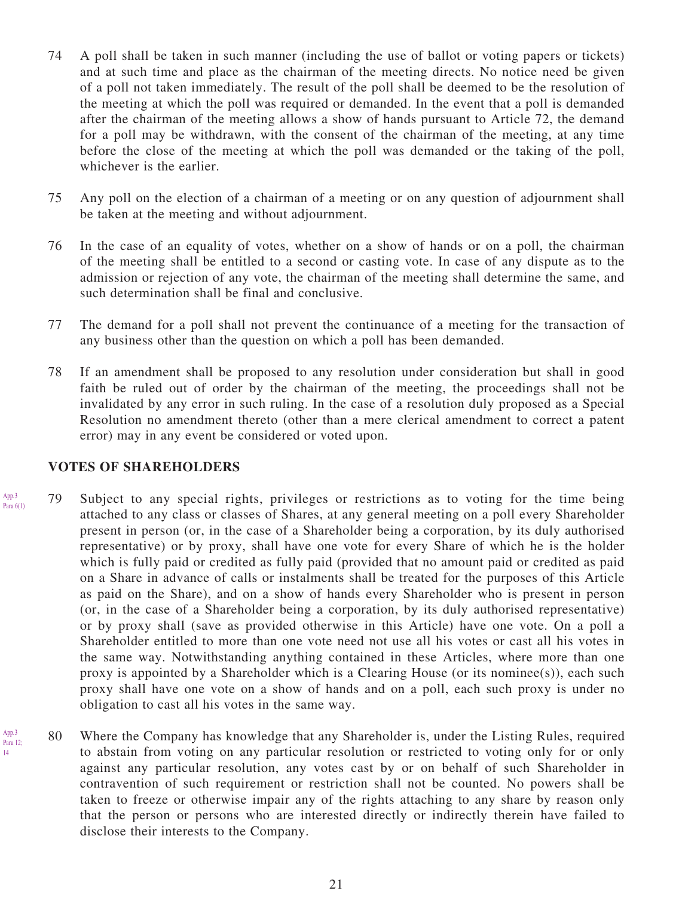74 A poll shall be taken in such manner (including the use of ballot or voting papers or tickets) and at such time and place as the chairman of the meeting directs. No notice need be given of a poll not taken immediately. The result of the poll shall be deemed to be the resolution of the meeting at which the poll was required or demanded. In the event that a poll is demanded after the chairman of the meeting allows a show of hands pursuant to Article 72, the demand for a poll may be withdrawn, with the consent of the chairman of the meeting, at any time before the close of the meeting at which the poll was demanded or the taking of the poll, whichever is the earlier.

75 Any poll on the election of a chairman of a meeting or on any question of adjournment shall be taken at the meeting and without adjournment.

76 In the case of an equality of votes, whether on a show of hands or on a poll, the chairman of the meeting shall be entitled to a second or casting vote. In case of any dispute as to the admission or rejection of any vote, the chairman of the meeting shall determine the same, and such determination shall be final and conclusive.

77 The demand for a poll shall not prevent the continuance of a meeting for the transaction of any business other than the question on which a poll has been demanded.

78 If an amendment shall be proposed to any resolution under consideration but shall in good faith be ruled out of order by the chairman of the meeting, the proceedings shall not be invalidated by any error in such ruling. In the case of a resolution duly proposed as a Special Resolution no amendment thereto (other than a mere clerical amendment to correct a patent error) may in any event be considered or voted upon.

## VOTES OF SHAREHOLDERS

App.3 Para 6(1)

79 Subject to any special rights, privileges or restrictions as to voting for the time being attached to any class or classes of Shares, at any general meeting on a poll every Shareholder present in person (or, in the case of a Shareholder being a corporation, by its duly authorised representative) or by proxy, shall have one vote for every Share of which he is the holder which is fully paid or credited as fully paid (provided that no amount paid or credited as paid on a Share in advance of calls or instalments shall be treated for the purposes of this Article as paid on the Share), and on a show of hands every Shareholder who is present in person (or, in the case of a Shareholder being a corporation, by its duly authorised representative) or by proxy shall (save as provided otherwise in this Article) have one vote. On a poll a Shareholder entitled to more than one vote need not use all his votes or cast all his votes in the same way. Notwithstanding anything contained in these Articles, where more than one proxy is appointed by a Shareholder which is a Clearing House (or its nominee(s)), each such proxy shall have one vote on a show of hands and on a poll, each such proxy is under no obligation to cast all his votes in the same way.

App.3 Para 12; 14

80 Where the Company has knowledge that any Shareholder is, under the Listing Rules, required to abstain from voting on any particular resolution or restricted to voting only for or only against any particular resolution, any votes cast by or on behalf of such Shareholder in contravention of such requirement or restriction shall not be counted. No powers shall be taken to freeze or otherwise impair any of the rights attaching to any share by reason only that the person or persons who are interested directly or indirectly therein have failed to disclose their interests to the Company.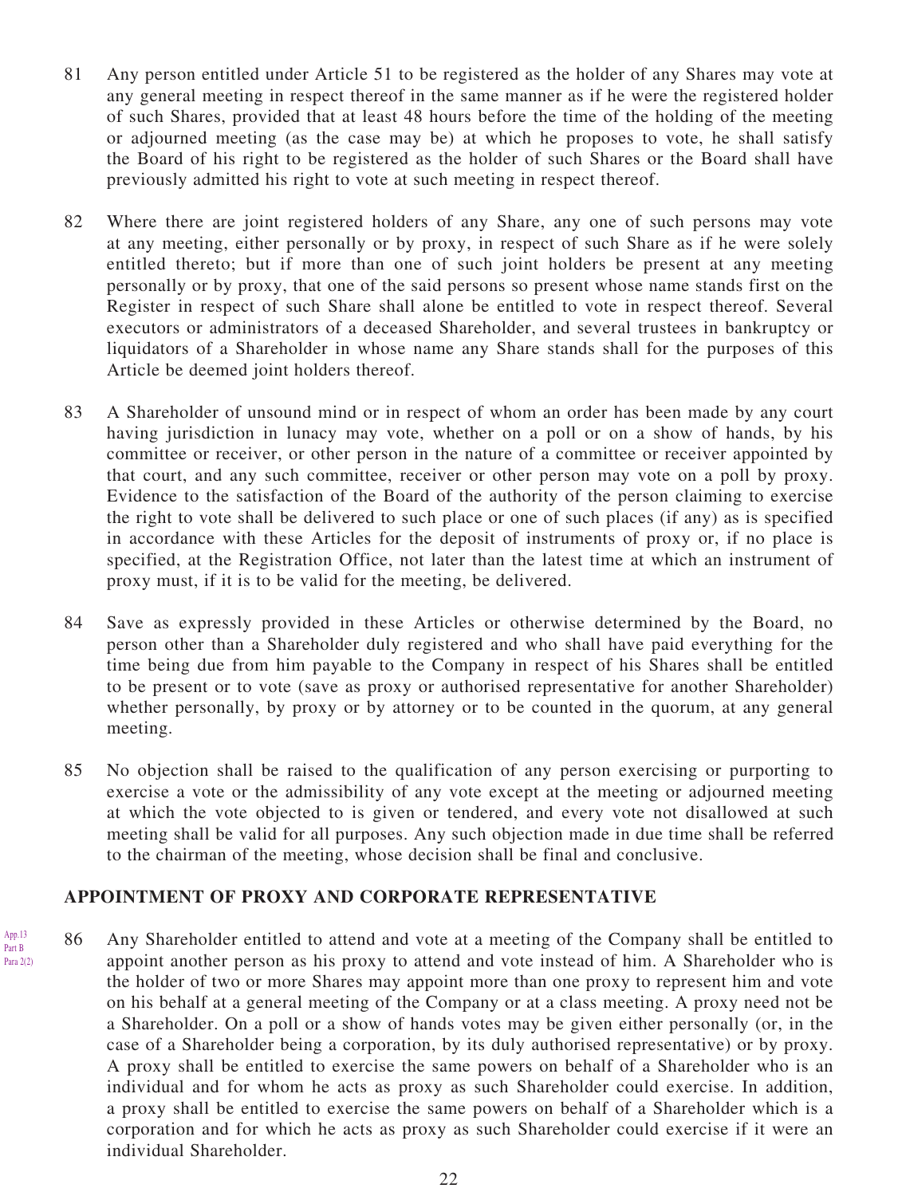81 Any person entitled under Article 51 to be registered as the holder of any Shares may vote at any general meeting in respect thereof in the same manner as if he were the registered holder of such Shares, provided that at least 48 hours before the time of the holding of the meeting or adjourned meeting (as the case may be) at which he proposes to vote, he shall satisfy the Board of his right to be registered as the holder of such Shares or the Board shall have previously admitted his right to vote at such meeting in respect thereof.

82 Where there are joint registered holders of any Share, any one of such persons may vote at any meeting, either personally or by proxy, in respect of such Share as if he were solely entitled thereto; but if more than one of such joint holders be present at any meeting personally or by proxy, that one of the said persons so present whose name stands first on the Register in respect of such Share shall alone be entitled to vote in respect thereof. Several executors or administrators of a deceased Shareholder, and several trustees in bankruptcy or liquidators of a Shareholder in whose name any Share stands shall for the purposes of this Article be deemed joint holders thereof.

83 A Shareholder of unsound mind or in respect of whom an order has been made by any court having jurisdiction in lunacy may vote, whether on a poll or on a show of hands, by his committee or receiver, or other person in the nature of a committee or receiver appointed by that court, and any such committee, receiver or other person may vote on a poll by proxy. Evidence to the satisfaction of the Board of the authority of the person claiming to exercise the right to vote shall be delivered to such place or one of such places (if any) as is specified in accordance with these Articles for the deposit of instruments of proxy or, if no place is specified, at the Registration Office, not later than the latest time at which an instrument of proxy must, if it is to be valid for the meeting, be delivered.

84 Save as expressly provided in these Articles or otherwise determined by the Board, no person other than a Shareholder duly registered and who shall have paid everything for the time being due from him payable to the Company in respect of his Shares shall be entitled to be present or to vote (save as proxy or authorised representative for another Shareholder) whether personally, by proxy or by attorney or to be counted in the quorum, at any general meeting.

85 No objection shall be raised to the qualification of any person exercising or purporting to exercise a vote or the admissibility of any vote except at the meeting or adjourned meeting at which the vote objected to is given or tendered, and every vote not disallowed at such meeting shall be valid for all purposes. Any such objection made in due time shall be referred to the chairman of the meeting, whose decision shall be final and conclusive.

## APPOINTMENT OF PROXY AND CORPORATE REPRESENTATIVE

App.13 Part B Para 2(2)

86 Any Shareholder entitled to attend and vote at a meeting of the Company shall be entitled to appoint another person as his proxy to attend and vote instead of him. A Shareholder who is the holder of two or more Shares may appoint more than one proxy to represent him and vote on his behalf at a general meeting of the Company or at a class meeting. A proxy need not be a Shareholder. On a poll or a show of hands votes may be given either personally (or, in the case of a Shareholder being a corporation, by its duly authorised representative) or by proxy. A proxy shall be entitled to exercise the same powers on behalf of a Shareholder who is an individual and for whom he acts as proxy as such Shareholder could exercise. In addition, a proxy shall be entitled to exercise the same powers on behalf of a Shareholder which is a corporation and for which he acts as proxy as such Shareholder could exercise if it were an individual Shareholder.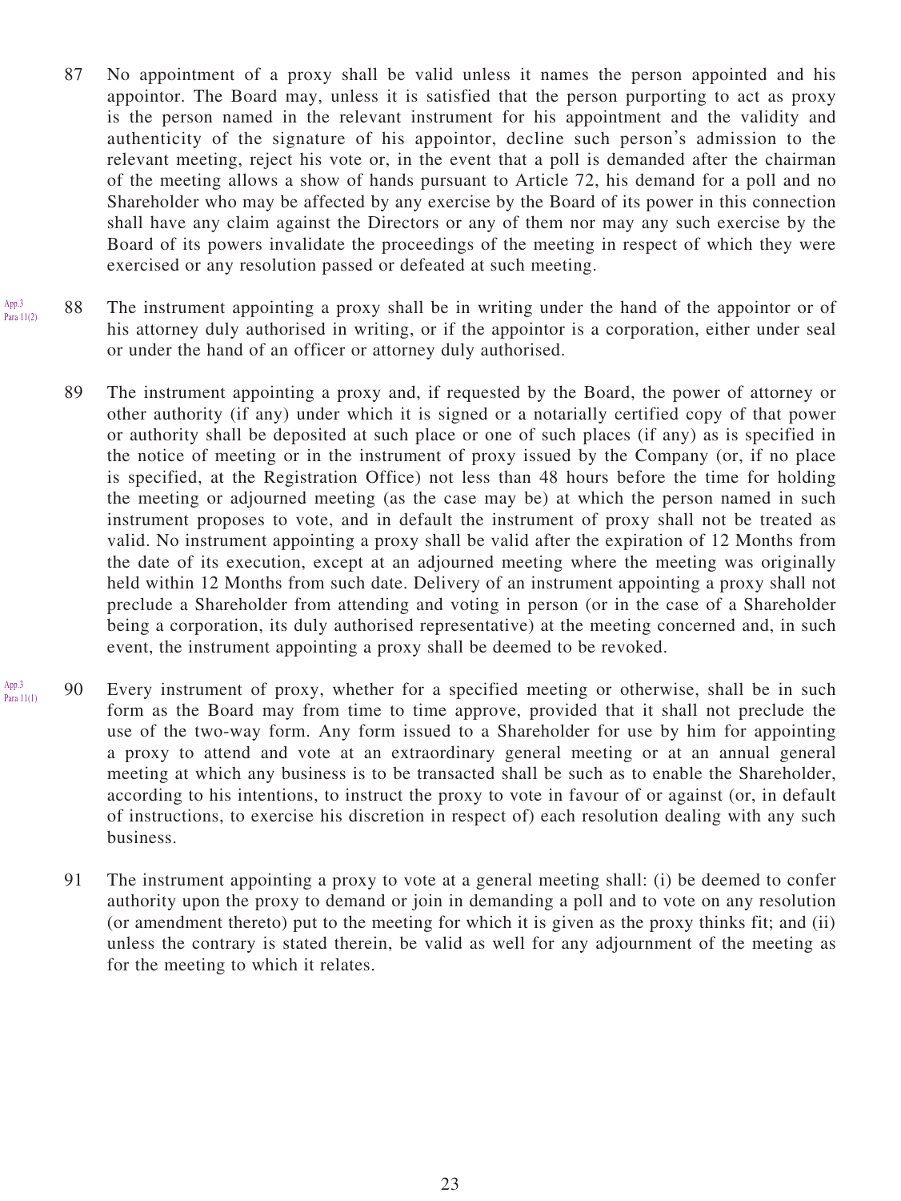87 No appointment of a proxy shall be valid unless it names the person appointed and his appointor. The Board may, unless it is satisfied that the person purporting to act as proxy is the person named in the relevant instrument for his appointment and the validity and authenticity of the signature of his appointor, decline such person's admission to the relevant meeting, reject his vote or, in the event that a poll is demanded after the chairman of the meeting allows a show of hands pursuant to Article 72, his demand for a poll and no Shareholder who may be affected by any exercise by the Board of its power in this connection shall have any claim against the Directors or any of them nor may any such exercise by the Board of its powers invalidate the proceedings of the meeting in respect of which they were exercised or any resolution passed or defeated at such meeting.

App.3 Para 11(2)

88 The instrument appointing a proxy shall be in writing under the hand of the appointor or of his attorney duly authorised in writing, or if the appointor is a corporation, either under seal or under the hand of an officer or attorney duly authorised.

89 The instrument appointing a proxy and, if requested by the Board, the power of attorney or other authority (if any) under which it is signed or a notarially certified copy of that power or authority shall be deposited at such place or one of such places (if any) as is specified in the notice of meeting or in the instrument of proxy issued by the Company (or, if no place is specified, at the Registration Office) not less than 48 hours before the time for holding the meeting or adjourned meeting (as the case may be) at which the person named in such instrument proposes to vote, and in default the instrument of proxy shall not be treated as valid. No instrument appointing a proxy shall be valid after the expiration of 12 Months from the date of its execution, except at an adjourned meeting where the meeting was originally held within 12 Months from such date. Delivery of an instrument appointing a proxy shall not preclude a Shareholder from attending and voting in person (or in the case of a Shareholder being a corporation, its duly authorised representative) at the meeting concerned and, in such event, the instrument appointing a proxy shall be deemed to be revoked.

App.3 Para 11(1)

90 Every instrument of proxy, whether for a specified meeting or otherwise, shall be in such form as the Board may from time to time approve, provided that it shall not preclude the use of the two-way form. Any form issued to a Shareholder for use by him for appointing a proxy to attend and vote at an extraordinary general meeting or at an annual general meeting at which any business is to be transacted shall be such as to enable the Shareholder, according to his intentions, to instruct the proxy to vote in favour of or against (or, in default of instructions, to exercise his discretion in respect of) each resolution dealing with any such business.

91 The instrument appointing a proxy to vote at a general meeting shall: (i) be deemed to confer authority upon the proxy to demand or join in demanding a poll and to vote on any resolution (or amendment thereto) put to the meeting for which it is given as the proxy thinks fit; and (ii) unless the contrary is stated therein, be valid as well for any adjournment of the meeting as for the meeting to which it relates.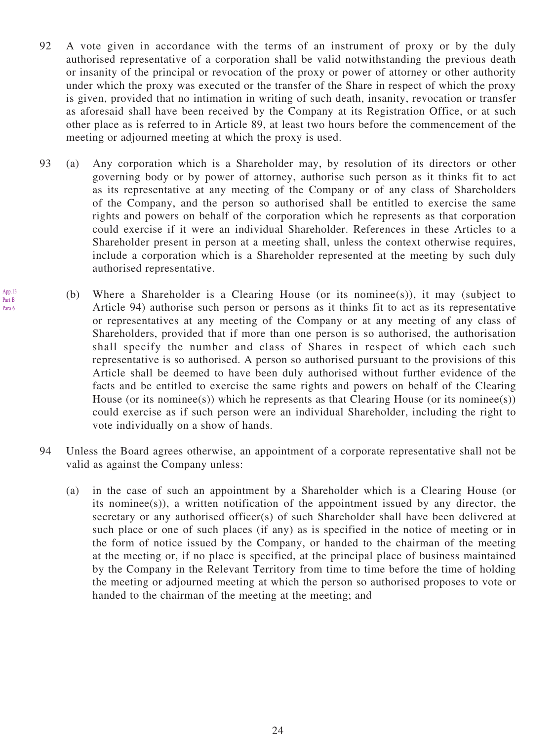92 A vote given in accordance with the terms of an instrument of proxy or by the duly authorised representative of a corporation shall be valid notwithstanding the previous death or insanity of the principal or revocation of the proxy or power of attorney or other authority under which the proxy was executed or the transfer of the Share in respect of which the proxy is given, provided that no intimation in writing of such death, insanity, revocation or transfer as aforesaid shall have been received by the Company at its Registration Office, or at such other place as is referred to in Article 89, at least two hours before the commencement of the meeting or adjourned meeting at which the proxy is used.

93 (a) Any corporation which is a Shareholder may, by resolution of its directors or other governing body or by power of attorney, authorise such person as it thinks fit to act as its representative at any meeting of the Company or of any class of Shareholders of the Company, and the person so authorised shall be entitled to exercise the same rights and powers on behalf of the corporation which he represents as that corporation could exercise if it were an individual Shareholder. References in these Articles to a Shareholder present in person at a meeting shall, unless the context otherwise requires, include a corporation which is a Shareholder represented at the meeting by such duly authorised representative.

App.13 Part B Para 6

(b) Where a Shareholder is a Clearing House (or its nominee(s)), it may (subject to Article 94) authorise such person or persons as it thinks fit to act as its representative or representatives at any meeting of the Company or at any meeting of any class of Shareholders, provided that if more than one person is so authorised, the authorisation shall specify the number and class of Shares in respect of which each such representative is so authorised. A person so authorised pursuant to the provisions of this Article shall be deemed to have been duly authorised without further evidence of the facts and be entitled to exercise the same rights and powers on behalf of the Clearing House (or its nominee(s)) which he represents as that Clearing House (or its nominee(s)) could exercise as if such person were an individual Shareholder, including the right to vote individually on a show of hands.

94 Unless the Board agrees otherwise, an appointment of a corporate representative shall not be valid as against the Company unless:

(a) in the case of such an appointment by a Shareholder which is a Clearing House (or its nominee(s)), a written notification of the appointment issued by any director, the secretary or any authorised officer(s) of such Shareholder shall have been delivered at such place or one of such places (if any) as is specified in the notice of meeting or in the form of notice issued by the Company, or handed to the chairman of the meeting at the meeting or, if no place is specified, at the principal place of business maintained by the Company in the Relevant Territory from time to time before the time of holding the meeting or adjourned meeting at which the person so authorised proposes to vote or handed to the chairman of the meeting at the meeting; and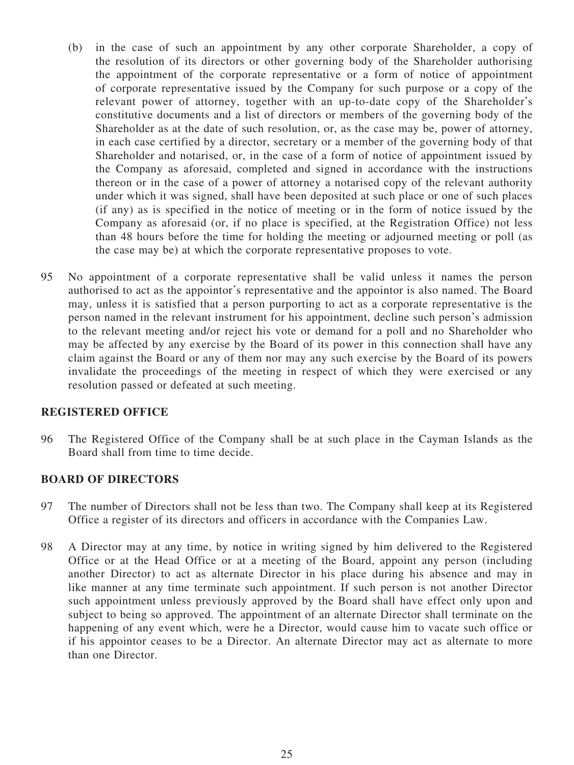(b) in the case of such an appointment by any other corporate Shareholder, a copy of the resolution of its directors or other governing body of the Shareholder authorising the appointment of the corporate representative or a form of notice of appointment of corporate representative issued by the Company for such purpose or a copy of the relevant power of attorney, together with an up-to-date copy of the Shareholder's constitutive documents and a list of directors or members of the governing body of the Shareholder as at the date of such resolution, or, as the case may be, power of attorney, in each case certified by a director, secretary or a member of the governing body of that Shareholder and notarised, or, in the case of a form of notice of appointment issued by the Company as aforesaid, completed and signed in accordance with the instructions thereon or in the case of a power of attorney a notarised copy of the relevant authority under which it was signed, shall have been deposited at such place or one of such places (if any) as is specified in the notice of meeting or in the form of notice issued by the Company as aforesaid (or, if no place is specified, at the Registration Office) not less than 48 hours before the time for holding the meeting or adjourned meeting or poll (as the case may be) at which the corporate representative proposes to vote.

95 No appointment of a corporate representative shall be valid unless it names the person authorised to act as the appointor's representative and the appointor is also named. The Board may, unless it is satisfied that a person purporting to act as a corporate representative is the person named in the relevant instrument for his appointment, decline such person's admission to the relevant meeting and/or reject his vote or demand for a poll and no Shareholder who may be affected by any exercise by the Board of its power in this connection shall have any claim against the Board or any of them nor may any such exercise by the Board of its powers invalidate the proceedings of the meeting in respect of which they were exercised or any resolution passed or defeated at such meeting.

**REGISTERED OFFICE**

96 The Registered Office of the Company shall be at such place in the Cayman Islands as the Board shall from time to time decide.

**BOARD OF DIRECTORS**

97 The number of Directors shall not be less than two. The Company shall keep at its Registered Office a register of its directors and officers in accordance with the Companies Law.

98 A Director may at any time, by notice in writing signed by him delivered to the Registered Office or at the Head Office or at a meeting of the Board, appoint any person (including another Director) to act as alternate Director in his place during his absence and may in like manner at any time terminate such appointment. If such person is not another Director such appointment unless previously approved by the Board shall have effect only upon and subject to being so approved. The appointment of an alternate Director shall terminate on the happening of any event which, were he a Director, would cause him to vacate such office or if his appointor ceases to be a Director. An alternate Director may act as alternate to more than one Director.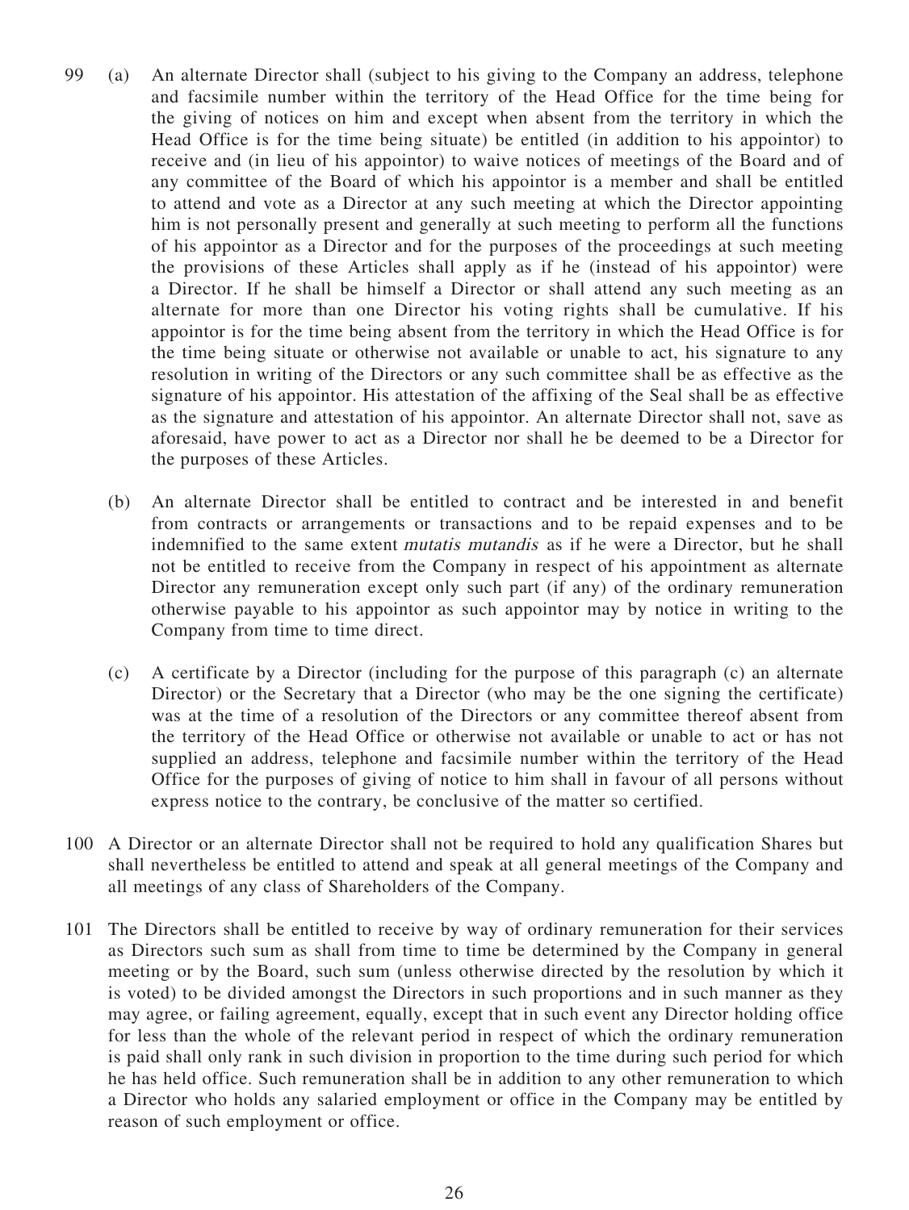99 (a) An alternate Director shall (subject to his giving to the Company an address, telephone and facsimile number within the territory of the Head Office for the time being for the giving of notices on him and except when absent from the territory in which the Head Office is for the time being situate) be entitled (in addition to his appointor) to receive and (in lieu of his appointor) to waive notices of meetings of the Board and of any committee of the Board of which his appointor is a member and shall be entitled to attend and vote as a Director at any such meeting at which the Director appointing him is not personally present and generally at such meeting to perform all the functions of his appointor as a Director and for the purposes of the proceedings at such meeting the provisions of these Articles shall apply as if he (instead of his appointor) were a Director. If he shall be himself a Director or shall attend any such meeting as an alternate for more than one Director his voting rights shall be cumulative. If his appointor is for the time being absent from the territory in which the Head Office is for the time being situate or otherwise not available or unable to act, his signature to any resolution in writing of the Directors or any such committee shall be as effective as the signature of his appointor. His attestation of the affixing of the Seal shall be as effective as the signature and attestation of his appointor. An alternate Director shall not, save as aforesaid, have power to act as a Director nor shall he be deemed to be a Director for the purposes of these Articles.

(b) An alternate Director shall be entitled to contract and be interested in and benefit from contracts or arrangements or transactions and to be repaid expenses and to be indemnified to the same extent *mutatis mutandis* as if he were a Director, but he shall not be entitled to receive from the Company in respect of his appointment as alternate Director any remuneration except only such part (if any) of the ordinary remuneration otherwise payable to his appointor as such appointor may by notice in writing to the Company from time to time direct.

(c) A certificate by a Director (including for the purpose of this paragraph (c) an alternate Director) or the Secretary that a Director (who may be the one signing the certificate) was at the time of a resolution of the Directors or any committee thereof absent from the territory of the Head Office or otherwise not available or unable to act or has not supplied an address, telephone and facsimile number within the territory of the Head Office for the purposes of giving of notice to him shall in favour of all persons without express notice to the contrary, be conclusive of the matter so certified.

100 A Director or an alternate Director shall not be required to hold any qualification Shares but shall nevertheless be entitled to attend and speak at all general meetings of the Company and all meetings of any class of Shareholders of the Company.

101 The Directors shall be entitled to receive by way of ordinary remuneration for their services as Directors such sum as shall from time to time be determined by the Company in general meeting or by the Board, such sum (unless otherwise directed by the resolution by which it is voted) to be divided amongst the Directors in such proportions and in such manner as they may agree, or failing agreement, equally, except that in such event any Director holding office for less than the whole of the relevant period in respect of which the ordinary remuneration is paid shall only rank in such division in proportion to the time during such period for which he has held office. Such remuneration shall be in addition to any other remuneration to which a Director who holds any salaried employment or office in the Company may be entitled by reason of such employment or office.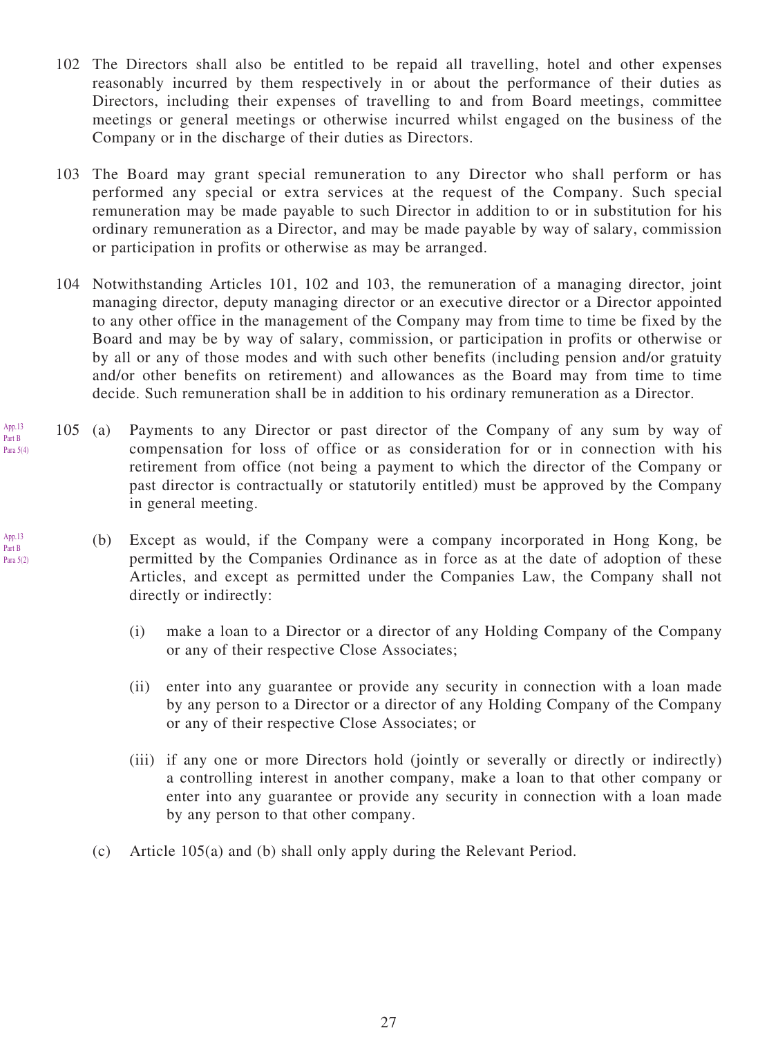102 The Directors shall also be entitled to be repaid all travelling, hotel and other expenses reasonably incurred by them respectively in or about the performance of their duties as Directors, including their expenses of travelling to and from Board meetings, committee meetings or general meetings or otherwise incurred whilst engaged on the business of the Company or in the discharge of their duties as Directors.

103 The Board may grant special remuneration to any Director who shall perform or has performed any special or extra services at the request of the Company. Such special remuneration may be made payable to such Director in addition to or in substitution for his ordinary remuneration as a Director, and may be made payable by way of salary, commission or participation in profits or otherwise as may be arranged.

104 Notwithstanding Articles 101, 102 and 103, the remuneration of a managing director, joint managing director, deputy managing director or an executive director or a Director appointed to any other office in the management of the Company may from time to time be fixed by the Board and may be by way of salary, commission, or participation in profits or otherwise or by all or any of those modes and with such other benefits (including pension and/or gratuity and/or other benefits on retirement) and allowances as the Board may from time to time decide. Such remuneration shall be in addition to his ordinary remuneration as a Director.

App.13 Part B Para 5(4)

105 (a) Payments to any Director or past director of the Company of any sum by way of compensation for loss of office or as consideration for or in connection with his retirement from office (not being a payment to which the director of the Company or past director is contractually or statutorily entitled) must be approved by the Company in general meeting.

App.13 Part B Para 5(2)

(b) Except as would, if the Company were a company incorporated in Hong Kong, be permitted by the Companies Ordinance as in force as at the date of adoption of these Articles, and except as permitted under the Companies Law, the Company shall not directly or indirectly:

(i) make a loan to a Director or a director of any Holding Company of the Company or any of their respective Close Associates;

(ii) enter into any guarantee or provide any security in connection with a loan made by any person to a Director or a director of any Holding Company of the Company or any of their respective Close Associates; or

(iii) if any one or more Directors hold (jointly or severally or directly or indirectly) a controlling interest in another company, make a loan to that other company or enter into any guarantee or provide any security in connection with a loan made by any person to that other company.

(c) Article 105(a) and (b) shall only apply during the Relevant Period.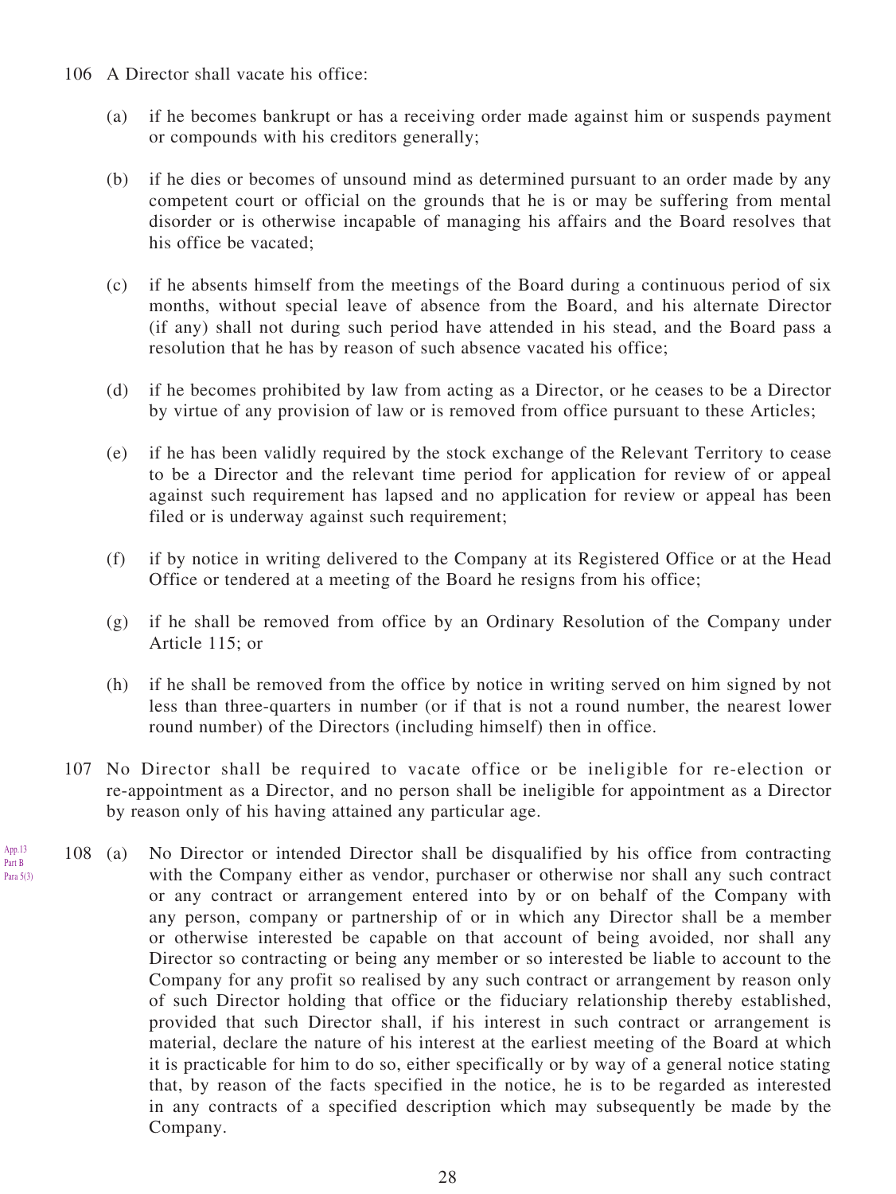106 A Director shall vacate his office:

(a) if he becomes bankrupt or has a receiving order made against him or suspends payment or compounds with his creditors generally;

(b) if he dies or becomes of unsound mind as determined pursuant to an order made by any competent court or official on the grounds that he is or may be suffering from mental disorder or is otherwise incapable of managing his affairs and the Board resolves that his office be vacated;

(c) if he absents himself from the meetings of the Board during a continuous period of six months, without special leave of absence from the Board, and his alternate Director (if any) shall not during such period have attended in his stead, and the Board pass a resolution that he has by reason of such absence vacated his office;

(d) if he becomes prohibited by law from acting as a Director, or he ceases to be a Director by virtue of any provision of law or is removed from office pursuant to these Articles;

(e) if he has been validly required by the stock exchange of the Relevant Territory to cease to be a Director and the relevant time period for application for review of or appeal against such requirement has lapsed and no application for review or appeal has been filed or is underway against such requirement;

(f) if by notice in writing delivered to the Company at its Registered Office or at the Head Office or tendered at a meeting of the Board he resigns from his office;

(g) if he shall be removed from office by an Ordinary Resolution of the Company under Article 115; or

(h) if he shall be removed from the office by notice in writing served on him signed by not less than three-quarters in number (or if that is not a round number, the nearest lower round number) of the Directors (including himself) then in office.

107 No Director shall be required to vacate office or be ineligible for re-election or re-appointment as a Director, and no person shall be ineligible for appointment as a Director by reason only of his having attained any particular age.

App.13 Part B Para 5(3)

108 (a) No Director or intended Director shall be disqualified by his office from contracting with the Company either as vendor, purchaser or otherwise nor shall any such contract or any contract or arrangement entered into by or on behalf of the Company with any person, company or partnership of or in which any Director shall be a member or otherwise interested be capable on that account of being avoided, nor shall any Director so contracting or being any member or so interested be liable to account to the Company for any profit so realised by any such contract or arrangement by reason only of such Director holding that office or the fiduciary relationship thereby established, provided that such Director shall, if his interest in such contract or arrangement is material, declare the nature of his interest at the earliest meeting of the Board at which it is practicable for him to do so, either specifically or by way of a general notice stating that, by reason of the facts specified in the notice, he is to be regarded as interested in any contracts of a specified description which may subsequently be made by the Company.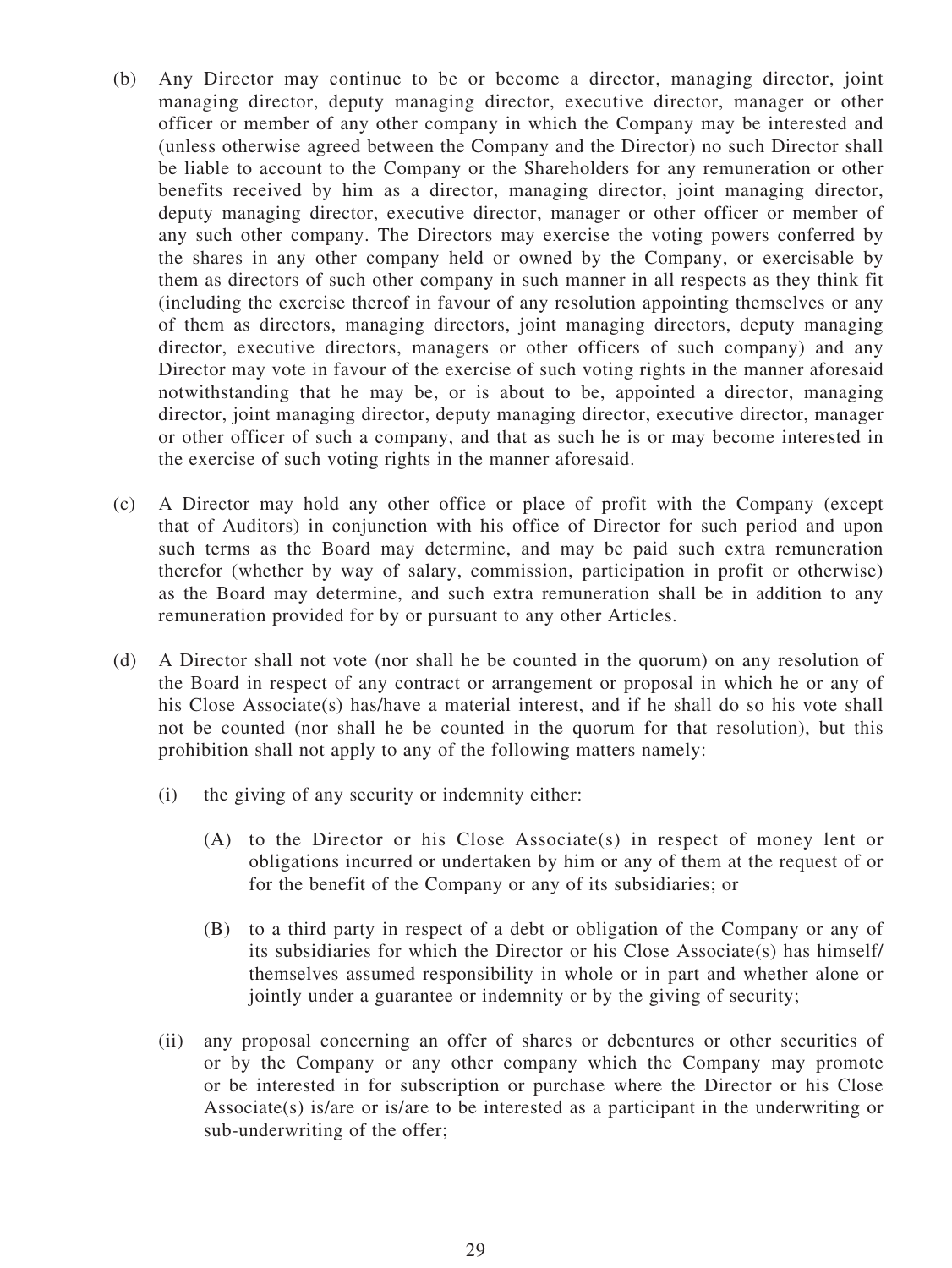(b) Any Director may continue to be or become a director, managing director, joint managing director, deputy managing director, executive director, manager or other officer or member of any other company in which the Company may be interested and (unless otherwise agreed between the Company and the Director) no such Director shall be liable to account to the Company or the Shareholders for any remuneration or other benefits received by him as a director, managing director, joint managing director, deputy managing director, executive director, manager or other officer or member of any such other company. The Directors may exercise the voting powers conferred by the shares in any other company held or owned by the Company, or exercisable by them as directors of such other company in such manner in all respects as they think fit (including the exercise thereof in favour of any resolution appointing themselves or any of them as directors, managing directors, joint managing directors, deputy managing director, executive directors, managers or other officers of such company) and any Director may vote in favour of the exercise of such voting rights in the manner aforesaid notwithstanding that he may be, or is about to be, appointed a director, managing director, joint managing director, deputy managing director, executive director, manager or other officer of such a company, and that as such he is or may become interested in the exercise of such voting rights in the manner aforesaid.

(c) A Director may hold any other office or place of profit with the Company (except that of Auditors) in conjunction with his office of Director for such period and upon such terms as the Board may determine, and may be paid such extra remuneration therefor (whether by way of salary, commission, participation in profit or otherwise) as the Board may determine, and such extra remuneration shall be in addition to any remuneration provided for by or pursuant to any other Articles.

(d) A Director shall not vote (nor shall he be counted in the quorum) on any resolution of the Board in respect of any contract or arrangement or proposal in which he or any of his Close Associate(s) has/have a material interest, and if he shall do so his vote shall not be counted (nor shall he be counted in the quorum for that resolution), but this prohibition shall not apply to any of the following matters namely:

  (i) the giving of any security or indemnity either:

    (A) to the Director or his Close Associate(s) in respect of money lent or obligations incurred or undertaken by him or any of them at the request of or for the benefit of the Company or any of its subsidiaries; or

    (B) to a third party in respect of a debt or obligation of the Company or any of its subsidiaries for which the Director or his Close Associate(s) has himself/themselves assumed responsibility in whole or in part and whether alone or jointly under a guarantee or indemnity or by the giving of security;

  (ii) any proposal concerning an offer of shares or debentures or other securities of or by the Company or any other company which the Company may promote or be interested in for subscription or purchase where the Director or his Close Associate(s) is/are or is/are to be interested as a participant in the underwriting or sub-underwriting of the offer;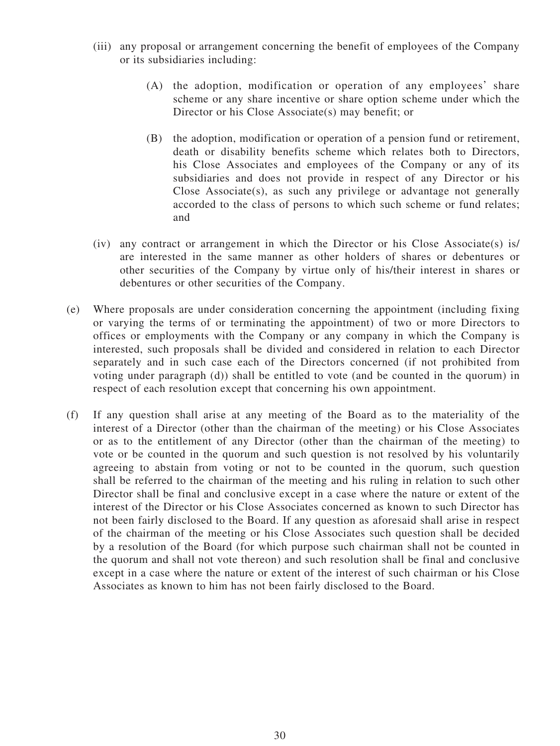(iii) any proposal or arrangement concerning the benefit of employees of the Company or its subsidiaries including:

(A) the adoption, modification or operation of any employees' share scheme or any share incentive or share option scheme under which the Director or his Close Associate(s) may benefit; or

(B) the adoption, modification or operation of a pension fund or retirement, death or disability benefits scheme which relates both to Directors, his Close Associates and employees of the Company or any of its subsidiaries and does not provide in respect of any Director or his Close Associate(s), as such any privilege or advantage not generally accorded to the class of persons to which such scheme or fund relates; and

(iv) any contract or arrangement in which the Director or his Close Associate(s) is/are interested in the same manner as other holders of shares or debentures or other securities of the Company by virtue only of his/their interest in shares or debentures or other securities of the Company.

(e) Where proposals are under consideration concerning the appointment (including fixing or varying the terms of or terminating the appointment) of two or more Directors to offices or employments with the Company or any company in which the Company is interested, such proposals shall be divided and considered in relation to each Director separately and in such case each of the Directors concerned (if not prohibited from voting under paragraph (d)) shall be entitled to vote (and be counted in the quorum) in respect of each resolution except that concerning his own appointment.

(f) If any question shall arise at any meeting of the Board as to the materiality of the interest of a Director (other than the chairman of the meeting) or his Close Associates or as to the entitlement of any Director (other than the chairman of the meeting) to vote or be counted in the quorum and such question is not resolved by his voluntarily agreeing to abstain from voting or not to be counted in the quorum, such question shall be referred to the chairman of the meeting and his ruling in relation to such other Director shall be final and conclusive except in a case where the nature or extent of the interest of the Director or his Close Associates concerned as known to such Director has not been fairly disclosed to the Board. If any question as aforesaid shall arise in respect of the chairman of the meeting or his Close Associates such question shall be decided by a resolution of the Board (for which purpose such chairman shall not be counted in the quorum and shall not vote thereon) and such resolution shall be final and conclusive except in a case where the nature or extent of the interest of such chairman or his Close Associates as known to him has not been fairly disclosed to the Board.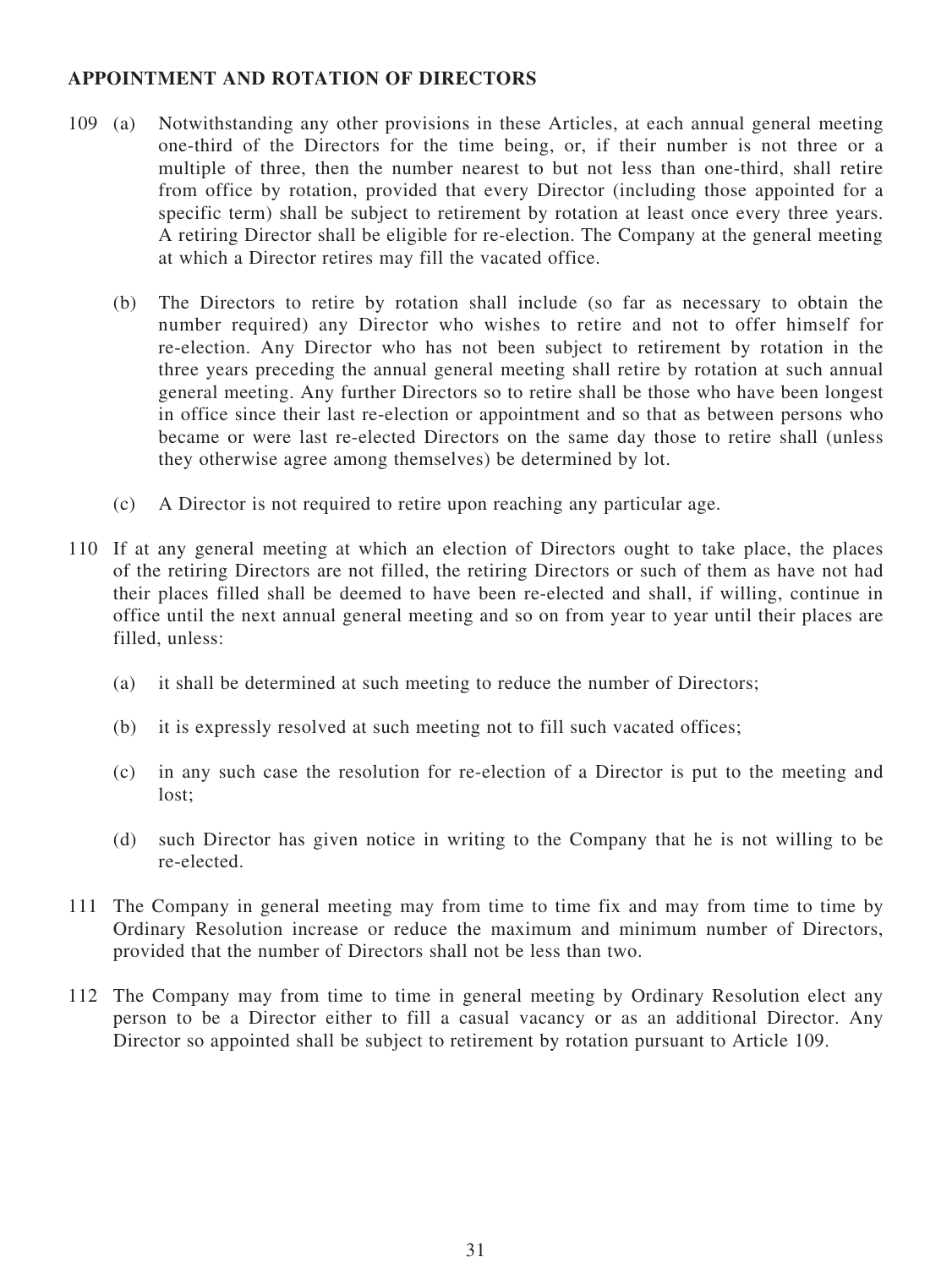**APPOINTMENT AND ROTATION OF DIRECTORS**

109 (a) Notwithstanding any other provisions in these Articles, at each annual general meeting one-third of the Directors for the time being, or, if their number is not three or a multiple of three, then the number nearest to but not less than one-third, shall retire from office by rotation, provided that every Director (including those appointed for a specific term) shall be subject to retirement by rotation at least once every three years. A retiring Director shall be eligible for re-election. The Company at the general meeting at which a Director retires may fill the vacated office.

(b) The Directors to retire by rotation shall include (so far as necessary to obtain the number required) any Director who wishes to retire and not to offer himself for re-election. Any Director who has not been subject to retirement by rotation in the three years preceding the annual general meeting shall retire by rotation at such annual general meeting. Any further Directors so to retire shall be those who have been longest in office since their last re-election or appointment and so that as between persons who became or were last re-elected Directors on the same day those to retire shall (unless they otherwise agree among themselves) be determined by lot.

(c) A Director is not required to retire upon reaching any particular age.

110 If at any general meeting at which an election of Directors ought to take place, the places of the retiring Directors are not filled, the retiring Directors or such of them as have not had their places filled shall be deemed to have been re-elected and shall, if willing, continue in office until the next annual general meeting and so on from year to year until their places are filled, unless:

(a) it shall be determined at such meeting to reduce the number of Directors;

(b) it is expressly resolved at such meeting not to fill such vacated offices;

(c) in any such case the resolution for re-election of a Director is put to the meeting and lost;

(d) such Director has given notice in writing to the Company that he is not willing to be re-elected.

111 The Company in general meeting may from time to time fix and may from time to time by Ordinary Resolution increase or reduce the maximum and minimum number of Directors, provided that the number of Directors shall not be less than two.

112 The Company may from time to time in general meeting by Ordinary Resolution elect any person to be a Director either to fill a casual vacancy or as an additional Director. Any Director so appointed shall be subject to retirement by rotation pursuant to Article 109.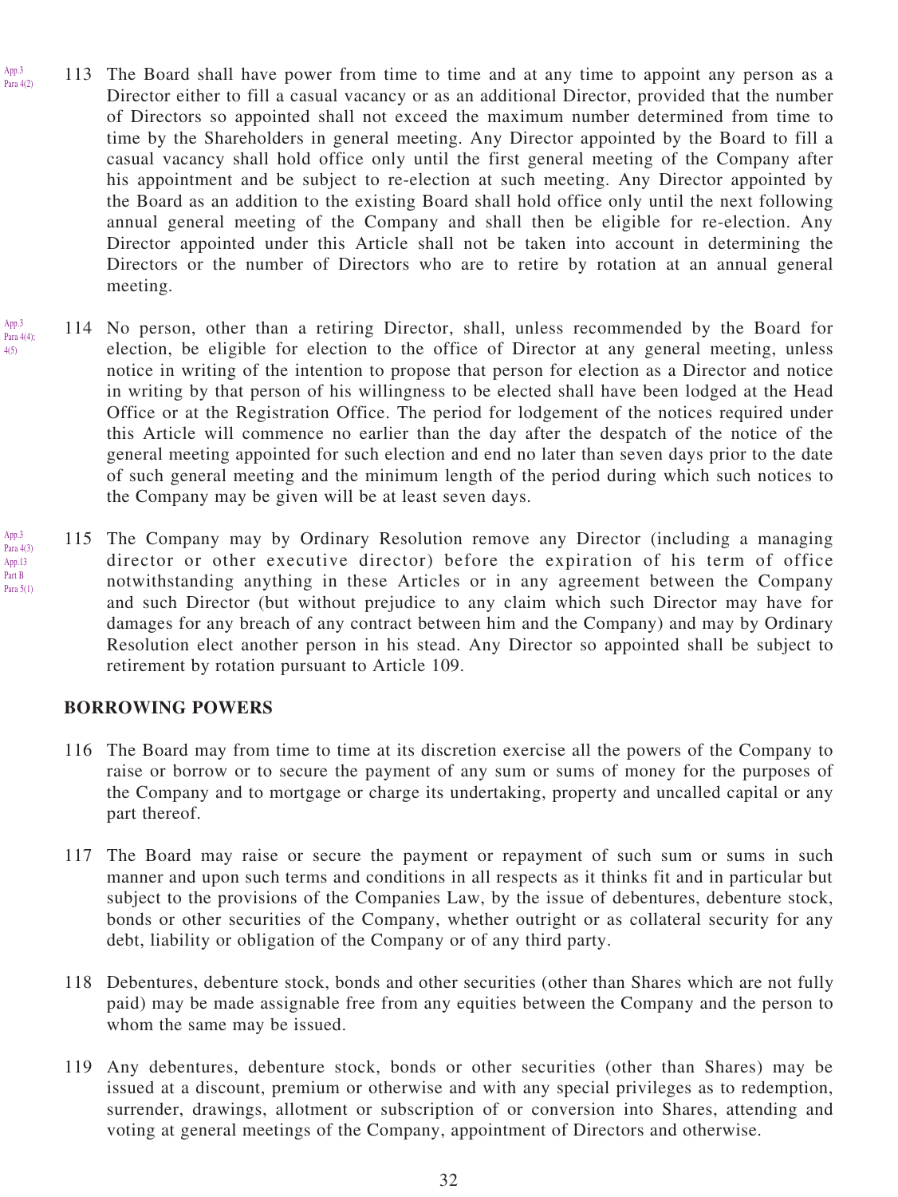App.3 Para 4(2)

113 The Board shall have power from time to time and at any time to appoint any person as a Director either to fill a casual vacancy or as an additional Director, provided that the number of Directors so appointed shall not exceed the maximum number determined from time to time by the Shareholders in general meeting. Any Director appointed by the Board to fill a casual vacancy shall hold office only until the first general meeting of the Company after his appointment and be subject to re-election at such meeting. Any Director appointed by the Board as an addition to the existing Board shall hold office only until the next following annual general meeting of the Company and shall then be eligible for re-election. Any Director appointed under this Article shall not be taken into account in determining the Directors or the number of Directors who are to retire by rotation at an annual general meeting.

App.3 Para 4(4); 4(5)

114 No person, other than a retiring Director, shall, unless recommended by the Board for election, be eligible for election to the office of Director at any general meeting, unless notice in writing of the intention to propose that person for election as a Director and notice in writing by that person of his willingness to be elected shall have been lodged at the Head Office or at the Registration Office. The period for lodgement of the notices required under this Article will commence no earlier than the day after the despatch of the notice of the general meeting appointed for such election and end no later than seven days prior to the date of such general meeting and the minimum length of the period during which such notices to the Company may be given will be at least seven days.

App.3 Para 4(3) App.13 Part B Para 5(1)

115 The Company may by Ordinary Resolution remove any Director (including a managing director or other executive director) before the expiration of his term of office notwithstanding anything in these Articles or in any agreement between the Company and such Director (but without prejudice to any claim which such Director may have for damages for any breach of any contract between him and the Company) and may by Ordinary Resolution elect another person in his stead. Any Director so appointed shall be subject to retirement by rotation pursuant to Article 109.

## BORROWING POWERS

116 The Board may from time to time at its discretion exercise all the powers of the Company to raise or borrow or to secure the payment of any sum or sums of money for the purposes of the Company and to mortgage or charge its undertaking, property and uncalled capital or any part thereof.

117 The Board may raise or secure the payment or repayment of such sum or sums in such manner and upon such terms and conditions in all respects as it thinks fit and in particular but subject to the provisions of the Companies Law, by the issue of debentures, debenture stock, bonds or other securities of the Company, whether outright or as collateral security for any debt, liability or obligation of the Company or of any third party.

118 Debentures, debenture stock, bonds and other securities (other than Shares which are not fully paid) may be made assignable free from any equities between the Company and the person to whom the same may be issued.

119 Any debentures, debenture stock, bonds or other securities (other than Shares) may be issued at a discount, premium or otherwise and with any special privileges as to redemption, surrender, drawings, allotment or subscription of or conversion into Shares, attending and voting at general meetings of the Company, appointment of Directors and otherwise.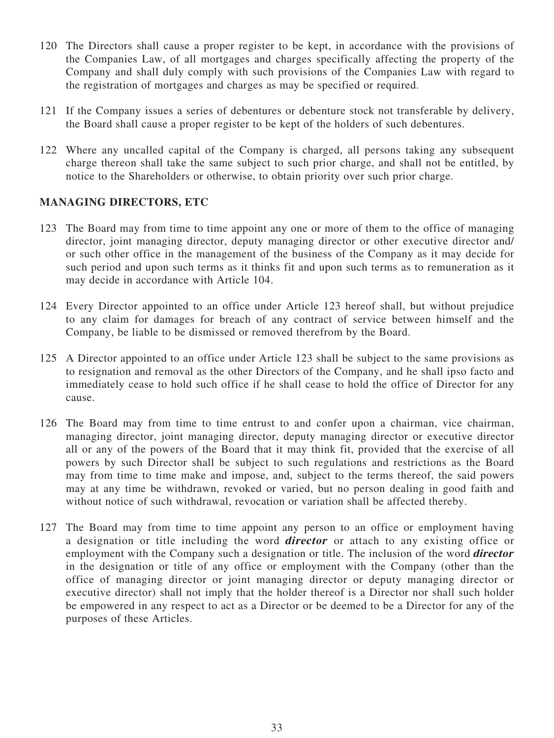120 The Directors shall cause a proper register to be kept, in accordance with the provisions of the Companies Law, of all mortgages and charges specifically affecting the property of the Company and shall duly comply with such provisions of the Companies Law with regard to the registration of mortgages and charges as may be specified or required.

121 If the Company issues a series of debentures or debenture stock not transferable by delivery, the Board shall cause a proper register to be kept of the holders of such debentures.

122 Where any uncalled capital of the Company is charged, all persons taking any subsequent charge thereon shall take the same subject to such prior charge, and shall not be entitled, by notice to the Shareholders or otherwise, to obtain priority over such prior charge.

## MANAGING DIRECTORS, ETC

123 The Board may from time to time appoint any one or more of them to the office of managing director, joint managing director, deputy managing director or other executive director and/or such other office in the management of the business of the Company as it may decide for such period and upon such terms as it thinks fit and upon such terms as to remuneration as it may decide in accordance with Article 104.

124 Every Director appointed to an office under Article 123 hereof shall, but without prejudice to any claim for damages for breach of any contract of service between himself and the Company, be liable to be dismissed or removed therefrom by the Board.

125 A Director appointed to an office under Article 123 shall be subject to the same provisions as to resignation and removal as the other Directors of the Company, and he shall ipso facto and immediately cease to hold such office if he shall cease to hold the office of Director for any cause.

126 The Board may from time to time entrust to and confer upon a chairman, vice chairman, managing director, joint managing director, deputy managing director or executive director all or any of the powers of the Board that it may think fit, provided that the exercise of all powers by such Director shall be subject to such regulations and restrictions as the Board may from time to time make and impose, and, subject to the terms thereof, the said powers may at any time be withdrawn, revoked or varied, but no person dealing in good faith and without notice of such withdrawal, revocation or variation shall be affected thereby.

127 The Board may from time to time appoint any person to an office or employment having a designation or title including the word ***director*** or attach to any existing office or employment with the Company such a designation or title. The inclusion of the word ***director*** in the designation or title of any office or employment with the Company (other than the office of managing director or joint managing director or deputy managing director or executive director) shall not imply that the holder thereof is a Director nor shall such holder be empowered in any respect to act as a Director or be deemed to be a Director for any of the purposes of these Articles.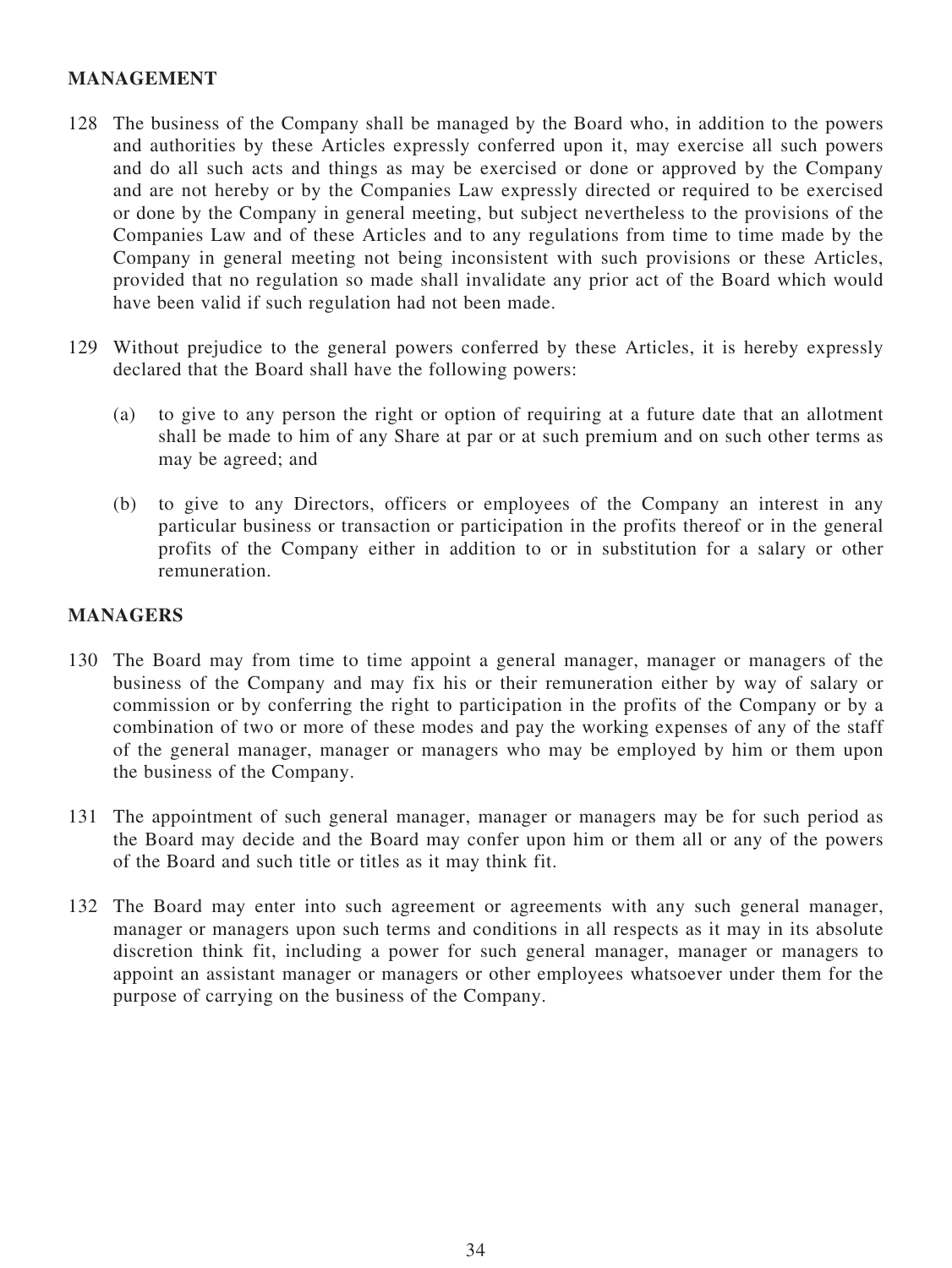## MANAGEMENT

128 The business of the Company shall be managed by the Board who, in addition to the powers and authorities by these Articles expressly conferred upon it, may exercise all such powers and do all such acts and things as may be exercised or done or approved by the Company and are not hereby or by the Companies Law expressly directed or required to be exercised or done by the Company in general meeting, but subject nevertheless to the provisions of the Companies Law and of these Articles and to any regulations from time to time made by the Company in general meeting not being inconsistent with such provisions or these Articles, provided that no regulation so made shall invalidate any prior act of the Board which would have been valid if such regulation had not been made.

129 Without prejudice to the general powers conferred by these Articles, it is hereby expressly declared that the Board shall have the following powers:

(a) to give to any person the right or option of requiring at a future date that an allotment shall be made to him of any Share at par or at such premium and on such other terms as may be agreed; and

(b) to give to any Directors, officers or employees of the Company an interest in any particular business or transaction or participation in the profits thereof or in the general profits of the Company either in addition to or in substitution for a salary or other remuneration.

## MANAGERS

130 The Board may from time to time appoint a general manager, manager or managers of the business of the Company and may fix his or their remuneration either by way of salary or commission or by conferring the right to participation in the profits of the Company or by a combination of two or more of these modes and pay the working expenses of any of the staff of the general manager, manager or managers who may be employed by him or them upon the business of the Company.

131 The appointment of such general manager, manager or managers may be for such period as the Board may decide and the Board may confer upon him or them all or any of the powers of the Board and such title or titles as it may think fit.

132 The Board may enter into such agreement or agreements with any such general manager, manager or managers upon such terms and conditions in all respects as it may in its absolute discretion think fit, including a power for such general manager, manager or managers to appoint an assistant manager or managers or other employees whatsoever under them for the purpose of carrying on the business of the Company.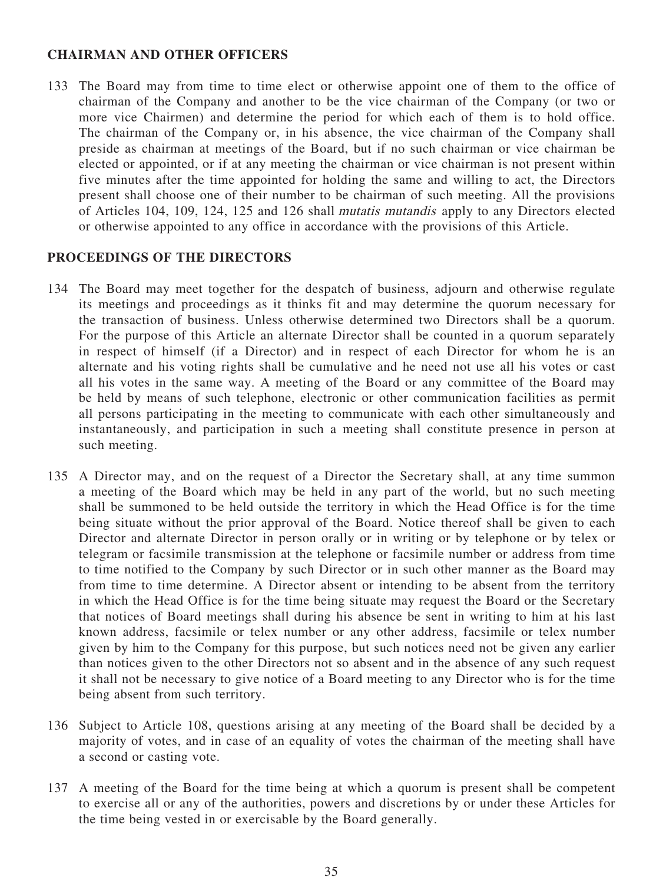## CHAIRMAN AND OTHER OFFICERS

133 The Board may from time to time elect or otherwise appoint one of them to the office of chairman of the Company and another to be the vice chairman of the Company (or two or more vice Chairmen) and determine the period for which each of them is to hold office. The chairman of the Company or, in his absence, the vice chairman of the Company shall preside as chairman at meetings of the Board, but if no such chairman or vice chairman be elected or appointed, or if at any meeting the chairman or vice chairman is not present within five minutes after the time appointed for holding the same and willing to act, the Directors present shall choose one of their number to be chairman of such meeting. All the provisions of Articles 104, 109, 124, 125 and 126 shall *mutatis mutandis* apply to any Directors elected or otherwise appointed to any office in accordance with the provisions of this Article.

## PROCEEDINGS OF THE DIRECTORS

134 The Board may meet together for the despatch of business, adjourn and otherwise regulate its meetings and proceedings as it thinks fit and may determine the quorum necessary for the transaction of business. Unless otherwise determined two Directors shall be a quorum. For the purpose of this Article an alternate Director shall be counted in a quorum separately in respect of himself (if a Director) and in respect of each Director for whom he is an alternate and his voting rights shall be cumulative and he need not use all his votes or cast all his votes in the same way. A meeting of the Board or any committee of the Board may be held by means of such telephone, electronic or other communication facilities as permit all persons participating in the meeting to communicate with each other simultaneously and instantaneously, and participation in such a meeting shall constitute presence in person at such meeting.

135 A Director may, and on the request of a Director the Secretary shall, at any time summon a meeting of the Board which may be held in any part of the world, but no such meeting shall be summoned to be held outside the territory in which the Head Office is for the time being situate without the prior approval of the Board. Notice thereof shall be given to each Director and alternate Director in person orally or in writing or by telephone or by telex or telegram or facsimile transmission at the telephone or facsimile number or address from time to time notified to the Company by such Director or in such other manner as the Board may from time to time determine. A Director absent or intending to be absent from the territory in which the Head Office is for the time being situate may request the Board or the Secretary that notices of Board meetings shall during his absence be sent in writing to him at his last known address, facsimile or telex number or any other address, facsimile or telex number given by him to the Company for this purpose, but such notices need not be given any earlier than notices given to the other Directors not so absent and in the absence of any such request it shall not be necessary to give notice of a Board meeting to any Director who is for the time being absent from such territory.

136 Subject to Article 108, questions arising at any meeting of the Board shall be decided by a majority of votes, and in case of an equality of votes the chairman of the meeting shall have a second or casting vote.

137 A meeting of the Board for the time being at which a quorum is present shall be competent to exercise all or any of the authorities, powers and discretions by or under these Articles for the time being vested in or exercisable by the Board generally.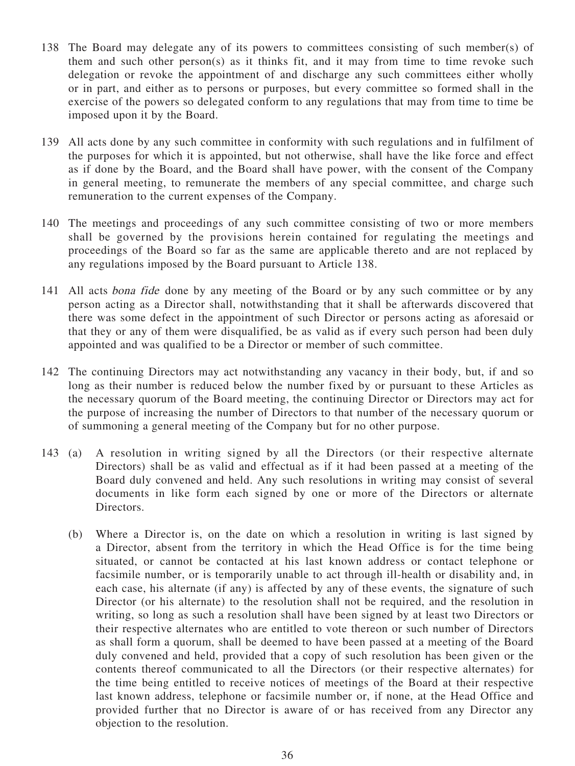138 The Board may delegate any of its powers to committees consisting of such member(s) of them and such other person(s) as it thinks fit, and it may from time to time revoke such delegation or revoke the appointment of and discharge any such committees either wholly or in part, and either as to persons or purposes, but every committee so formed shall in the exercise of the powers so delegated conform to any regulations that may from time to time be imposed upon it by the Board.

139 All acts done by any such committee in conformity with such regulations and in fulfilment of the purposes for which it is appointed, but not otherwise, shall have the like force and effect as if done by the Board, and the Board shall have power, with the consent of the Company in general meeting, to remunerate the members of any special committee, and charge such remuneration to the current expenses of the Company.

140 The meetings and proceedings of any such committee consisting of two or more members shall be governed by the provisions herein contained for regulating the meetings and proceedings of the Board so far as the same are applicable thereto and are not replaced by any regulations imposed by the Board pursuant to Article 138.

141 All acts *bona fide* done by any meeting of the Board or by any such committee or by any person acting as a Director shall, notwithstanding that it shall be afterwards discovered that there was some defect in the appointment of such Director or persons acting as aforesaid or that they or any of them were disqualified, be as valid as if every such person had been duly appointed and was qualified to be a Director or member of such committee.

142 The continuing Directors may act notwithstanding any vacancy in their body, but, if and so long as their number is reduced below the number fixed by or pursuant to these Articles as the necessary quorum of the Board meeting, the continuing Director or Directors may act for the purpose of increasing the number of Directors to that number of the necessary quorum or of summoning a general meeting of the Company but for no other purpose.

143 (a) A resolution in writing signed by all the Directors (or their respective alternate Directors) shall be as valid and effectual as if it had been passed at a meeting of the Board duly convened and held. Any such resolutions in writing may consist of several documents in like form each signed by one or more of the Directors or alternate Directors.

(b) Where a Director is, on the date on which a resolution in writing is last signed by a Director, absent from the territory in which the Head Office is for the time being situated, or cannot be contacted at his last known address or contact telephone or facsimile number, or is temporarily unable to act through ill-health or disability and, in each case, his alternate (if any) is affected by any of these events, the signature of such Director (or his alternate) to the resolution shall not be required, and the resolution in writing, so long as such a resolution shall have been signed by at least two Directors or their respective alternates who are entitled to vote thereon or such number of Directors as shall form a quorum, shall be deemed to have been passed at a meeting of the Board duly convened and held, provided that a copy of such resolution has been given or the contents thereof communicated to all the Directors (or their respective alternates) for the time being entitled to receive notices of meetings of the Board at their respective last known address, telephone or facsimile number or, if none, at the Head Office and provided further that no Director is aware of or has received from any Director any objection to the resolution.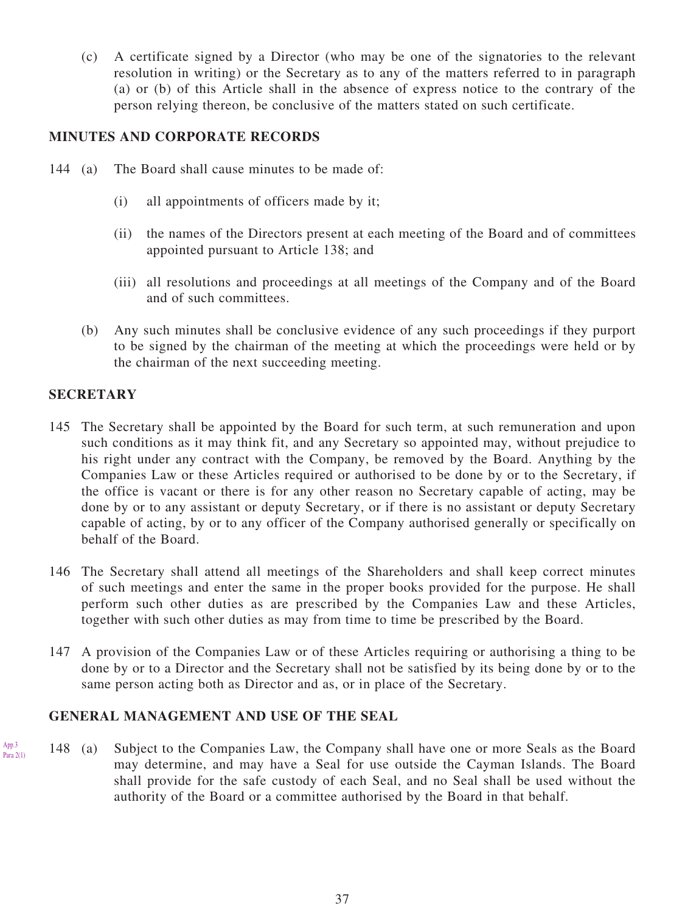(c) A certificate signed by a Director (who may be one of the signatories to the relevant resolution in writing) or the Secretary as to any of the matters referred to in paragraph (a) or (b) of this Article shall in the absence of express notice to the contrary of the person relying thereon, be conclusive of the matters stated on such certificate.

## MINUTES AND CORPORATE RECORDS

144 (a) The Board shall cause minutes to be made of:

(i) all appointments of officers made by it;

(ii) the names of the Directors present at each meeting of the Board and of committees appointed pursuant to Article 138; and

(iii) all resolutions and proceedings at all meetings of the Company and of the Board and of such committees.

(b) Any such minutes shall be conclusive evidence of any such proceedings if they purport to be signed by the chairman of the meeting at which the proceedings were held or by the chairman of the next succeeding meeting.

## SECRETARY

145 The Secretary shall be appointed by the Board for such term, at such remuneration and upon such conditions as it may think fit, and any Secretary so appointed may, without prejudice to his right under any contract with the Company, be removed by the Board. Anything by the Companies Law or these Articles required or authorised to be done by or to the Secretary, if the office is vacant or there is for any other reason no Secretary capable of acting, may be done by or to any assistant or deputy Secretary, or if there is no assistant or deputy Secretary capable of acting, by or to any officer of the Company authorised generally or specifically on behalf of the Board.

146 The Secretary shall attend all meetings of the Shareholders and shall keep correct minutes of such meetings and enter the same in the proper books provided for the purpose. He shall perform such other duties as are prescribed by the Companies Law and these Articles, together with such other duties as may from time to time be prescribed by the Board.

147 A provision of the Companies Law or of these Articles requiring or authorising a thing to be done by or to a Director and the Secretary shall not be satisfied by its being done by or to the same person acting both as Director and as, or in place of the Secretary.

## GENERAL MANAGEMENT AND USE OF THE SEAL

App.3 Para 2(1)

148 (a) Subject to the Companies Law, the Company shall have one or more Seals as the Board may determine, and may have a Seal for use outside the Cayman Islands. The Board shall provide for the safe custody of each Seal, and no Seal shall be used without the authority of the Board or a committee authorised by the Board in that behalf.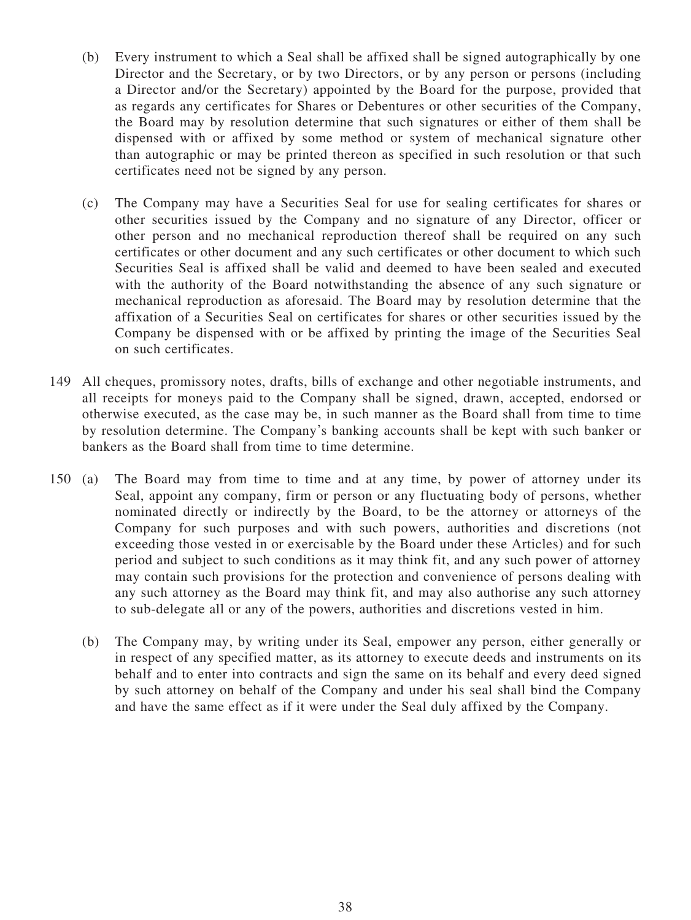(b) Every instrument to which a Seal shall be affixed shall be signed autographically by one Director and the Secretary, or by two Directors, or by any person or persons (including a Director and/or the Secretary) appointed by the Board for the purpose, provided that as regards any certificates for Shares or Debentures or other securities of the Company, the Board may by resolution determine that such signatures or either of them shall be dispensed with or affixed by some method or system of mechanical signature other than autographic or may be printed thereon as specified in such resolution or that such certificates need not be signed by any person.

(c) The Company may have a Securities Seal for use for sealing certificates for shares or other securities issued by the Company and no signature of any Director, officer or other person and no mechanical reproduction thereof shall be required on any such certificates or other document and any such certificates or other document to which such Securities Seal is affixed shall be valid and deemed to have been sealed and executed with the authority of the Board notwithstanding the absence of any such signature or mechanical reproduction as aforesaid. The Board may by resolution determine that the affixation of a Securities Seal on certificates for shares or other securities issued by the Company be dispensed with or be affixed by printing the image of the Securities Seal on such certificates.

149 All cheques, promissory notes, drafts, bills of exchange and other negotiable instruments, and all receipts for moneys paid to the Company shall be signed, drawn, accepted, endorsed or otherwise executed, as the case may be, in such manner as the Board shall from time to time by resolution determine. The Company's banking accounts shall be kept with such banker or bankers as the Board shall from time to time determine.

150 (a) The Board may from time to time and at any time, by power of attorney under its Seal, appoint any company, firm or person or any fluctuating body of persons, whether nominated directly or indirectly by the Board, to be the attorney or attorneys of the Company for such purposes and with such powers, authorities and discretions (not exceeding those vested in or exercisable by the Board under these Articles) and for such period and subject to such conditions as it may think fit, and any such power of attorney may contain such provisions for the protection and convenience of persons dealing with any such attorney as the Board may think fit, and may also authorise any such attorney to sub-delegate all or any of the powers, authorities and discretions vested in him.

(b) The Company may, by writing under its Seal, empower any person, either generally or in respect of any specified matter, as its attorney to execute deeds and instruments on its behalf and to enter into contracts and sign the same on its behalf and every deed signed by such attorney on behalf of the Company and under his seal shall bind the Company and have the same effect as if it were under the Seal duly affixed by the Company.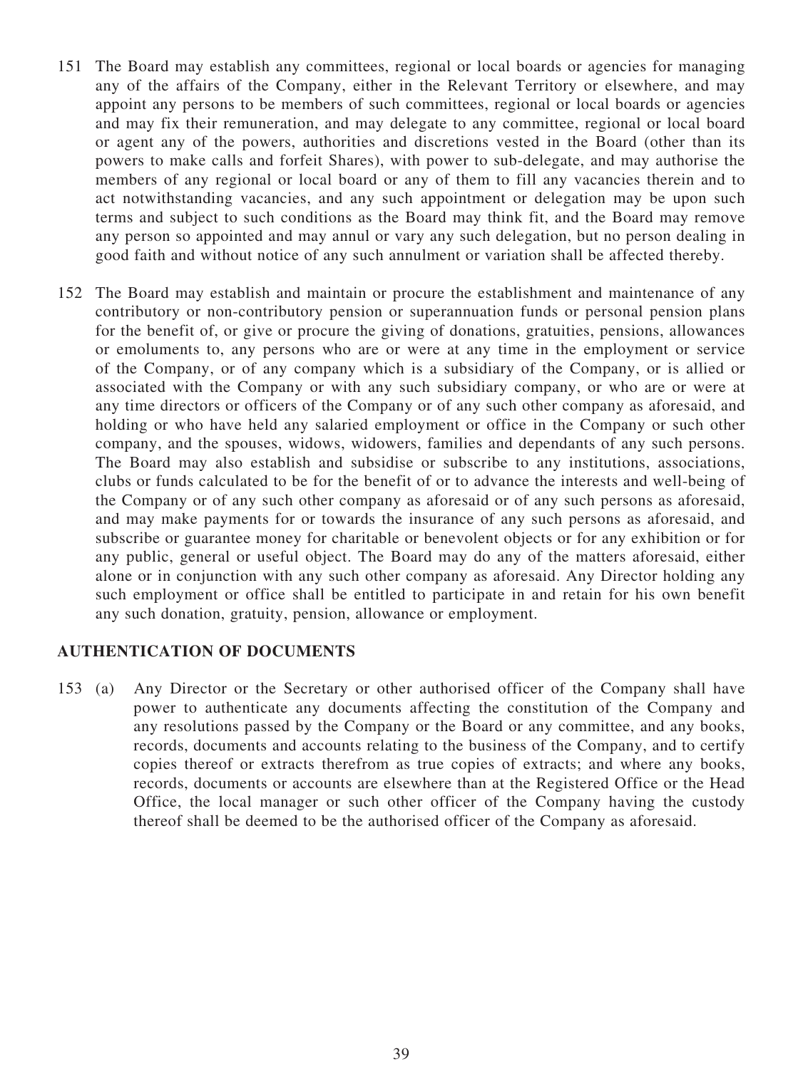151 The Board may establish any committees, regional or local boards or agencies for managing any of the affairs of the Company, either in the Relevant Territory or elsewhere, and may appoint any persons to be members of such committees, regional or local boards or agencies and may fix their remuneration, and may delegate to any committee, regional or local board or agent any of the powers, authorities and discretions vested in the Board (other than its powers to make calls and forfeit Shares), with power to sub-delegate, and may authorise the members of any regional or local board or any of them to fill any vacancies therein and to act notwithstanding vacancies, and any such appointment or delegation may be upon such terms and subject to such conditions as the Board may think fit, and the Board may remove any person so appointed and may annul or vary any such delegation, but no person dealing in good faith and without notice of any such annulment or variation shall be affected thereby.

152 The Board may establish and maintain or procure the establishment and maintenance of any contributory or non-contributory pension or superannuation funds or personal pension plans for the benefit of, or give or procure the giving of donations, gratuities, pensions, allowances or emoluments to, any persons who are or were at any time in the employment or service of the Company, or of any company which is a subsidiary of the Company, or is allied or associated with the Company or with any such subsidiary company, or who are or were at any time directors or officers of the Company or of any such other company as aforesaid, and holding or who have held any salaried employment or office in the Company or such other company, and the spouses, widows, widowers, families and dependants of any such persons. The Board may also establish and subsidise or subscribe to any institutions, associations, clubs or funds calculated to be for the benefit of or to advance the interests and well-being of the Company or of any such other company as aforesaid or of any such persons as aforesaid, and may make payments for or towards the insurance of any such persons as aforesaid, and subscribe or guarantee money for charitable or benevolent objects or for any exhibition or for any public, general or useful object. The Board may do any of the matters aforesaid, either alone or in conjunction with any such other company as aforesaid. Any Director holding any such employment or office shall be entitled to participate in and retain for his own benefit any such donation, gratuity, pension, allowance or employment.

## AUTHENTICATION OF DOCUMENTS

153 (a) Any Director or the Secretary or other authorised officer of the Company shall have power to authenticate any documents affecting the constitution of the Company and any resolutions passed by the Company or the Board or any committee, and any books, records, documents and accounts relating to the business of the Company, and to certify copies thereof or extracts therefrom as true copies of extracts; and where any books, records, documents or accounts are elsewhere than at the Registered Office or the Head Office, the local manager or such other officer of the Company having the custody thereof shall be deemed to be the authorised officer of the Company as aforesaid.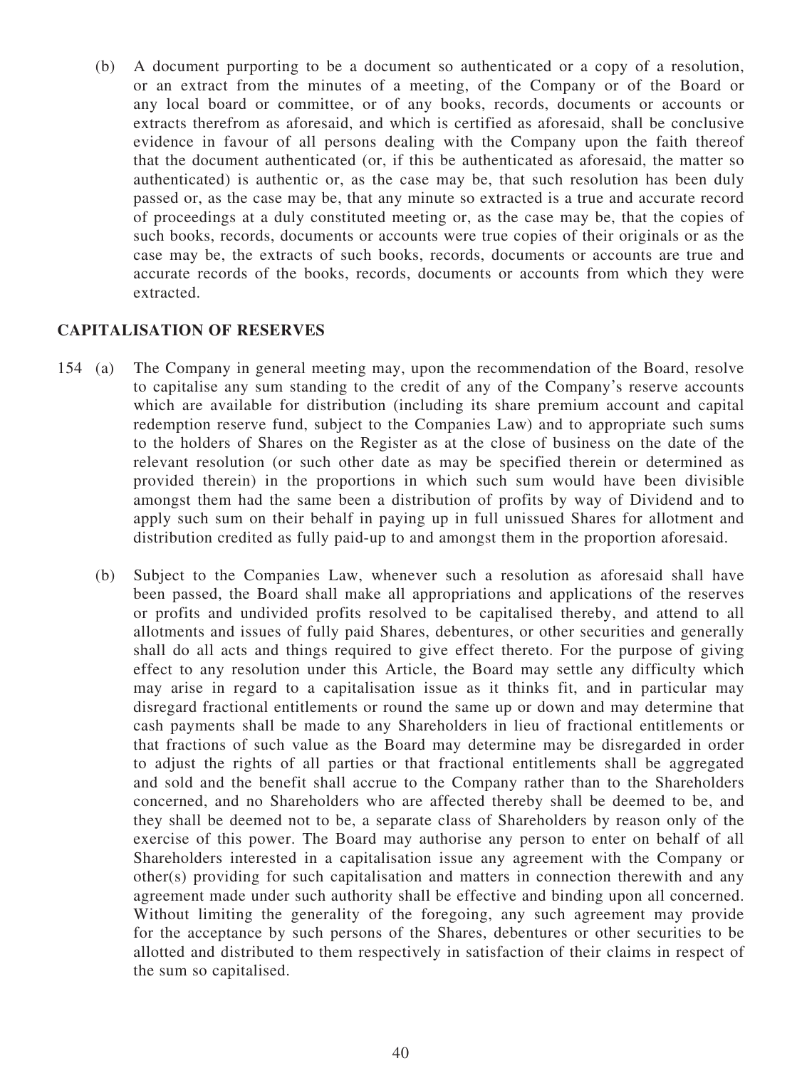(b) A document purporting to be a document so authenticated or a copy of a resolution, or an extract from the minutes of a meeting, of the Company or of the Board or any local board or committee, or of any books, records, documents or accounts or extracts therefrom as aforesaid, and which is certified as aforesaid, shall be conclusive evidence in favour of all persons dealing with the Company upon the faith thereof that the document authenticated (or, if this be authenticated as aforesaid, the matter so authenticated) is authentic or, as the case may be, that such resolution has been duly passed or, as the case may be, that any minute so extracted is a true and accurate record of proceedings at a duly constituted meeting or, as the case may be, that the copies of such books, records, documents or accounts were true copies of their originals or as the case may be, the extracts of such books, records, documents or accounts are true and accurate records of the books, records, documents or accounts from which they were extracted.

## CAPITALISATION OF RESERVES

154 (a) The Company in general meeting may, upon the recommendation of the Board, resolve to capitalise any sum standing to the credit of any of the Company's reserve accounts which are available for distribution (including its share premium account and capital redemption reserve fund, subject to the Companies Law) and to appropriate such sums to the holders of Shares on the Register as at the close of business on the date of the relevant resolution (or such other date as may be specified therein or determined as provided therein) in the proportions in which such sum would have been divisible amongst them had the same been a distribution of profits by way of Dividend and to apply such sum on their behalf in paying up in full unissued Shares for allotment and distribution credited as fully paid-up to and amongst them in the proportion aforesaid.

(b) Subject to the Companies Law, whenever such a resolution as aforesaid shall have been passed, the Board shall make all appropriations and applications of the reserves or profits and undivided profits resolved to be capitalised thereby, and attend to all allotments and issues of fully paid Shares, debentures, or other securities and generally shall do all acts and things required to give effect thereto. For the purpose of giving effect to any resolution under this Article, the Board may settle any difficulty which may arise in regard to a capitalisation issue as it thinks fit, and in particular may disregard fractional entitlements or round the same up or down and may determine that cash payments shall be made to any Shareholders in lieu of fractional entitlements or that fractions of such value as the Board may determine may be disregarded in order to adjust the rights of all parties or that fractional entitlements shall be aggregated and sold and the benefit shall accrue to the Company rather than to the Shareholders concerned, and no Shareholders who are affected thereby shall be deemed to be, and they shall be deemed not to be, a separate class of Shareholders by reason only of the exercise of this power. The Board may authorise any person to enter on behalf of all Shareholders interested in a capitalisation issue any agreement with the Company or other(s) providing for such capitalisation and matters in connection therewith and any agreement made under such authority shall be effective and binding upon all concerned. Without limiting the generality of the foregoing, any such agreement may provide for the acceptance by such persons of the Shares, debentures or other securities to be allotted and distributed to them respectively in satisfaction of their claims in respect of the sum so capitalised.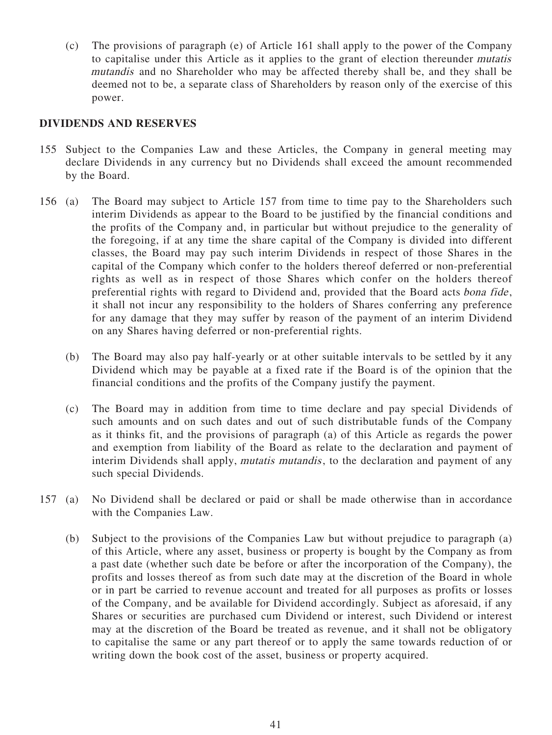(c) The provisions of paragraph (e) of Article 161 shall apply to the power of the Company to capitalise under this Article as it applies to the grant of election thereunder *mutatis mutandis* and no Shareholder who may be affected thereby shall be, and they shall be deemed not to be, a separate class of Shareholders by reason only of the exercise of this power.

## DIVIDENDS AND RESERVES

155 Subject to the Companies Law and these Articles, the Company in general meeting may declare Dividends in any currency but no Dividends shall exceed the amount recommended by the Board.

156 (a) The Board may subject to Article 157 from time to time pay to the Shareholders such interim Dividends as appear to the Board to be justified by the financial conditions and the profits of the Company and, in particular but without prejudice to the generality of the foregoing, if at any time the share capital of the Company is divided into different classes, the Board may pay such interim Dividends in respect of those Shares in the capital of the Company which confer to the holders thereof deferred or non-preferential rights as well as in respect of those Shares which confer on the holders thereof preferential rights with regard to Dividend and, provided that the Board acts *bona fide*, it shall not incur any responsibility to the holders of Shares conferring any preference for any damage that they may suffer by reason of the payment of an interim Dividend on any Shares having deferred or non-preferential rights.

(b) The Board may also pay half-yearly or at other suitable intervals to be settled by it any Dividend which may be payable at a fixed rate if the Board is of the opinion that the financial conditions and the profits of the Company justify the payment.

(c) The Board may in addition from time to time declare and pay special Dividends of such amounts and on such dates and out of such distributable funds of the Company as it thinks fit, and the provisions of paragraph (a) of this Article as regards the power and exemption from liability of the Board as relate to the declaration and payment of interim Dividends shall apply, *mutatis mutandis*, to the declaration and payment of any such special Dividends.

157 (a) No Dividend shall be declared or paid or shall be made otherwise than in accordance with the Companies Law.

(b) Subject to the provisions of the Companies Law but without prejudice to paragraph (a) of this Article, where any asset, business or property is bought by the Company as from a past date (whether such date be before or after the incorporation of the Company), the profits and losses thereof as from such date may at the discretion of the Board in whole or in part be carried to revenue account and treated for all purposes as profits or losses of the Company, and be available for Dividend accordingly. Subject as aforesaid, if any Shares or securities are purchased cum Dividend or interest, such Dividend or interest may at the discretion of the Board be treated as revenue, and it shall not be obligatory to capitalise the same or any part thereof or to apply the same towards reduction of or writing down the book cost of the asset, business or property acquired.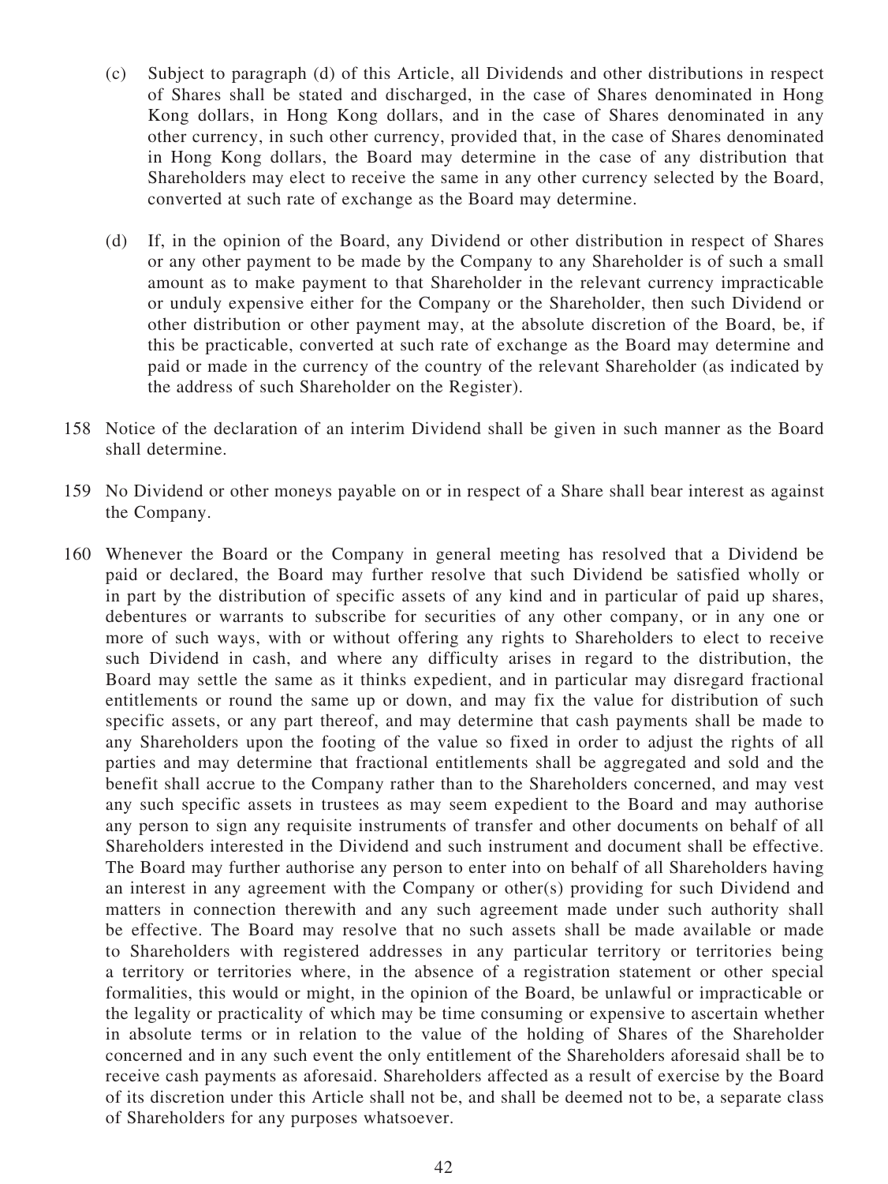(c) Subject to paragraph (d) of this Article, all Dividends and other distributions in respect of Shares shall be stated and discharged, in the case of Shares denominated in Hong Kong dollars, in Hong Kong dollars, and in the case of Shares denominated in any other currency, in such other currency, provided that, in the case of Shares denominated in Hong Kong dollars, the Board may determine in the case of any distribution that Shareholders may elect to receive the same in any other currency selected by the Board, converted at such rate of exchange as the Board may determine.

(d) If, in the opinion of the Board, any Dividend or other distribution in respect of Shares or any other payment to be made by the Company to any Shareholder is of such a small amount as to make payment to that Shareholder in the relevant currency impracticable or unduly expensive either for the Company or the Shareholder, then such Dividend or other distribution or other payment may, at the absolute discretion of the Board, be, if this be practicable, converted at such rate of exchange as the Board may determine and paid or made in the currency of the country of the relevant Shareholder (as indicated by the address of such Shareholder on the Register).

158 Notice of the declaration of an interim Dividend shall be given in such manner as the Board shall determine.

159 No Dividend or other moneys payable on or in respect of a Share shall bear interest as against the Company.

160 Whenever the Board or the Company in general meeting has resolved that a Dividend be paid or declared, the Board may further resolve that such Dividend be satisfied wholly or in part by the distribution of specific assets of any kind and in particular of paid up shares, debentures or warrants to subscribe for securities of any other company, or in any one or more of such ways, with or without offering any rights to Shareholders to elect to receive such Dividend in cash, and where any difficulty arises in regard to the distribution, the Board may settle the same as it thinks expedient, and in particular may disregard fractional entitlements or round the same up or down, and may fix the value for distribution of such specific assets, or any part thereof, and may determine that cash payments shall be made to any Shareholders upon the footing of the value so fixed in order to adjust the rights of all parties and may determine that fractional entitlements shall be aggregated and sold and the benefit shall accrue to the Company rather than to the Shareholders concerned, and may vest any such specific assets in trustees as may seem expedient to the Board and may authorise any person to sign any requisite instruments of transfer and other documents on behalf of all Shareholders interested in the Dividend and such instrument and document shall be effective. The Board may further authorise any person to enter into on behalf of all Shareholders having an interest in any agreement with the Company or other(s) providing for such Dividend and matters in connection therewith and any such agreement made under such authority shall be effective. The Board may resolve that no such assets shall be made available or made to Shareholders with registered addresses in any particular territory or territories being a territory or territories where, in the absence of a registration statement or other special formalities, this would or might, in the opinion of the Board, be unlawful or impracticable or the legality or practicality of which may be time consuming or expensive to ascertain whether in absolute terms or in relation to the value of the holding of Shares of the Shareholder concerned and in any such event the only entitlement of the Shareholders aforesaid shall be to receive cash payments as aforesaid. Shareholders affected as a result of exercise by the Board of its discretion under this Article shall not be, and shall be deemed not to be, a separate class of Shareholders for any purposes whatsoever.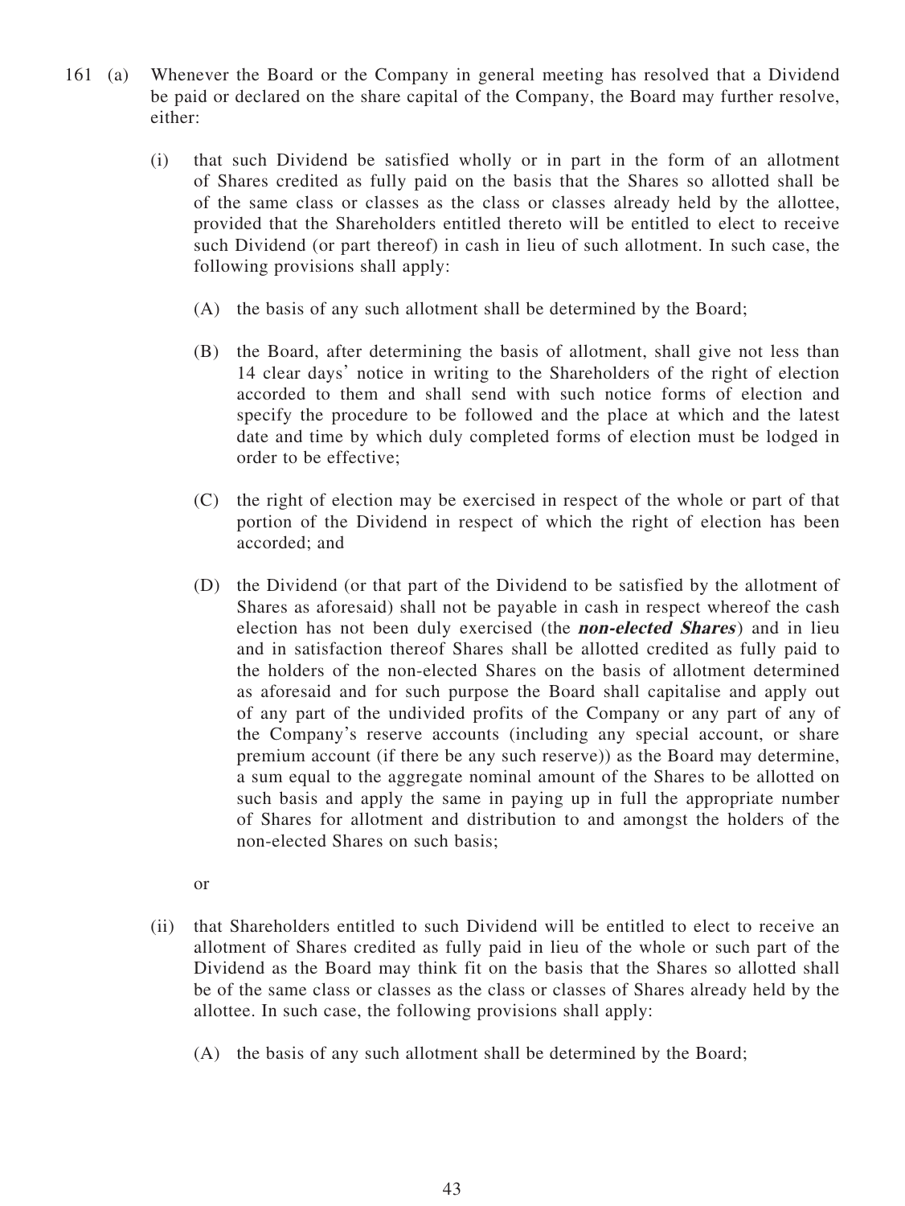161 (a) Whenever the Board or the Company in general meeting has resolved that a Dividend be paid or declared on the share capital of the Company, the Board may further resolve, either:

(i) that such Dividend be satisfied wholly or in part in the form of an allotment of Shares credited as fully paid on the basis that the Shares so allotted shall be of the same class or classes as the class or classes already held by the allottee, provided that the Shareholders entitled thereto will be entitled to elect to receive such Dividend (or part thereof) in cash in lieu of such allotment. In such case, the following provisions shall apply:

(A) the basis of any such allotment shall be determined by the Board;

(B) the Board, after determining the basis of allotment, shall give not less than 14 clear days' notice in writing to the Shareholders of the right of election accorded to them and shall send with such notice forms of election and specify the procedure to be followed and the place at which and the latest date and time by which duly completed forms of election must be lodged in order to be effective;

(C) the right of election may be exercised in respect of the whole or part of that portion of the Dividend in respect of which the right of election has been accorded; and

(D) the Dividend (or that part of the Dividend to be satisfied by the allotment of Shares as aforesaid) shall not be payable in cash in respect whereof the cash election has not been duly exercised (the ***non-elected Shares***) and in lieu and in satisfaction thereof Shares shall be allotted credited as fully paid to the holders of the non-elected Shares on the basis of allotment determined as aforesaid and for such purpose the Board shall capitalise and apply out of any part of the undivided profits of the Company or any part of any of the Company's reserve accounts (including any special account, or share premium account (if there be any such reserve)) as the Board may determine, a sum equal to the aggregate nominal amount of the Shares to be allotted on such basis and apply the same in paying up in full the appropriate number of Shares for allotment and distribution to and amongst the holders of the non-elected Shares on such basis;

or

(ii) that Shareholders entitled to such Dividend will be entitled to elect to receive an allotment of Shares credited as fully paid in lieu of the whole or such part of the Dividend as the Board may think fit on the basis that the Shares so allotted shall be of the same class or classes as the class or classes of Shares already held by the allottee. In such case, the following provisions shall apply:

(A) the basis of any such allotment shall be determined by the Board;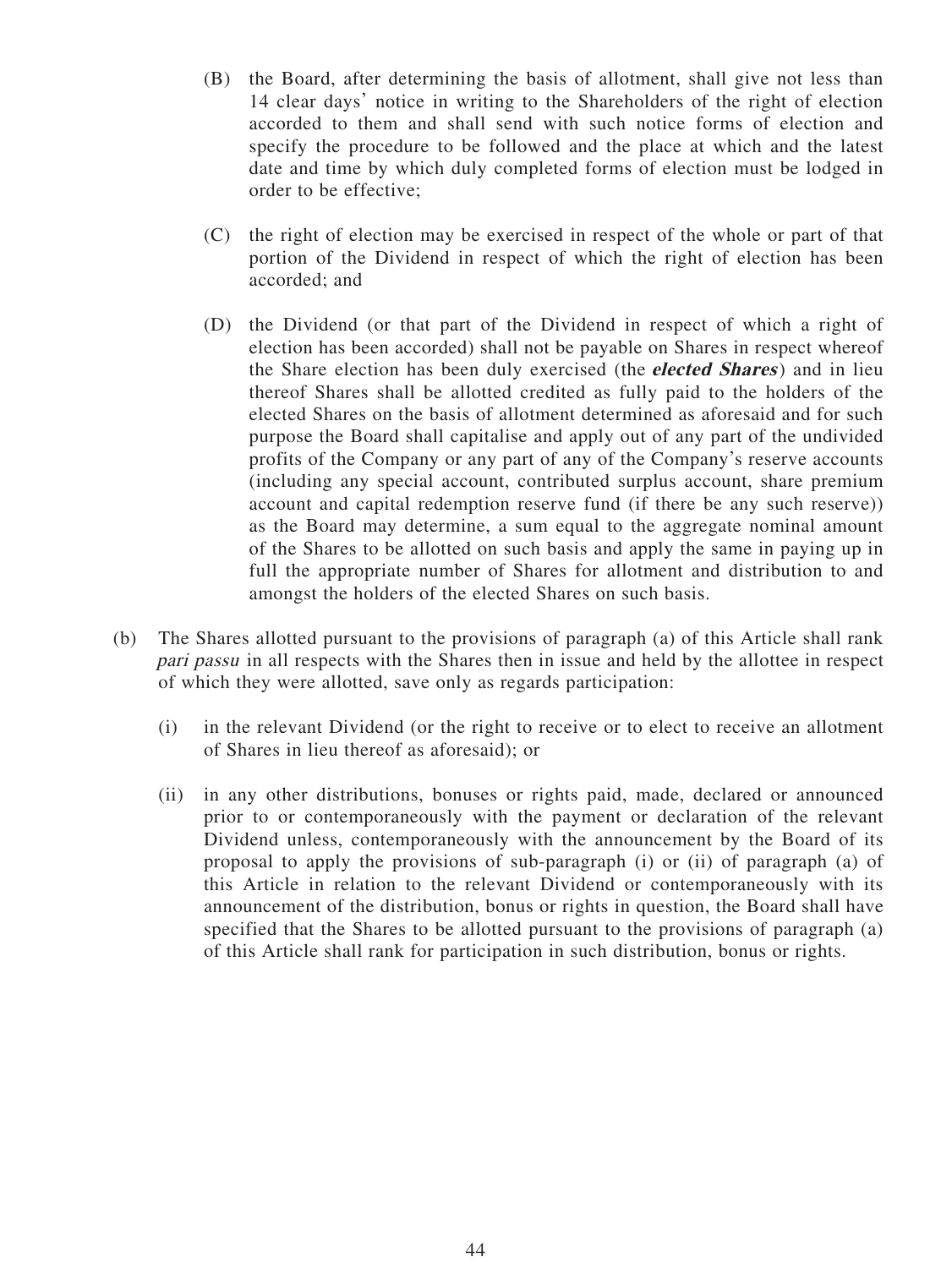(B) the Board, after determining the basis of allotment, shall give not less than 14 clear days' notice in writing to the Shareholders of the right of election accorded to them and shall send with such notice forms of election and specify the procedure to be followed and the place at which and the latest date and time by which duly completed forms of election must be lodged in order to be effective;

(C) the right of election may be exercised in respect of the whole or part of that portion of the Dividend in respect of which the right of election has been accorded; and

(D) the Dividend (or that part of the Dividend in respect of which a right of election has been accorded) shall not be payable on Shares in respect whereof the Share election has been duly exercised (the ***elected Shares***) and in lieu thereof Shares shall be allotted credited as fully paid to the holders of the elected Shares on the basis of allotment determined as aforesaid and for such purpose the Board shall capitalise and apply out of any part of the undivided profits of the Company or any part of any of the Company's reserve accounts (including any special account, contributed surplus account, share premium account and capital redemption reserve fund (if there be any such reserve)) as the Board may determine, a sum equal to the aggregate nominal amount of the Shares to be allotted on such basis and apply the same in paying up in full the appropriate number of Shares for allotment and distribution to and amongst the holders of the elected Shares on such basis.

(b) The Shares allotted pursuant to the provisions of paragraph (a) of this Article shall rank *pari passu* in all respects with the Shares then in issue and held by the allottee in respect of which they were allotted, save only as regards participation:

(i) in the relevant Dividend (or the right to receive or to elect to receive an allotment of Shares in lieu thereof as aforesaid); or

(ii) in any other distributions, bonuses or rights paid, made, declared or announced prior to or contemporaneously with the payment or declaration of the relevant Dividend unless, contemporaneously with the announcement by the Board of its proposal to apply the provisions of sub-paragraph (i) or (ii) of paragraph (a) of this Article in relation to the relevant Dividend or contemporaneously with its announcement of the distribution, bonus or rights in question, the Board shall have specified that the Shares to be allotted pursuant to the provisions of paragraph (a) of this Article shall rank for participation in such distribution, bonus or rights.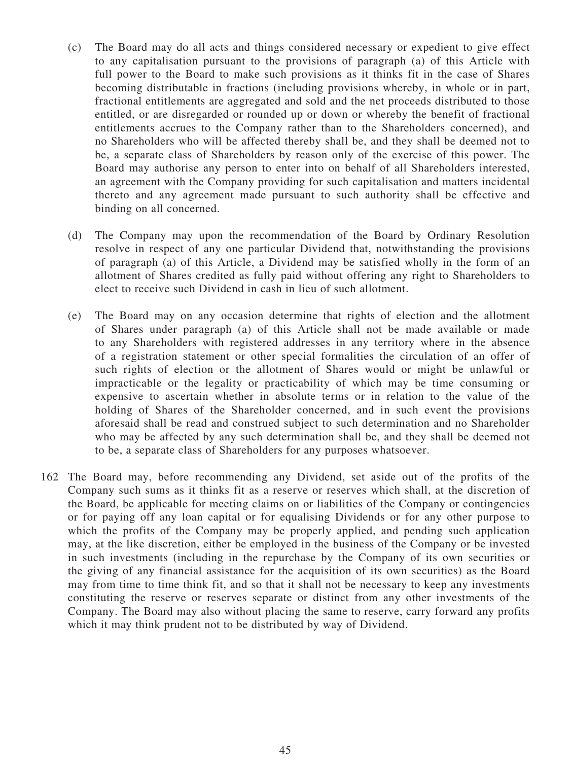(c) The Board may do all acts and things considered necessary or expedient to give effect to any capitalisation pursuant to the provisions of paragraph (a) of this Article with full power to the Board to make such provisions as it thinks fit in the case of Shares becoming distributable in fractions (including provisions whereby, in whole or in part, fractional entitlements are aggregated and sold and the net proceeds distributed to those entitled, or are disregarded or rounded up or down or whereby the benefit of fractional entitlements accrues to the Company rather than to the Shareholders concerned), and no Shareholders who will be affected thereby shall be, and they shall be deemed not to be, a separate class of Shareholders by reason only of the exercise of this power. The Board may authorise any person to enter into on behalf of all Shareholders interested, an agreement with the Company providing for such capitalisation and matters incidental thereto and any agreement made pursuant to such authority shall be effective and binding on all concerned.

(d) The Company may upon the recommendation of the Board by Ordinary Resolution resolve in respect of any one particular Dividend that, notwithstanding the provisions of paragraph (a) of this Article, a Dividend may be satisfied wholly in the form of an allotment of Shares credited as fully paid without offering any right to Shareholders to elect to receive such Dividend in cash in lieu of such allotment.

(e) The Board may on any occasion determine that rights of election and the allotment of Shares under paragraph (a) of this Article shall not be made available or made to any Shareholders with registered addresses in any territory where in the absence of a registration statement or other special formalities the circulation of an offer of such rights of election or the allotment of Shares would or might be unlawful or impracticable or the legality or practicability of which may be time consuming or expensive to ascertain whether in absolute terms or in relation to the value of the holding of Shares of the Shareholder concerned, and in such event the provisions aforesaid shall be read and construed subject to such determination and no Shareholder who may be affected by any such determination shall be, and they shall be deemed not to be, a separate class of Shareholders for any purposes whatsoever.

162 The Board may, before recommending any Dividend, set aside out of the profits of the Company such sums as it thinks fit as a reserve or reserves which shall, at the discretion of the Board, be applicable for meeting claims on or liabilities of the Company or contingencies or for paying off any loan capital or for equalising Dividends or for any other purpose to which the profits of the Company may be properly applied, and pending such application may, at the like discretion, either be employed in the business of the Company or be invested in such investments (including in the repurchase by the Company of its own securities or the giving of any financial assistance for the acquisition of its own securities) as the Board may from time to time think fit, and so that it shall not be necessary to keep any investments constituting the reserve or reserves separate or distinct from any other investments of the Company. The Board may also without placing the same to reserve, carry forward any profits which it may think prudent not to be distributed by way of Dividend.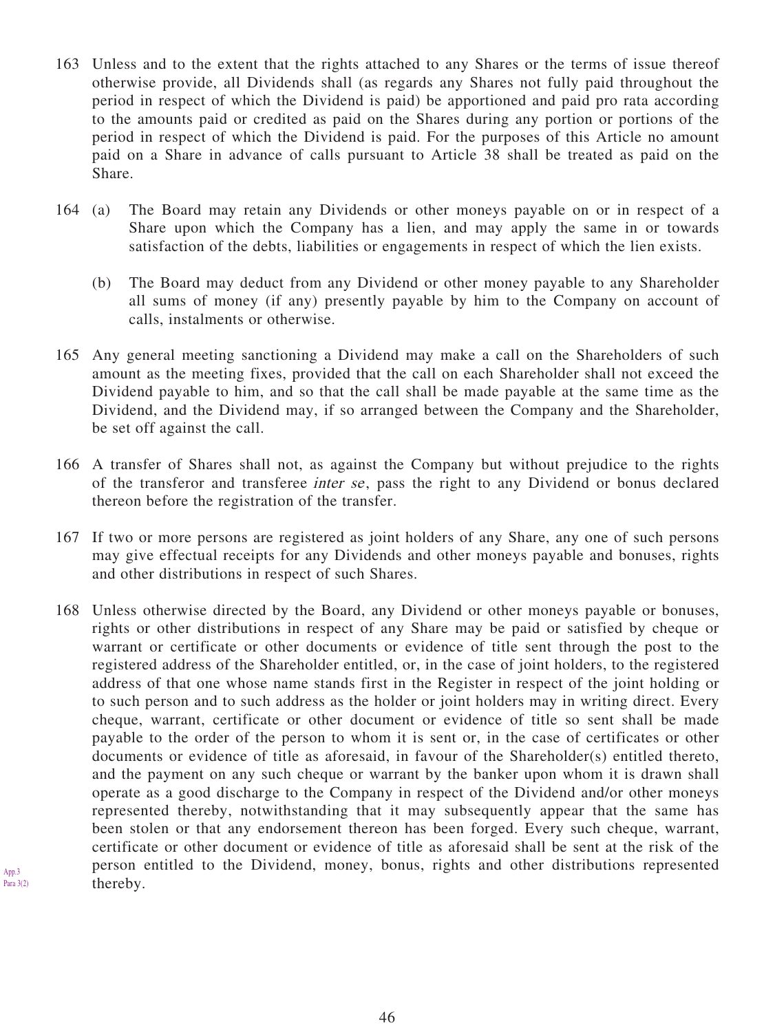163 Unless and to the extent that the rights attached to any Shares or the terms of issue thereof otherwise provide, all Dividends shall (as regards any Shares not fully paid throughout the period in respect of which the Dividend is paid) be apportioned and paid pro rata according to the amounts paid or credited as paid on the Shares during any portion or portions of the period in respect of which the Dividend is paid. For the purposes of this Article no amount paid on a Share in advance of calls pursuant to Article 38 shall be treated as paid on the Share.

164 (a) The Board may retain any Dividends or other moneys payable on or in respect of a Share upon which the Company has a lien, and may apply the same in or towards satisfaction of the debts, liabilities or engagements in respect of which the lien exists.

(b) The Board may deduct from any Dividend or other money payable to any Shareholder all sums of money (if any) presently payable by him to the Company on account of calls, instalments or otherwise.

165 Any general meeting sanctioning a Dividend may make a call on the Shareholders of such amount as the meeting fixes, provided that the call on each Shareholder shall not exceed the Dividend payable to him, and so that the call shall be made payable at the same time as the Dividend, and the Dividend may, if so arranged between the Company and the Shareholder, be set off against the call.

166 A transfer of Shares shall not, as against the Company but without prejudice to the rights of the transferor and transferee *inter se*, pass the right to any Dividend or bonus declared thereon before the registration of the transfer.

167 If two or more persons are registered as joint holders of any Share, any one of such persons may give effectual receipts for any Dividends and other moneys payable and bonuses, rights and other distributions in respect of such Shares.

168 Unless otherwise directed by the Board, any Dividend or other moneys payable or bonuses, rights or other distributions in respect of any Share may be paid or satisfied by cheque or warrant or certificate or other documents or evidence of title sent through the post to the registered address of the Shareholder entitled, or, in the case of joint holders, to the registered address of that one whose name stands first in the Register in respect of the joint holding or to such person and to such address as the holder or joint holders may in writing direct. Every cheque, warrant, certificate or other document or evidence of title so sent shall be made payable to the order of the person to whom it is sent or, in the case of certificates or other documents or evidence of title as aforesaid, in favour of the Shareholder(s) entitled thereto, and the payment on any such cheque or warrant by the banker upon whom it is drawn shall operate as a good discharge to the Company in respect of the Dividend and/or other moneys represented thereby, notwithstanding that it may subsequently appear that the same has been stolen or that any endorsement thereon has been forged. Every such cheque, warrant, certificate or other document or evidence of title as aforesaid shall be sent at the risk of the person entitled to the Dividend, money, bonus, rights and other distributions represented thereby.

App.3
Para 3(2)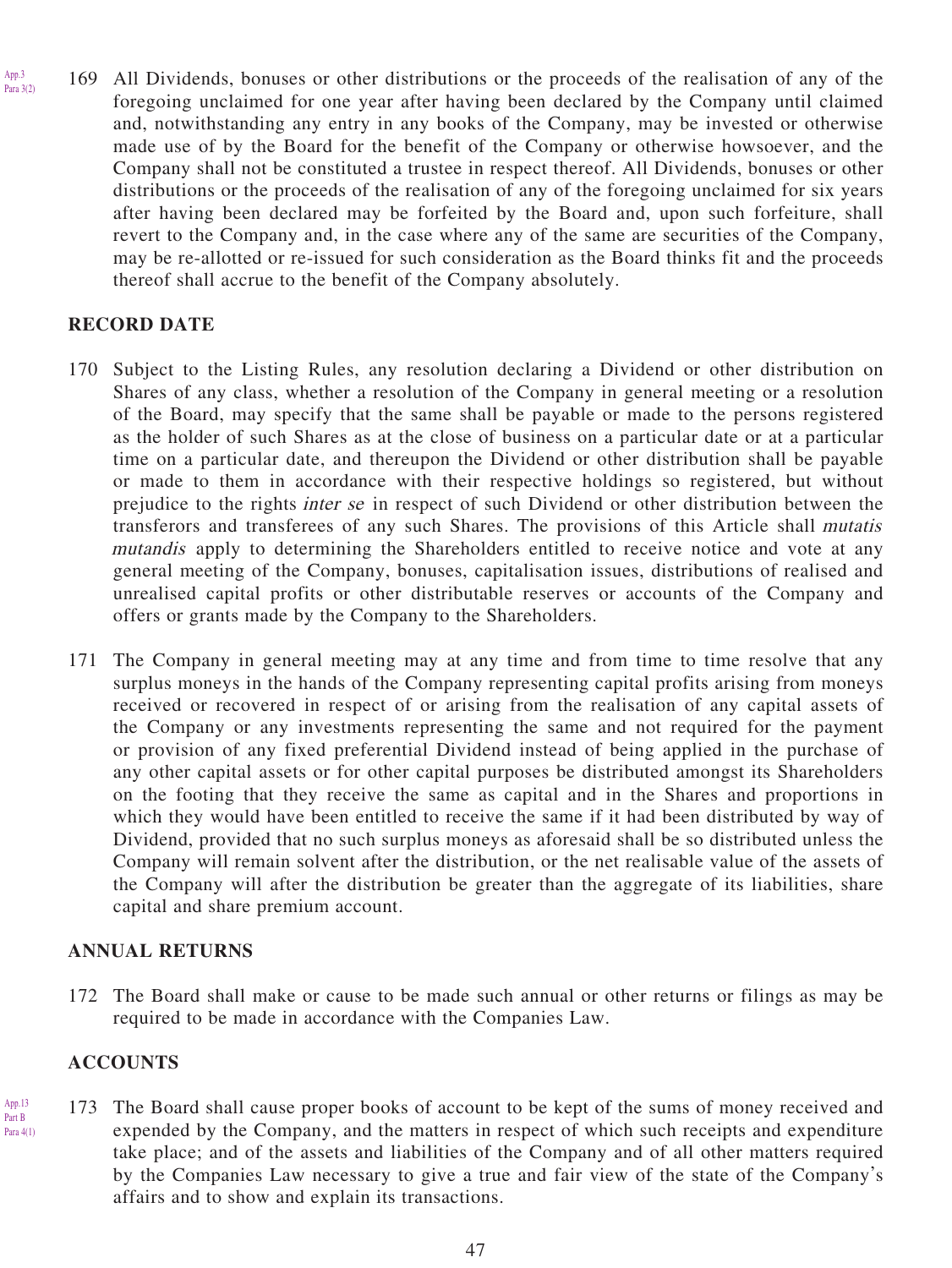App.3 Para 3(2)

169 All Dividends, bonuses or other distributions or the proceeds of the realisation of any of the foregoing unclaimed for one year after having been declared by the Company until claimed and, notwithstanding any entry in any books of the Company, may be invested or otherwise made use of by the Board for the benefit of the Company or otherwise howsoever, and the Company shall not be constituted a trustee in respect thereof. All Dividends, bonuses or other distributions or the proceeds of the realisation of any of the foregoing unclaimed for six years after having been declared may be forfeited by the Board and, upon such forfeiture, shall revert to the Company and, in the case where any of the same are securities of the Company, may be re-allotted or re-issued for such consideration as the Board thinks fit and the proceeds thereof shall accrue to the benefit of the Company absolutely.

## RECORD DATE

170 Subject to the Listing Rules, any resolution declaring a Dividend or other distribution on Shares of any class, whether a resolution of the Company in general meeting or a resolution of the Board, may specify that the same shall be payable or made to the persons registered as the holder of such Shares as at the close of business on a particular date or at a particular time on a particular date, and thereupon the Dividend or other distribution shall be payable or made to them in accordance with their respective holdings so registered, but without prejudice to the rights *inter se* in respect of such Dividend or other distribution between the transferors and transferees of any such Shares. The provisions of this Article shall *mutatis mutandis* apply to determining the Shareholders entitled to receive notice and vote at any general meeting of the Company, bonuses, capitalisation issues, distributions of realised and unrealised capital profits or other distributable reserves or accounts of the Company and offers or grants made by the Company to the Shareholders.

171 The Company in general meeting may at any time and from time to time resolve that any surplus moneys in the hands of the Company representing capital profits arising from moneys received or recovered in respect of or arising from the realisation of any capital assets of the Company or any investments representing the same and not required for the payment or provision of any fixed preferential Dividend instead of being applied in the purchase of any other capital assets or for other capital purposes be distributed amongst its Shareholders on the footing that they receive the same as capital and in the Shares and proportions in which they would have been entitled to receive the same if it had been distributed by way of Dividend, provided that no such surplus moneys as aforesaid shall be so distributed unless the Company will remain solvent after the distribution, or the net realisable value of the assets of the Company will after the distribution be greater than the aggregate of its liabilities, share capital and share premium account.

## ANNUAL RETURNS

172 The Board shall make or cause to be made such annual or other returns or filings as may be required to be made in accordance with the Companies Law.

## ACCOUNTS

App.13 Part B Para 4(1)

173 The Board shall cause proper books of account to be kept of the sums of money received and expended by the Company, and the matters in respect of which such receipts and expenditure take place; and of the assets and liabilities of the Company and of all other matters required by the Companies Law necessary to give a true and fair view of the state of the Company's affairs and to show and explain its transactions.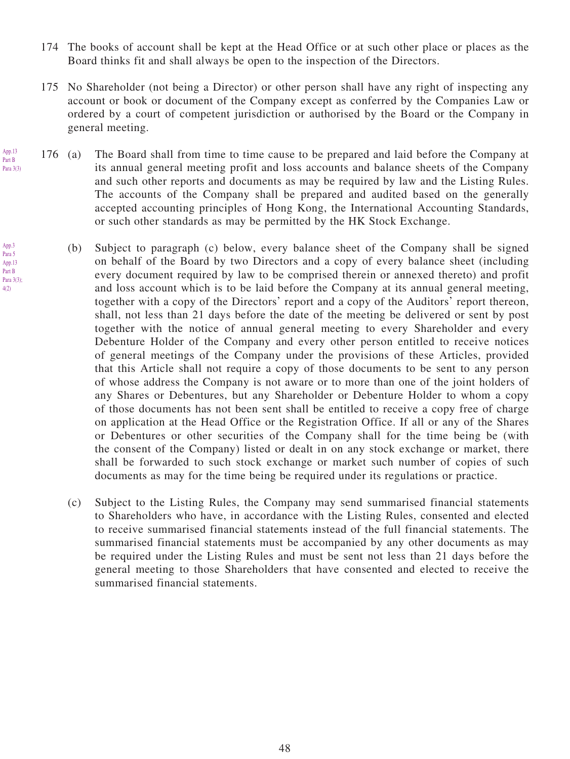174 The books of account shall be kept at the Head Office or at such other place or places as the Board thinks fit and shall always be open to the inspection of the Directors.

175 No Shareholder (not being a Director) or other person shall have any right of inspecting any account or book or document of the Company except as conferred by the Companies Law or ordered by a court of competent jurisdiction or authorised by the Board or the Company in general meeting.

App.13 Part B Para 3(3)

176 (a) The Board shall from time to time cause to be prepared and laid before the Company at its annual general meeting profit and loss accounts and balance sheets of the Company and such other reports and documents as may be required by law and the Listing Rules. The accounts of the Company shall be prepared and audited based on the generally accepted accounting principles of Hong Kong, the International Accounting Standards, or such other standards as may be permitted by the HK Stock Exchange.

App.3 Para 5 App.13 Part B Para 3(3); 4(2)

(b) Subject to paragraph (c) below, every balance sheet of the Company shall be signed on behalf of the Board by two Directors and a copy of every balance sheet (including every document required by law to be comprised therein or annexed thereto) and profit and loss account which is to be laid before the Company at its annual general meeting, together with a copy of the Directors' report and a copy of the Auditors' report thereon, shall, not less than 21 days before the date of the meeting be delivered or sent by post together with the notice of annual general meeting to every Shareholder and every Debenture Holder of the Company and every other person entitled to receive notices of general meetings of the Company under the provisions of these Articles, provided that this Article shall not require a copy of those documents to be sent to any person of whose address the Company is not aware or to more than one of the joint holders of any Shares or Debentures, but any Shareholder or Debenture Holder to whom a copy of those documents has not been sent shall be entitled to receive a copy free of charge on application at the Head Office or the Registration Office. If all or any of the Shares or Debentures or other securities of the Company shall for the time being be (with the consent of the Company) listed or dealt in on any stock exchange or market, there shall be forwarded to such stock exchange or market such number of copies of such documents as may for the time being be required under its regulations or practice.

(c) Subject to the Listing Rules, the Company may send summarised financial statements to Shareholders who have, in accordance with the Listing Rules, consented and elected to receive summarised financial statements instead of the full financial statements. The summarised financial statements must be accompanied by any other documents as may be required under the Listing Rules and must be sent not less than 21 days before the general meeting to those Shareholders that have consented and elected to receive the summarised financial statements.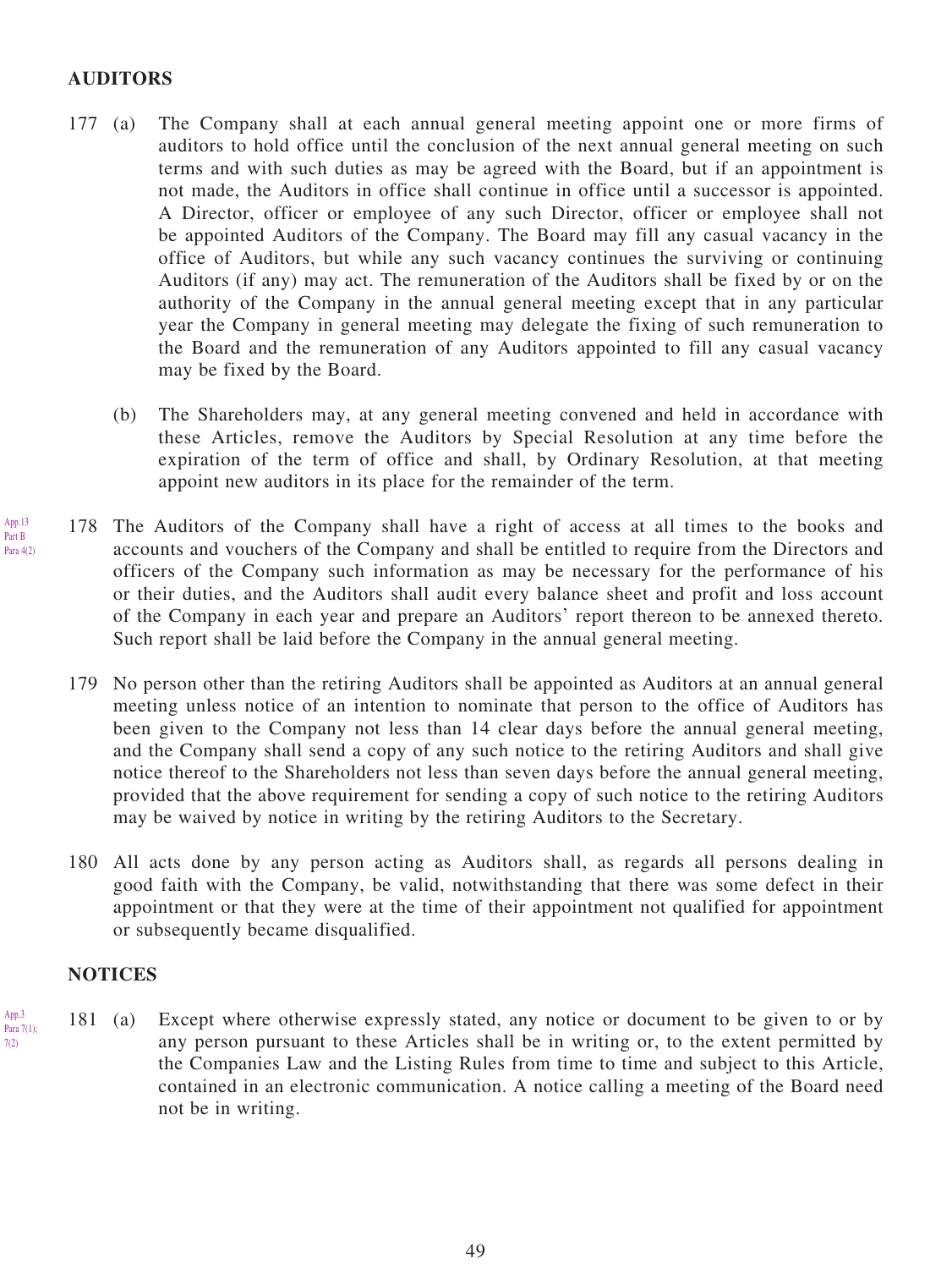## AUDITORS

177 (a) The Company shall at each annual general meeting appoint one or more firms of auditors to hold office until the conclusion of the next annual general meeting on such terms and with such duties as may be agreed with the Board, but if an appointment is not made, the Auditors in office shall continue in office until a successor is appointed. A Director, officer or employee of any such Director, officer or employee shall not be appointed Auditors of the Company. The Board may fill any casual vacancy in the office of Auditors, but while any such vacancy continues the surviving or continuing Auditors (if any) may act. The remuneration of the Auditors shall be fixed by or on the authority of the Company in the annual general meeting except that in any particular year the Company in general meeting may delegate the fixing of such remuneration to the Board and the remuneration of any Auditors appointed to fill any casual vacancy may be fixed by the Board.

(b) The Shareholders may, at any general meeting convened and held in accordance with these Articles, remove the Auditors by Special Resolution at any time before the expiration of the term of office and shall, by Ordinary Resolution, at that meeting appoint new auditors in its place for the remainder of the term.

App.13 Part B Para 4(2)

178 The Auditors of the Company shall have a right of access at all times to the books and accounts and vouchers of the Company and shall be entitled to require from the Directors and officers of the Company such information as may be necessary for the performance of his or their duties, and the Auditors shall audit every balance sheet and profit and loss account of the Company in each year and prepare an Auditors' report thereon to be annexed thereto. Such report shall be laid before the Company in the annual general meeting.

179 No person other than the retiring Auditors shall be appointed as Auditors at an annual general meeting unless notice of an intention to nominate that person to the office of Auditors has been given to the Company not less than 14 clear days before the annual general meeting, and the Company shall send a copy of any such notice to the retiring Auditors and shall give notice thereof to the Shareholders not less than seven days before the annual general meeting, provided that the above requirement for sending a copy of such notice to the retiring Auditors may be waived by notice in writing by the retiring Auditors to the Secretary.

180 All acts done by any person acting as Auditors shall, as regards all persons dealing in good faith with the Company, be valid, notwithstanding that there was some defect in their appointment or that they were at the time of their appointment not qualified for appointment or subsequently became disqualified.

## NOTICES

App.3 Para 7(1); 7(2)

181 (a) Except where otherwise expressly stated, any notice or document to be given to or by any person pursuant to these Articles shall be in writing or, to the extent permitted by the Companies Law and the Listing Rules from time to time and subject to this Article, contained in an electronic communication. A notice calling a meeting of the Board need not be in writing.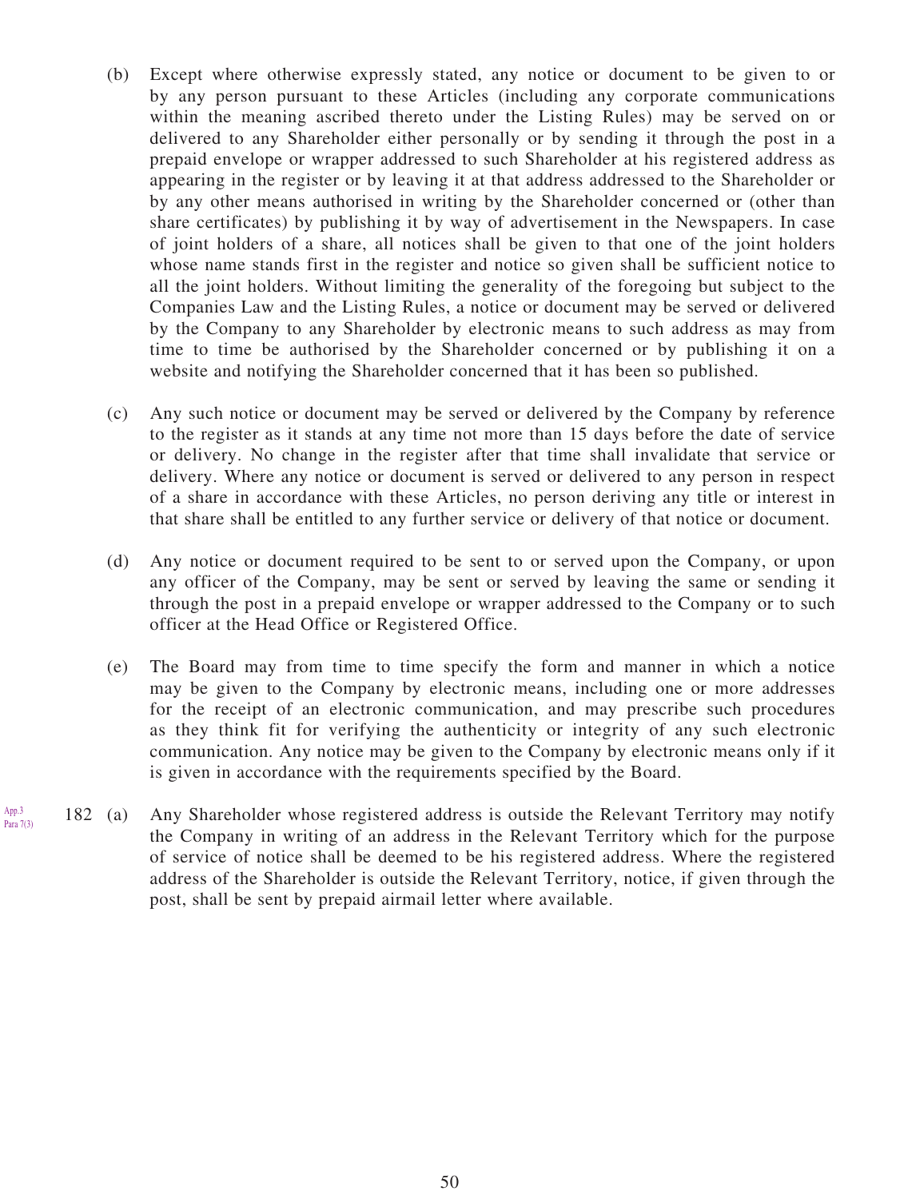(b) Except where otherwise expressly stated, any notice or document to be given to or by any person pursuant to these Articles (including any corporate communications within the meaning ascribed thereto under the Listing Rules) may be served on or delivered to any Shareholder either personally or by sending it through the post in a prepaid envelope or wrapper addressed to such Shareholder at his registered address as appearing in the register or by leaving it at that address addressed to the Shareholder or by any other means authorised in writing by the Shareholder concerned or (other than share certificates) by publishing it by way of advertisement in the Newspapers. In case of joint holders of a share, all notices shall be given to that one of the joint holders whose name stands first in the register and notice so given shall be sufficient notice to all the joint holders. Without limiting the generality of the foregoing but subject to the Companies Law and the Listing Rules, a notice or document may be served or delivered by the Company to any Shareholder by electronic means to such address as may from time to time be authorised by the Shareholder concerned or by publishing it on a website and notifying the Shareholder concerned that it has been so published.

(c) Any such notice or document may be served or delivered by the Company by reference to the register as it stands at any time not more than 15 days before the date of service or delivery. No change in the register after that time shall invalidate that service or delivery. Where any notice or document is served or delivered to any person in respect of a share in accordance with these Articles, no person deriving any title or interest in that share shall be entitled to any further service or delivery of that notice or document.

(d) Any notice or document required to be sent to or served upon the Company, or upon any officer of the Company, may be sent or served by leaving the same or sending it through the post in a prepaid envelope or wrapper addressed to the Company or to such officer at the Head Office or Registered Office.

(e) The Board may from time to time specify the form and manner in which a notice may be given to the Company by electronic means, including one or more addresses for the receipt of an electronic communication, and may prescribe such procedures as they think fit for verifying the authenticity or integrity of any such electronic communication. Any notice may be given to the Company by electronic means only if it is given in accordance with the requirements specified by the Board.

App.3 Para 7(3)

182 (a) Any Shareholder whose registered address is outside the Relevant Territory may notify the Company in writing of an address in the Relevant Territory which for the purpose of service of notice shall be deemed to be his registered address. Where the registered address of the Shareholder is outside the Relevant Territory, notice, if given through the post, shall be sent by prepaid airmail letter where available.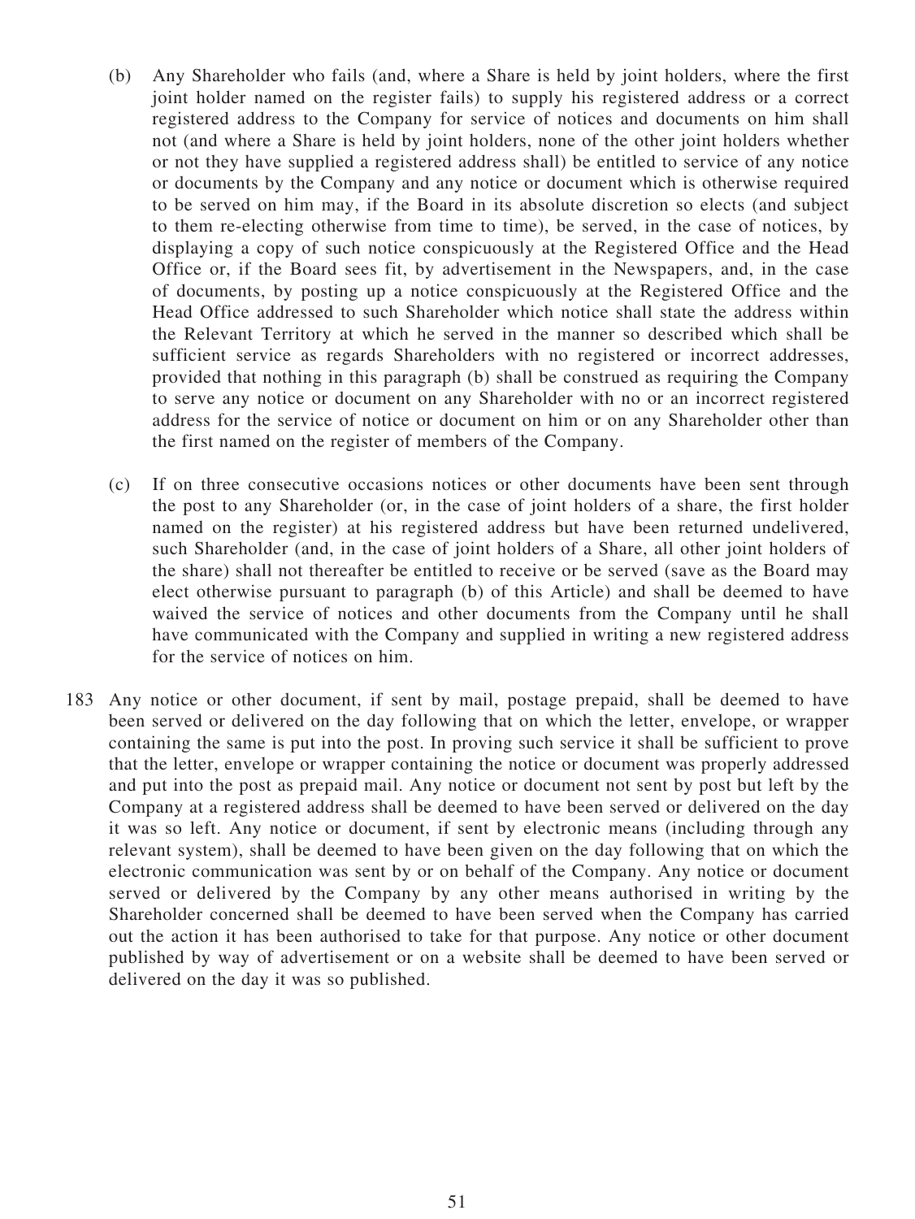(b) Any Shareholder who fails (and, where a Share is held by joint holders, where the first joint holder named on the register fails) to supply his registered address or a correct registered address to the Company for service of notices and documents on him shall not (and where a Share is held by joint holders, none of the other joint holders whether or not they have supplied a registered address shall) be entitled to service of any notice or documents by the Company and any notice or document which is otherwise required to be served on him may, if the Board in its absolute discretion so elects (and subject to them re-electing otherwise from time to time), be served, in the case of notices, by displaying a copy of such notice conspicuously at the Registered Office and the Head Office or, if the Board sees fit, by advertisement in the Newspapers, and, in the case of documents, by posting up a notice conspicuously at the Registered Office and the Head Office addressed to such Shareholder which notice shall state the address within the Relevant Territory at which he served in the manner so described which shall be sufficient service as regards Shareholders with no registered or incorrect addresses, provided that nothing in this paragraph (b) shall be construed as requiring the Company to serve any notice or document on any Shareholder with no or an incorrect registered address for the service of notice or document on him or on any Shareholder other than the first named on the register of members of the Company.

(c) If on three consecutive occasions notices or other documents have been sent through the post to any Shareholder (or, in the case of joint holders of a share, the first holder named on the register) at his registered address but have been returned undelivered, such Shareholder (and, in the case of joint holders of a Share, all other joint holders of the share) shall not thereafter be entitled to receive or be served (save as the Board may elect otherwise pursuant to paragraph (b) of this Article) and shall be deemed to have waived the service of notices and other documents from the Company until he shall have communicated with the Company and supplied in writing a new registered address for the service of notices on him.

183 Any notice or other document, if sent by mail, postage prepaid, shall be deemed to have been served or delivered on the day following that on which the letter, envelope, or wrapper containing the same is put into the post. In proving such service it shall be sufficient to prove that the letter, envelope or wrapper containing the notice or document was properly addressed and put into the post as prepaid mail. Any notice or document not sent by post but left by the Company at a registered address shall be deemed to have been served or delivered on the day it was so left. Any notice or document, if sent by electronic means (including through any relevant system), shall be deemed to have been given on the day following that on which the electronic communication was sent by or on behalf of the Company. Any notice or document served or delivered by the Company by any other means authorised in writing by the Shareholder concerned shall be deemed to have been served when the Company has carried out the action it has been authorised to take for that purpose. Any notice or other document published by way of advertisement or on a website shall be deemed to have been served or delivered on the day it was so published.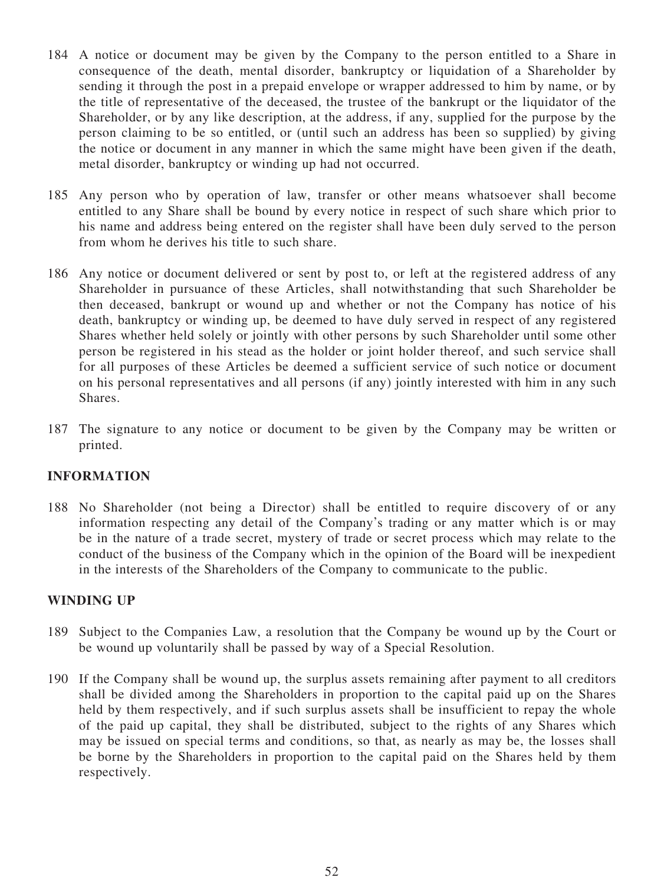184 A notice or document may be given by the Company to the person entitled to a Share in consequence of the death, mental disorder, bankruptcy or liquidation of a Shareholder by sending it through the post in a prepaid envelope or wrapper addressed to him by name, or by the title of representative of the deceased, the trustee of the bankrupt or the liquidator of the Shareholder, or by any like description, at the address, if any, supplied for the purpose by the person claiming to be so entitled, or (until such an address has been so supplied) by giving the notice or document in any manner in which the same might have been given if the death, metal disorder, bankruptcy or winding up had not occurred.

185 Any person who by operation of law, transfer or other means whatsoever shall become entitled to any Share shall be bound by every notice in respect of such share which prior to his name and address being entered on the register shall have been duly served to the person from whom he derives his title to such share.

186 Any notice or document delivered or sent by post to, or left at the registered address of any Shareholder in pursuance of these Articles, shall notwithstanding that such Shareholder be then deceased, bankrupt or wound up and whether or not the Company has notice of his death, bankruptcy or winding up, be deemed to have duly served in respect of any registered Shares whether held solely or jointly with other persons by such Shareholder until some other person be registered in his stead as the holder or joint holder thereof, and such service shall for all purposes of these Articles be deemed a sufficient service of such notice or document on his personal representatives and all persons (if any) jointly interested with him in any such Shares.

187 The signature to any notice or document to be given by the Company may be written or printed.

## INFORMATION

188 No Shareholder (not being a Director) shall be entitled to require discovery of or any information respecting any detail of the Company's trading or any matter which is or may be in the nature of a trade secret, mystery of trade or secret process which may relate to the conduct of the business of the Company which in the opinion of the Board will be inexpedient in the interests of the Shareholders of the Company to communicate to the public.

## WINDING UP

189 Subject to the Companies Law, a resolution that the Company be wound up by the Court or be wound up voluntarily shall be passed by way of a Special Resolution.

190 If the Company shall be wound up, the surplus assets remaining after payment to all creditors shall be divided among the Shareholders in proportion to the capital paid up on the Shares held by them respectively, and if such surplus assets shall be insufficient to repay the whole of the paid up capital, they shall be distributed, subject to the rights of any Shares which may be issued on special terms and conditions, so that, as nearly as may be, the losses shall be borne by the Shareholders in proportion to the capital paid on the Shares held by them respectively.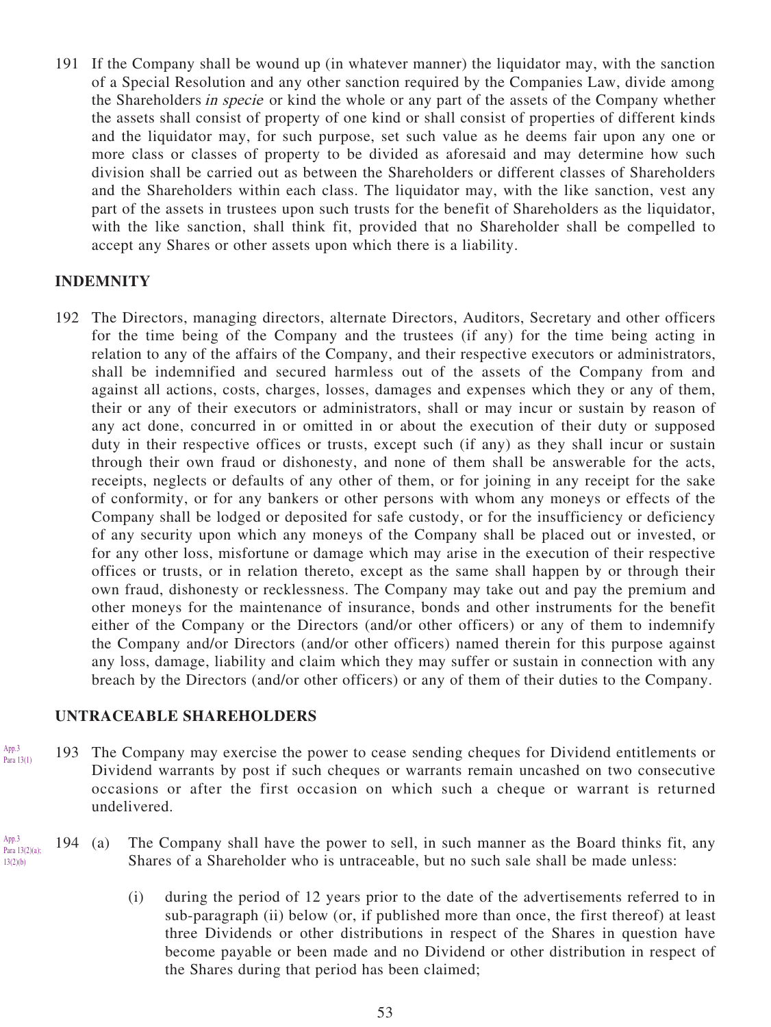191 If the Company shall be wound up (in whatever manner) the liquidator may, with the sanction of a Special Resolution and any other sanction required by the Companies Law, divide among the Shareholders *in specie* or kind the whole or any part of the assets of the Company whether the assets shall consist of property of one kind or shall consist of properties of different kinds and the liquidator may, for such purpose, set such value as he deems fair upon any one or more class or classes of property to be divided as aforesaid and may determine how such division shall be carried out as between the Shareholders or different classes of Shareholders and the Shareholders within each class. The liquidator may, with the like sanction, vest any part of the assets in trustees upon such trusts for the benefit of Shareholders as the liquidator, with the like sanction, shall think fit, provided that no Shareholder shall be compelled to accept any Shares or other assets upon which there is a liability.

## INDEMNITY

192 The Directors, managing directors, alternate Directors, Auditors, Secretary and other officers for the time being of the Company and the trustees (if any) for the time being acting in relation to any of the affairs of the Company, and their respective executors or administrators, shall be indemnified and secured harmless out of the assets of the Company from and against all actions, costs, charges, losses, damages and expenses which they or any of them, their or any of their executors or administrators, shall or may incur or sustain by reason of any act done, concurred in or omitted in or about the execution of their duty or supposed duty in their respective offices or trusts, except such (if any) as they shall incur or sustain through their own fraud or dishonesty, and none of them shall be answerable for the acts, receipts, neglects or defaults of any other of them, or for joining in any receipt for the sake of conformity, or for any bankers or other persons with whom any moneys or effects of the Company shall be lodged or deposited for safe custody, or for the insufficiency or deficiency of any security upon which any moneys of the Company shall be placed out or invested, or for any other loss, misfortune or damage which may arise in the execution of their respective offices or trusts, or in relation thereto, except as the same shall happen by or through their own fraud, dishonesty or recklessness. The Company may take out and pay the premium and other moneys for the maintenance of insurance, bonds and other instruments for the benefit either of the Company or the Directors (and/or other officers) or any of them to indemnify the Company and/or Directors (and/or other officers) named therein for this purpose against any loss, damage, liability and claim which they may suffer or sustain in connection with any breach by the Directors (and/or other officers) or any of them of their duties to the Company.

## UNTRACEABLE SHAREHOLDERS

App.3 Para 13(1)

193 The Company may exercise the power to cease sending cheques for Dividend entitlements or Dividend warrants by post if such cheques or warrants remain uncashed on two consecutive occasions or after the first occasion on which such a cheque or warrant is returned undelivered.

App.3 Para 13(2)(a); 13(2)(b)

194 (a) The Company shall have the power to sell, in such manner as the Board thinks fit, any Shares of a Shareholder who is untraceable, but no such sale shall be made unless:

(i) during the period of 12 years prior to the date of the advertisements referred to in sub-paragraph (ii) below (or, if published more than once, the first thereof) at least three Dividends or other distributions in respect of the Shares in question have become payable or been made and no Dividend or other distribution in respect of the Shares during that period has been claimed;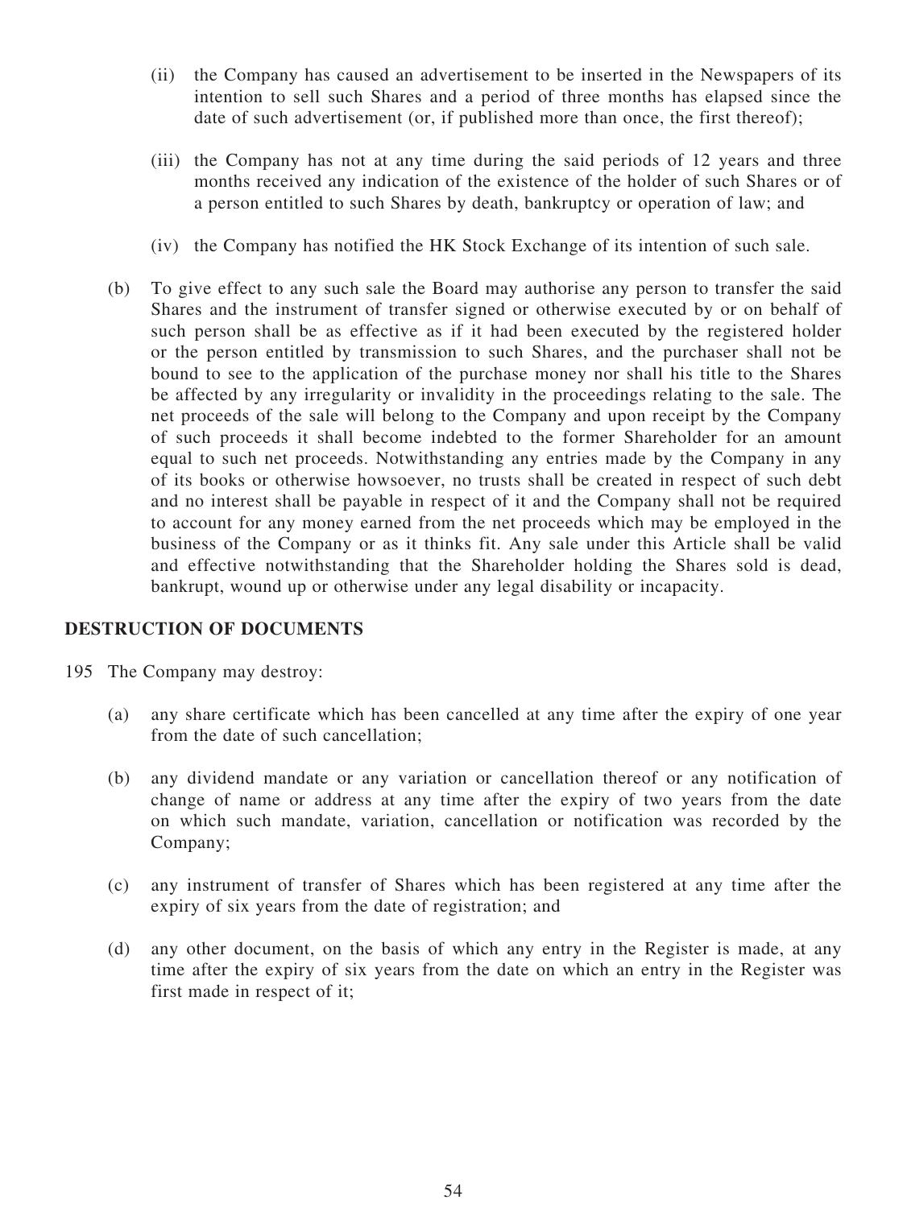(ii) the Company has caused an advertisement to be inserted in the Newspapers of its intention to sell such Shares and a period of three months has elapsed since the date of such advertisement (or, if published more than once, the first thereof);

(iii) the Company has not at any time during the said periods of 12 years and three months received any indication of the existence of the holder of such Shares or of a person entitled to such Shares by death, bankruptcy or operation of law; and

(iv) the Company has notified the HK Stock Exchange of its intention of such sale.

(b) To give effect to any such sale the Board may authorise any person to transfer the said Shares and the instrument of transfer signed or otherwise executed by or on behalf of such person shall be as effective as if it had been executed by the registered holder or the person entitled by transmission to such Shares, and the purchaser shall not be bound to see to the application of the purchase money nor shall his title to the Shares be affected by any irregularity or invalidity in the proceedings relating to the sale. The net proceeds of the sale will belong to the Company and upon receipt by the Company of such proceeds it shall become indebted to the former Shareholder for an amount equal to such net proceeds. Notwithstanding any entries made by the Company in any of its books or otherwise howsoever, no trusts shall be created in respect of such debt and no interest shall be payable in respect of it and the Company shall not be required to account for any money earned from the net proceeds which may be employed in the business of the Company or as it thinks fit. Any sale under this Article shall be valid and effective notwithstanding that the Shareholder holding the Shares sold is dead, bankrupt, wound up or otherwise under any legal disability or incapacity.

## DESTRUCTION OF DOCUMENTS

195 The Company may destroy:

(a) any share certificate which has been cancelled at any time after the expiry of one year from the date of such cancellation;

(b) any dividend mandate or any variation or cancellation thereof or any notification of change of name or address at any time after the expiry of two years from the date on which such mandate, variation, cancellation or notification was recorded by the Company;

(c) any instrument of transfer of Shares which has been registered at any time after the expiry of six years from the date of registration; and

(d) any other document, on the basis of which any entry in the Register is made, at any time after the expiry of six years from the date on which an entry in the Register was first made in respect of it;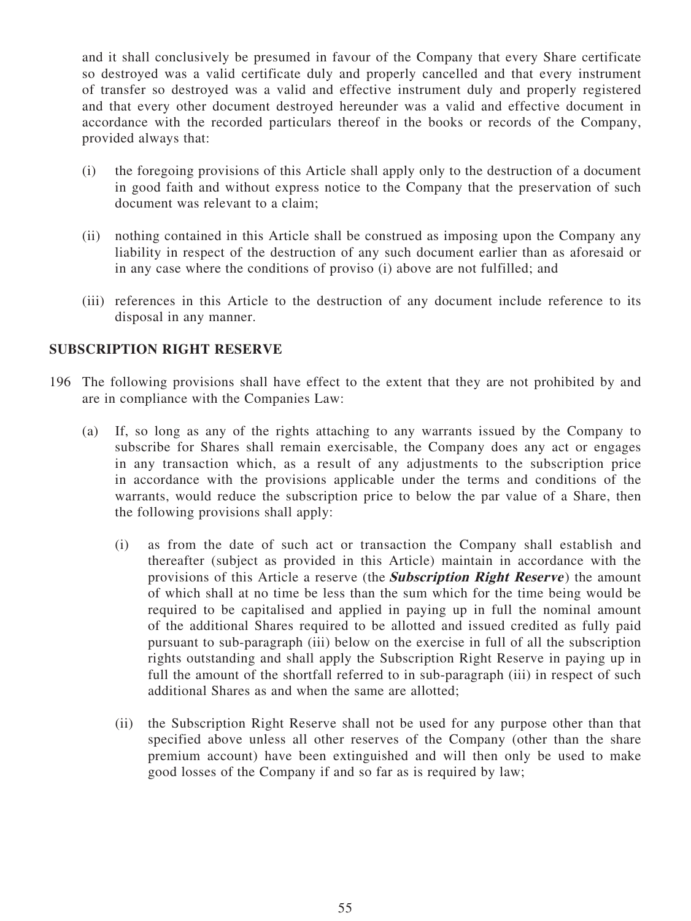and it shall conclusively be presumed in favour of the Company that every Share certificate so destroyed was a valid certificate duly and properly cancelled and that every instrument of transfer so destroyed was a valid and effective instrument duly and properly registered and that every other document destroyed hereunder was a valid and effective document in accordance with the recorded particulars thereof in the books or records of the Company, provided always that:

(i) the foregoing provisions of this Article shall apply only to the destruction of a document in good faith and without express notice to the Company that the preservation of such document was relevant to a claim;

(ii) nothing contained in this Article shall be construed as imposing upon the Company any liability in respect of the destruction of any such document earlier than as aforesaid or in any case where the conditions of proviso (i) above are not fulfilled; and

(iii) references in this Article to the destruction of any document include reference to its disposal in any manner.

## SUBSCRIPTION RIGHT RESERVE

196 The following provisions shall have effect to the extent that they are not prohibited by and are in compliance with the Companies Law:

(a) If, so long as any of the rights attaching to any warrants issued by the Company to subscribe for Shares shall remain exercisable, the Company does any act or engages in any transaction which, as a result of any adjustments to the subscription price in accordance with the provisions applicable under the terms and conditions of the warrants, would reduce the subscription price to below the par value of a Share, then the following provisions shall apply:

(i) as from the date of such act or transaction the Company shall establish and thereafter (subject as provided in this Article) maintain in accordance with the provisions of this Article a reserve (the ***Subscription Right Reserve***) the amount of which shall at no time be less than the sum which for the time being would be required to be capitalised and applied in paying up in full the nominal amount of the additional Shares required to be allotted and issued credited as fully paid pursuant to sub-paragraph (iii) below on the exercise in full of all the subscription rights outstanding and shall apply the Subscription Right Reserve in paying up in full the amount of the shortfall referred to in sub-paragraph (iii) in respect of such additional Shares as and when the same are allotted;

(ii) the Subscription Right Reserve shall not be used for any purpose other than that specified above unless all other reserves of the Company (other than the share premium account) have been extinguished and will then only be used to make good losses of the Company if and so far as is required by law;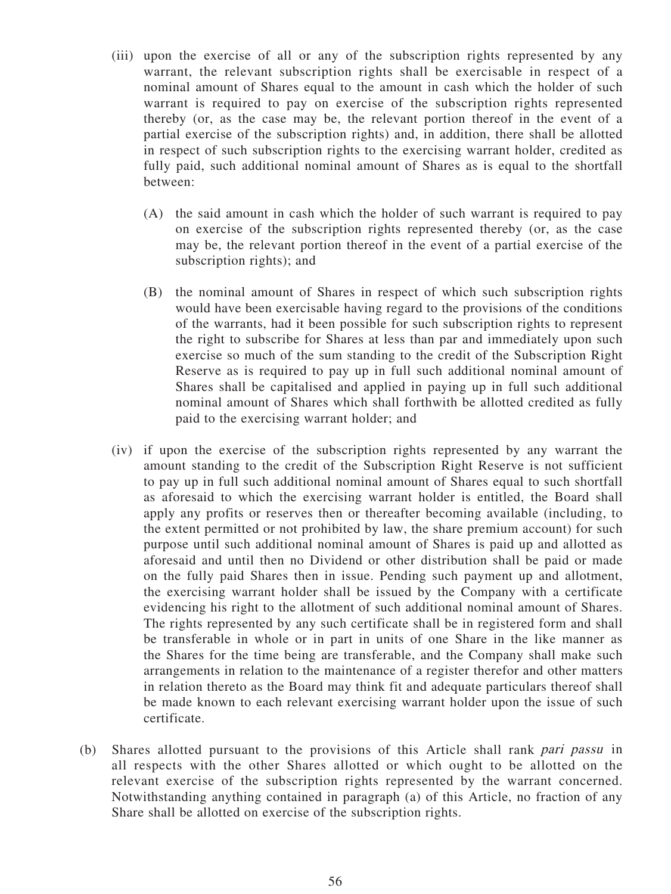(iii) upon the exercise of all or any of the subscription rights represented by any warrant, the relevant subscription rights shall be exercisable in respect of a nominal amount of Shares equal to the amount in cash which the holder of such warrant is required to pay on exercise of the subscription rights represented thereby (or, as the case may be, the relevant portion thereof in the event of a partial exercise of the subscription rights) and, in addition, there shall be allotted in respect of such subscription rights to the exercising warrant holder, credited as fully paid, such additional nominal amount of Shares as is equal to the shortfall between:

(A) the said amount in cash which the holder of such warrant is required to pay on exercise of the subscription rights represented thereby (or, as the case may be, the relevant portion thereof in the event of a partial exercise of the subscription rights); and

(B) the nominal amount of Shares in respect of which such subscription rights would have been exercisable having regard to the provisions of the conditions of the warrants, had it been possible for such subscription rights to represent the right to subscribe for Shares at less than par and immediately upon such exercise so much of the sum standing to the credit of the Subscription Right Reserve as is required to pay up in full such additional nominal amount of Shares shall be capitalised and applied in paying up in full such additional nominal amount of Shares which shall forthwith be allotted credited as fully paid to the exercising warrant holder; and

(iv) if upon the exercise of the subscription rights represented by any warrant the amount standing to the credit of the Subscription Right Reserve is not sufficient to pay up in full such additional nominal amount of Shares equal to such shortfall as aforesaid to which the exercising warrant holder is entitled, the Board shall apply any profits or reserves then or thereafter becoming available (including, to the extent permitted or not prohibited by law, the share premium account) for such purpose until such additional nominal amount of Shares is paid up and allotted as aforesaid and until then no Dividend or other distribution shall be paid or made on the fully paid Shares then in issue. Pending such payment up and allotment, the exercising warrant holder shall be issued by the Company with a certificate evidencing his right to the allotment of such additional nominal amount of Shares. The rights represented by any such certificate shall be in registered form and shall be transferable in whole or in part in units of one Share in the like manner as the Shares for the time being are transferable, and the Company shall make such arrangements in relation to the maintenance of a register therefor and other matters in relation thereto as the Board may think fit and adequate particulars thereof shall be made known to each relevant exercising warrant holder upon the issue of such certificate.

(b) Shares allotted pursuant to the provisions of this Article shall rank *pari passu* in all respects with the other Shares allotted or which ought to be allotted on the relevant exercise of the subscription rights represented by the warrant concerned. Notwithstanding anything contained in paragraph (a) of this Article, no fraction of any Share shall be allotted on exercise of the subscription rights.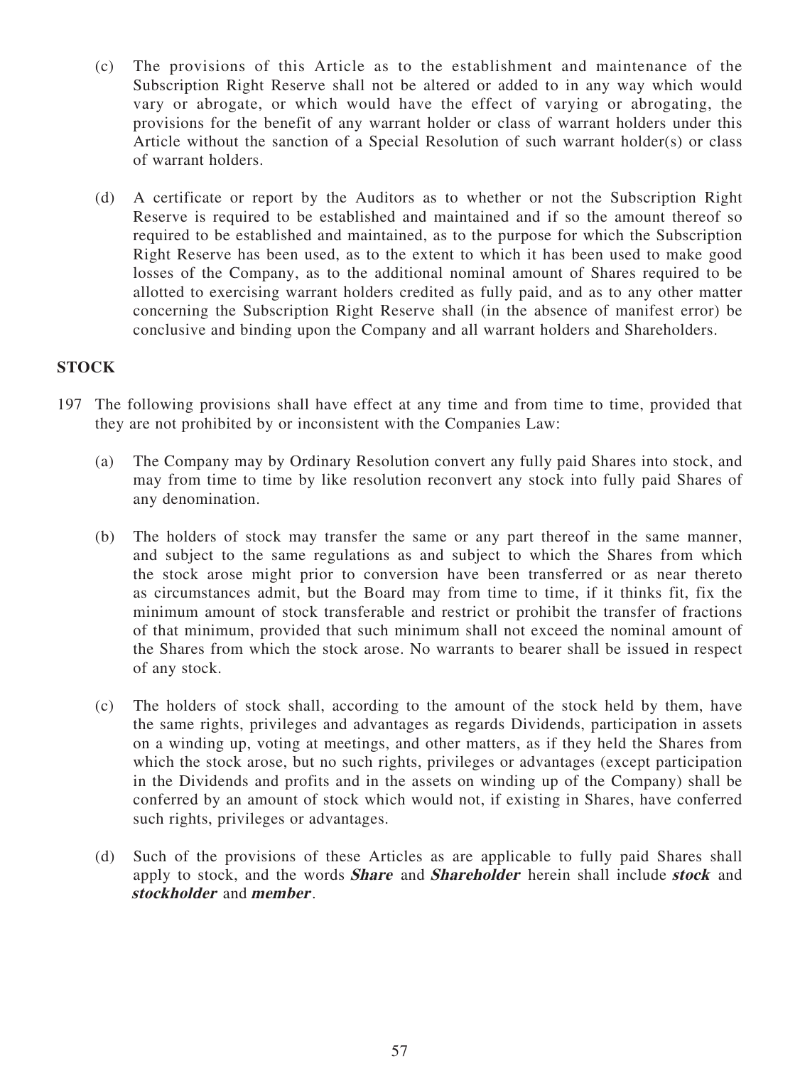(c) The provisions of this Article as to the establishment and maintenance of the Subscription Right Reserve shall not be altered or added to in any way which would vary or abrogate, or which would have the effect of varying or abrogating, the provisions for the benefit of any warrant holder or class of warrant holders under this Article without the sanction of a Special Resolution of such warrant holder(s) or class of warrant holders.

(d) A certificate or report by the Auditors as to whether or not the Subscription Right Reserve is required to be established and maintained and if so the amount thereof so required to be established and maintained, as to the purpose for which the Subscription Right Reserve has been used, as to the extent to which it has been used to make good losses of the Company, as to the additional nominal amount of Shares required to be allotted to exercising warrant holders credited as fully paid, and as to any other matter concerning the Subscription Right Reserve shall (in the absence of manifest error) be conclusive and binding upon the Company and all warrant holders and Shareholders.

**STOCK**

197 The following provisions shall have effect at any time and from time to time, provided that they are not prohibited by or inconsistent with the Companies Law:

(a) The Company may by Ordinary Resolution convert any fully paid Shares into stock, and may from time to time by like resolution reconvert any stock into fully paid Shares of any denomination.

(b) The holders of stock may transfer the same or any part thereof in the same manner, and subject to the same regulations as and subject to which the Shares from which the stock arose might prior to conversion have been transferred or as near thereto as circumstances admit, but the Board may from time to time, if it thinks fit, fix the minimum amount of stock transferable and restrict or prohibit the transfer of fractions of that minimum, provided that such minimum shall not exceed the nominal amount of the Shares from which the stock arose. No warrants to bearer shall be issued in respect of any stock.

(c) The holders of stock shall, according to the amount of the stock held by them, have the same rights, privileges and advantages as regards Dividends, participation in assets on a winding up, voting at meetings, and other matters, as if they held the Shares from which the stock arose, but no such rights, privileges or advantages (except participation in the Dividends and profits and in the assets on winding up of the Company) shall be conferred by an amount of stock which would not, if existing in Shares, have conferred such rights, privileges or advantages.

(d) Such of the provisions of these Articles as are applicable to fully paid Shares shall apply to stock, and the words ***Share*** and ***Shareholder*** herein shall include ***stock*** and ***stockholder*** and ***member***.